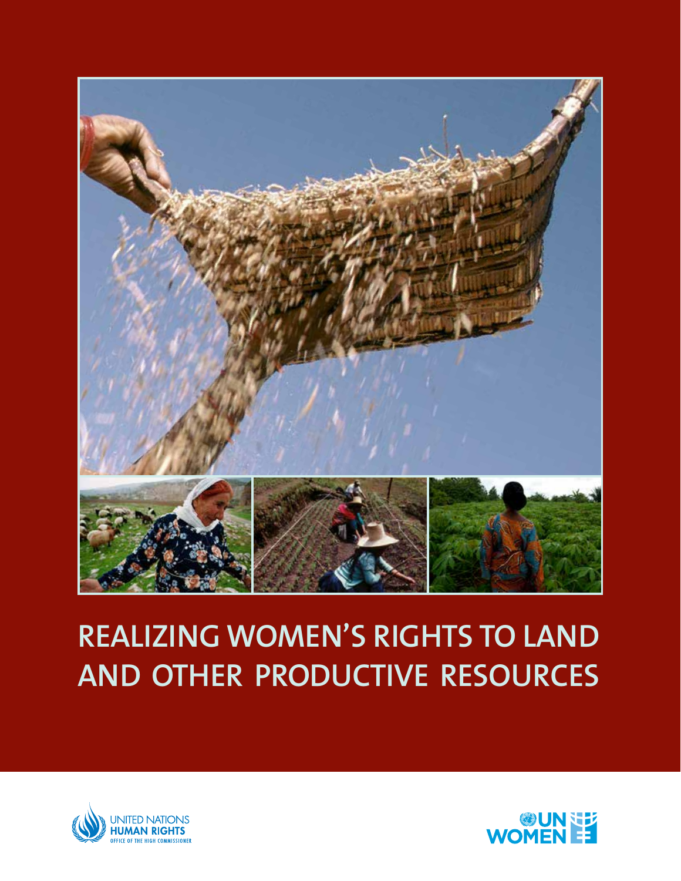# REALIZING WOMEN'S RIGHTS TO LAND AND OTHER PRODUCTIVE RESOURCES

UNITED NATIONS HUMAN RIGHTS
OFFICE OF THE HIGH COMMISSIONER

UN WOMEN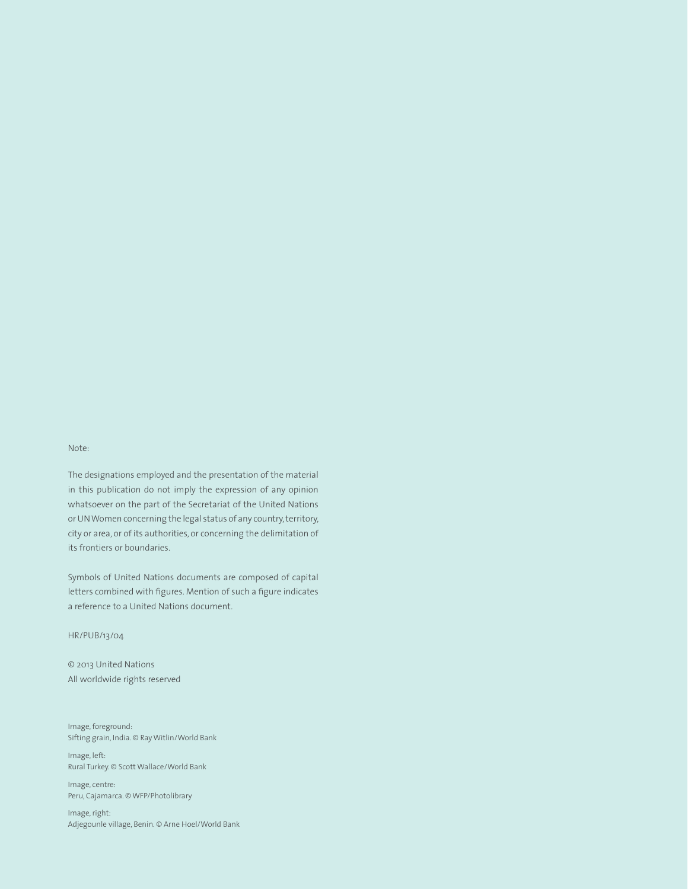Note:

The designations employed and the presentation of the material in this publication do not imply the expression of any opinion whatsoever on the part of the Secretariat of the United Nations or UN Women concerning the legal status of any country, territory, city or area, or of its authorities, or concerning the delimitation of its frontiers or boundaries.

Symbols of United Nations documents are composed of capital letters combined with figures. Mention of such a figure indicates a reference to a United Nations document.

HR/PUB/13/04

© 2013 United Nations
All worldwide rights reserved

Image, foreground:
Sifting grain, India. © Ray Witlin/World Bank

Image, left:
Rural Turkey. © Scott Wallace/World Bank

Image, centre:
Peru, Cajamarca. © WFP/Photolibrary

Image, right:
Adjegounle village, Benin. © Arne Hoel/World Bank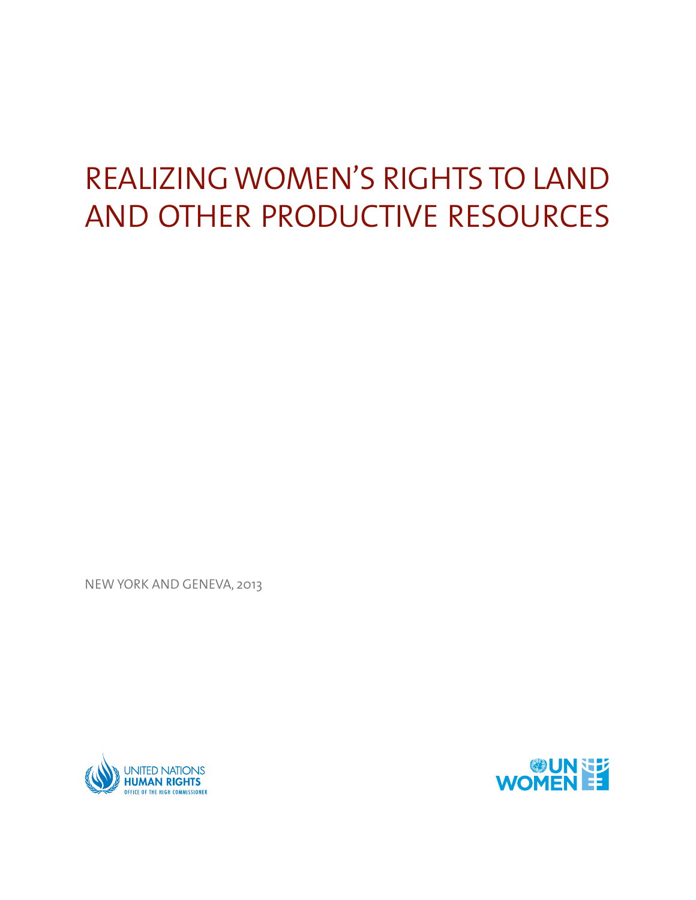# REALIZING WOMEN'S RIGHTS TO LAND AND OTHER PRODUCTIVE RESOURCES

NEW YORK AND GENEVA, 2013

UNITED NATIONS HUMAN RIGHTS
OFFICE OF THE HIGH COMMISSIONER

UN WOMEN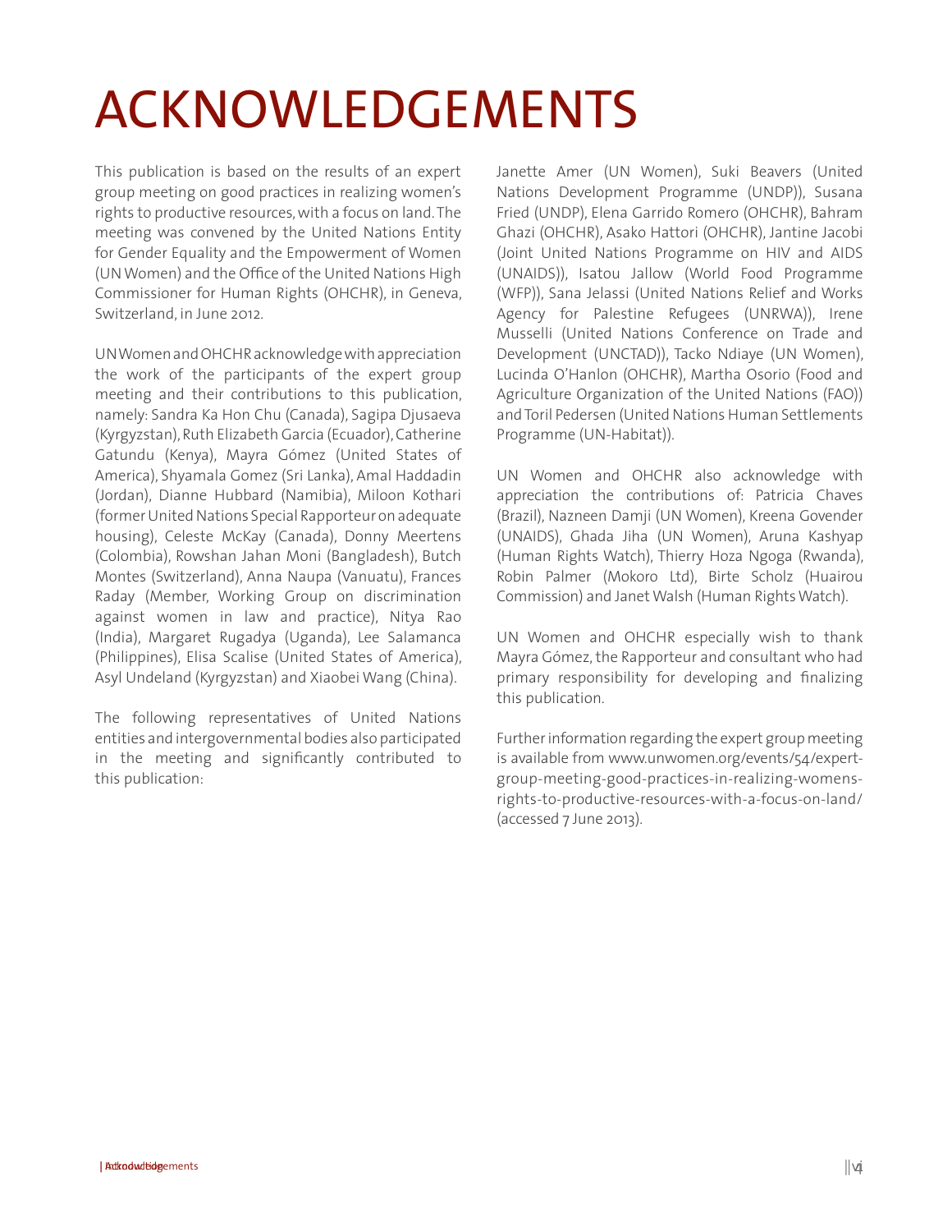# ACKNOWLEDGEMENTS

This publication is based on the results of an expert group meeting on good practices in realizing women's rights to productive resources, with a focus on land. The meeting was convened by the United Nations Entity for Gender Equality and the Empowerment of Women (UN Women) and the Office of the United Nations High Commissioner for Human Rights (OHCHR), in Geneva, Switzerland, in June 2012.

UN Women and OHCHR acknowledge with appreciation the work of the participants of the expert group meeting and their contributions to this publication, namely: Sandra Ka Hon Chu (Canada), Sagipa Djusaeva (Kyrgyzstan), Ruth Elizabeth Garcia (Ecuador), Catherine Gatundu (Kenya), Mayra Gómez (United States of America), Shyamala Gomez (Sri Lanka), Amal Haddadin (Jordan), Dianne Hubbard (Namibia), Miloon Kothari (former United Nations Special Rapporteur on adequate housing), Celeste McKay (Canada), Donny Meertens (Colombia), Rowshan Jahan Moni (Bangladesh), Butch Montes (Switzerland), Anna Naupa (Vanuatu), Frances Raday (Member, Working Group on discrimination against women in law and practice), Nitya Rao (India), Margaret Rugadya (Uganda), Lee Salamanca (Philippines), Elisa Scalise (United States of America), Asyl Undeland (Kyrgyzstan) and Xiaobei Wang (China).

The following representatives of United Nations entities and intergovernmental bodies also participated in the meeting and significantly contributed to this publication:

Janette Amer (UN Women), Suki Beavers (United Nations Development Programme (UNDP)), Susana Fried (UNDP), Elena Garrido Romero (OHCHR), Bahram Ghazi (OHCHR), Asako Hattori (OHCHR), Jantine Jacobi (Joint United Nations Programme on HIV and AIDS (UNAIDS)), Isatou Jallow (World Food Programme (WFP)), Sana Jelassi (United Nations Relief and Works Agency for Palestine Refugees (UNRWA)), Irene Musselli (United Nations Conference on Trade and Development (UNCTAD)), Tacko Ndiaye (UN Women), Lucinda O'Hanlon (OHCHR), Martha Osorio (Food and Agriculture Organization of the United Nations (FAO)) and Toril Pedersen (United Nations Human Settlements Programme (UN-Habitat)).

UN Women and OHCHR also acknowledge with appreciation the contributions of: Patricia Chaves (Brazil), Nazneen Damji (UN Women), Kreena Govender (UNAIDS), Ghada Jiha (UN Women), Aruna Kashyap (Human Rights Watch), Thierry Hoza Ngoga (Rwanda), Robin Palmer (Mokoro Ltd), Birte Scholz (Huairou Commission) and Janet Walsh (Human Rights Watch).

UN Women and OHCHR especially wish to thank Mayra Gómez, the Rapporteur and consultant who had primary responsibility for developing and finalizing this publication.

Further information regarding the expert group meeting is available from www.unwomen.org/events/54/expert-group-meeting-good-practices-in-realizing-womens-rights-to-productive-resources-with-a-focus-on-land/ (accessed 7 June 2013).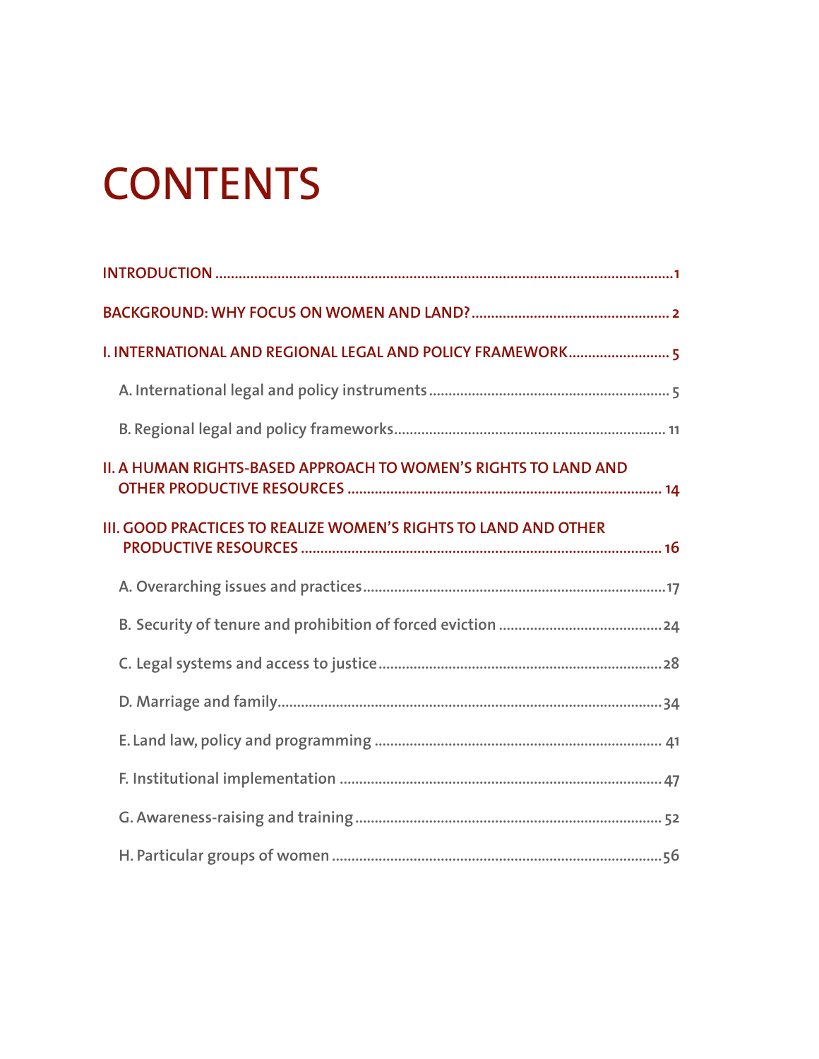# CONTENTS

INTRODUCTION .....................................................................................................................1

BACKGROUND: WHY FOCUS ON WOMEN AND LAND? .................................................. 2

I. INTERNATIONAL AND REGIONAL LEGAL AND POLICY FRAMEWORK .......................... 5

- A. International legal and policy instruments ............................................................. 5
- B. Regional legal and policy frameworks ..................................................................... 11

II. A HUMAN RIGHTS-BASED APPROACH TO WOMEN'S RIGHTS TO LAND AND OTHER PRODUCTIVE RESOURCES ................................................................................ 14

III. GOOD PRACTICES TO REALIZE WOMEN'S RIGHTS TO LAND AND OTHER PRODUCTIVE RESOURCES ............................................................................................ 16

- A. Overarching issues and practices ............................................................................17
- B. Security of tenure and prohibition of forced eviction .........................................24
- C. Legal systems and access to justice ........................................................................28
- D. Marriage and family .................................................................................................34
- E. Land law, policy and programming ......................................................................... 41
- F. Institutional implementation ..................................................................................47
- G. Awareness-raising and training ..............................................................................52
- H. Particular groups of women ....................................................................................56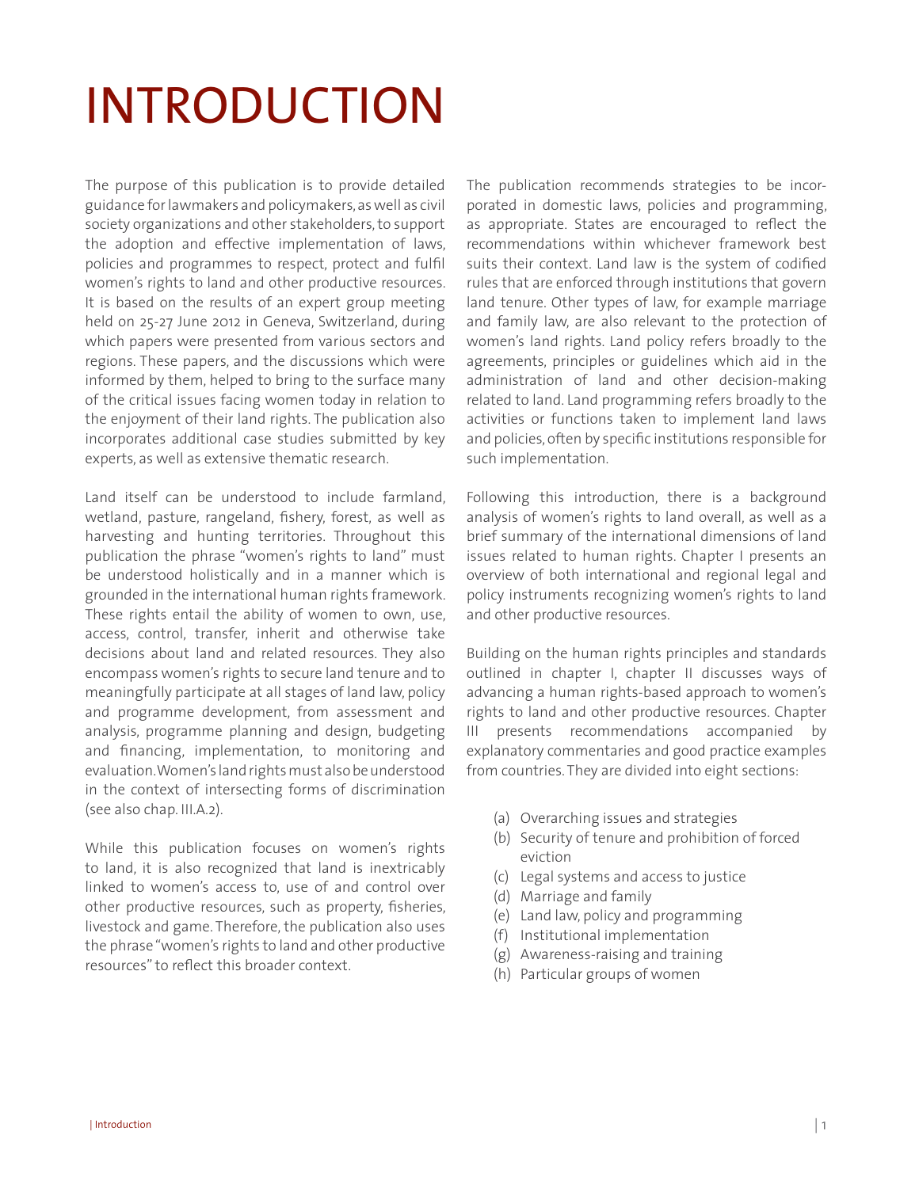# INTRODUCTION

The purpose of this publication is to provide detailed guidance for lawmakers and policymakers, as well as civil society organizations and other stakeholders, to support the adoption and effective implementation of laws, policies and programmes to respect, protect and fulfil women's rights to land and other productive resources. It is based on the results of an expert group meeting held on 25-27 June 2012 in Geneva, Switzerland, during which papers were presented from various sectors and regions. These papers, and the discussions which were informed by them, helped to bring to the surface many of the critical issues facing women today in relation to the enjoyment of their land rights. The publication also incorporates additional case studies submitted by key experts, as well as extensive thematic research.

Land itself can be understood to include farmland, wetland, pasture, rangeland, fishery, forest, as well as harvesting and hunting territories. Throughout this publication the phrase "women's rights to land" must be understood holistically and in a manner which is grounded in the international human rights framework. These rights entail the ability of women to own, use, access, control, transfer, inherit and otherwise take decisions about land and related resources. They also encompass women's rights to secure land tenure and to meaningfully participate at all stages of land law, policy and programme development, from assessment and analysis, programme planning and design, budgeting and financing, implementation, to monitoring and evaluation. Women's land rights must also be understood in the context of intersecting forms of discrimination (see also chap. III.A.2).

While this publication focuses on women's rights to land, it is also recognized that land is inextricably linked to women's access to, use of and control over other productive resources, such as property, fisheries, livestock and game. Therefore, the publication also uses the phrase "women's rights to land and other productive resources" to reflect this broader context.

The publication recommends strategies to be incorporated in domestic laws, policies and programming, as appropriate. States are encouraged to reflect the recommendations within whichever framework best suits their context. Land law is the system of codified rules that are enforced through institutions that govern land tenure. Other types of law, for example marriage and family law, are also relevant to the protection of women's land rights. Land policy refers broadly to the agreements, principles or guidelines which aid in the administration of land and other decision-making related to land. Land programming refers broadly to the activities or functions taken to implement land laws and policies, often by specific institutions responsible for such implementation.

Following this introduction, there is a background analysis of women's rights to land overall, as well as a brief summary of the international dimensions of land issues related to human rights. Chapter I presents an overview of both international and regional legal and policy instruments recognizing women's rights to land and other productive resources.

Building on the human rights principles and standards outlined in chapter I, chapter II discusses ways of advancing a human rights-based approach to women's rights to land and other productive resources. Chapter III presents recommendations accompanied by explanatory commentaries and good practice examples from countries. They are divided into eight sections:

(a) Overarching issues and strategies
(b) Security of tenure and prohibition of forced eviction
(c) Legal systems and access to justice
(d) Marriage and family
(e) Land law, policy and programming
(f) Institutional implementation
(g) Awareness-raising and training
(h) Particular groups of women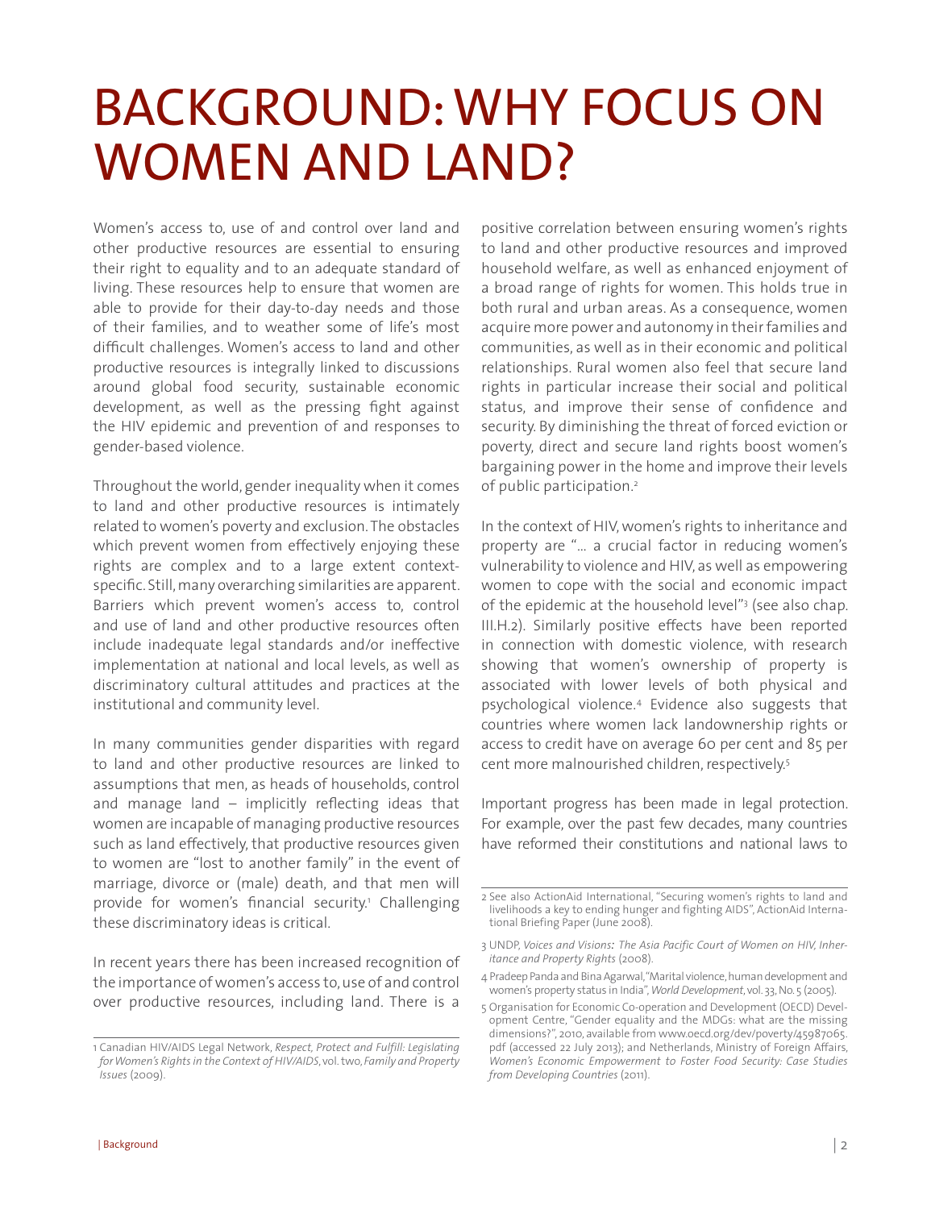# BACKGROUND: WHY FOCUS ON WOMEN AND LAND?

Women's access to, use of and control over land and other productive resources are essential to ensuring their right to equality and to an adequate standard of living. These resources help to ensure that women are able to provide for their day-to-day needs and those of their families, and to weather some of life's most difficult challenges. Women's access to land and other productive resources is integrally linked to discussions around global food security, sustainable economic development, as well as the pressing fight against the HIV epidemic and prevention of and responses to gender-based violence.

Throughout the world, gender inequality when it comes to land and other productive resources is intimately related to women's poverty and exclusion. The obstacles which prevent women from effectively enjoying these rights are complex and to a large extent context-specific. Still, many overarching similarities are apparent. Barriers which prevent women's access to, control and use of land and other productive resources often include inadequate legal standards and/or ineffective implementation at national and local levels, as well as discriminatory cultural attitudes and practices at the institutional and community level.

In many communities gender disparities with regard to land and other productive resources are linked to assumptions that men, as heads of households, control and manage land – implicitly reflecting ideas that women are incapable of managing productive resources such as land effectively, that productive resources given to women are "lost to another family" in the event of marriage, divorce or (male) death, and that men will provide for women's financial security.[1] Challenging these discriminatory ideas is critical.

In recent years there has been increased recognition of the importance of women's access to, use of and control over productive resources, including land. There is a positive correlation between ensuring women's rights to land and other productive resources and improved household welfare, as well as enhanced enjoyment of a broad range of rights for women. This holds true in both rural and urban areas. As a consequence, women acquire more power and autonomy in their families and communities, as well as in their economic and political relationships. Rural women also feel that secure land rights in particular increase their social and political status, and improve their sense of confidence and security. By diminishing the threat of forced eviction or poverty, direct and secure land rights boost women's bargaining power in the home and improve their levels of public participation.[2]

In the context of HIV, women's rights to inheritance and property are "... a crucial factor in reducing women's vulnerability to violence and HIV, as well as empowering women to cope with the social and economic impact of the epidemic at the household level"[3] (see also chap. III.H.2). Similarly positive effects have been reported in connection with domestic violence, with research showing that women's ownership of property is associated with lower levels of both physical and psychological violence.[4] Evidence also suggests that countries where women lack landownership rights or access to credit have on average 60 per cent and 85 per cent more malnourished children, respectively.[5]

Important progress has been made in legal protection. For example, over the past few decades, many countries have reformed their constitutions and national laws to

---

1 Canadian HIV/AIDS Legal Network, *Respect, Protect and Fulfill: Legislating for Women's Rights in the Context of HIV/AIDS*, vol. two, *Family and Property Issues* (2009).

2 See also ActionAid International, "Securing women's rights to land and livelihoods a key to ending hunger and fighting AIDS", ActionAid International Briefing Paper (June 2008).

3 UNDP, *Voices and Visions: The Asia Pacific Court of Women on HIV, Inheritance and Property Rights* (2008).

4 Pradeep Panda and Bina Agarwal, "Marital violence, human development and women's property status in India", *World Development*, vol. 33, No. 5 (2005).

5 Organisation for Economic Co-operation and Development (OECD) Development Centre, "Gender equality and the MDGs: what are the missing dimensions?", 2010, available from www.oecd.org/dev/poverty/45987065.pdf (accessed 22 July 2013); and Netherlands, Ministry of Foreign Affairs, *Women's Economic Empowerment to Foster Food Security: Case Studies from Developing Countries* (2011).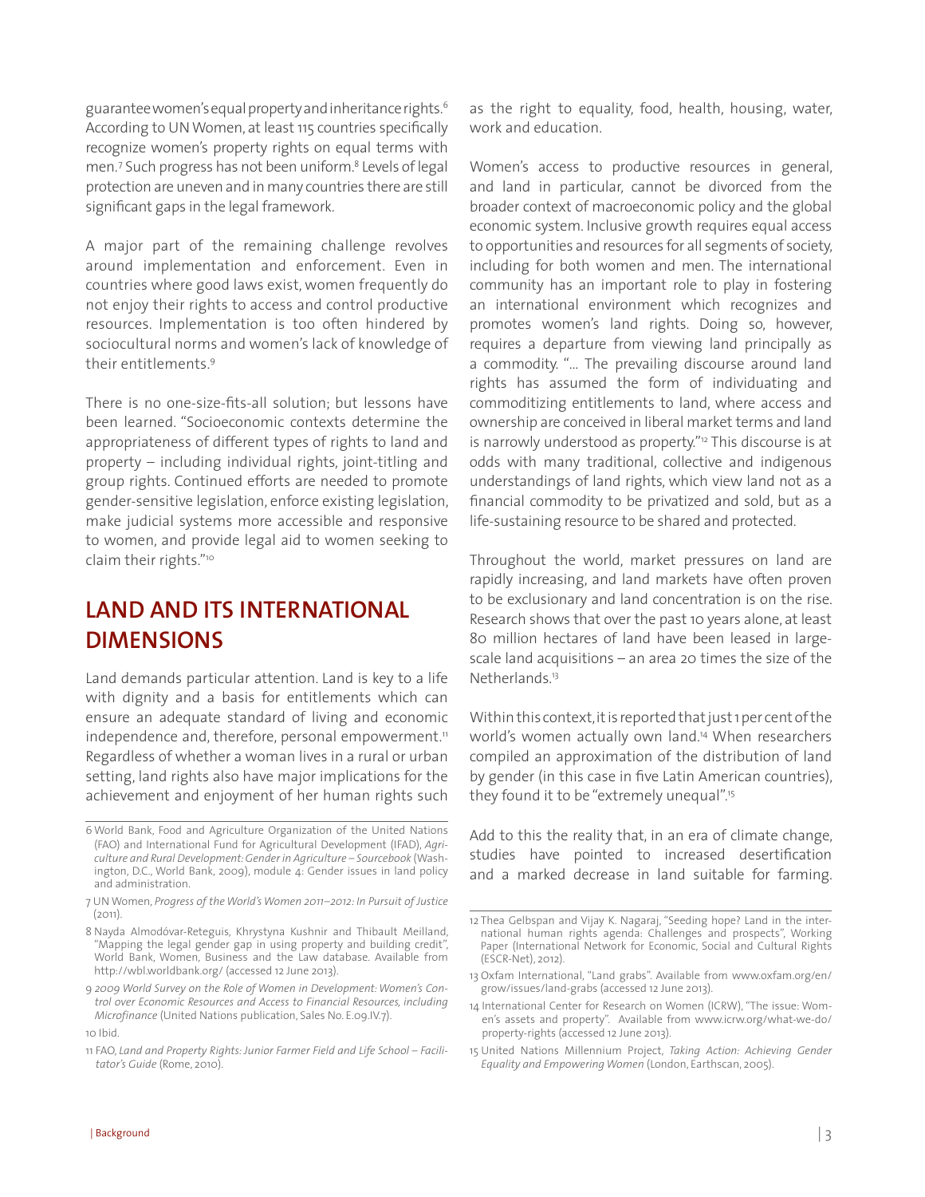guarantee women's equal property and inheritance rights.[6] According to UN Women, at least 115 countries specifically recognize women's property rights on equal terms with men.[7] Such progress has not been uniform.[8] Levels of legal protection are uneven and in many countries there are still significant gaps in the legal framework.

A major part of the remaining challenge revolves around implementation and enforcement. Even in countries where good laws exist, women frequently do not enjoy their rights to access and control productive resources. Implementation is too often hindered by sociocultural norms and women's lack of knowledge of their entitlements.[9]

There is no one-size-fits-all solution; but lessons have been learned. "Socioeconomic contexts determine the appropriateness of different types of rights to land and property – including individual rights, joint-titling and group rights. Continued efforts are needed to promote gender-sensitive legislation, enforce existing legislation, make judicial systems more accessible and responsive to women, and provide legal aid to women seeking to claim their rights."[10]

## LAND AND ITS INTERNATIONAL DIMENSIONS

Land demands particular attention. Land is key to a life with dignity and a basis for entitlements which can ensure an adequate standard of living and economic independence and, therefore, personal empowerment.[11] Regardless of whether a woman lives in a rural or urban setting, land rights also have major implications for the achievement and enjoyment of her human rights such as the right to equality, food, health, housing, water, work and education.

Women's access to productive resources in general, and land in particular, cannot be divorced from the broader context of macroeconomic policy and the global economic system. Inclusive growth requires equal access to opportunities and resources for all segments of society, including for both women and men. The international community has an important role to play in fostering an international environment which recognizes and promotes women's land rights. Doing so, however, requires a departure from viewing land principally as a commodity. "… The prevailing discourse around land rights has assumed the form of individuating and commoditizing entitlements to land, where access and ownership are conceived in liberal market terms and land is narrowly understood as property."[12] This discourse is at odds with many traditional, collective and indigenous understandings of land rights, which view land not as a financial commodity to be privatized and sold, but as a life-sustaining resource to be shared and protected.

Throughout the world, market pressures on land are rapidly increasing, and land markets have often proven to be exclusionary and land concentration is on the rise. Research shows that over the past 10 years alone, at least 80 million hectares of land have been leased in large-scale land acquisitions – an area 20 times the size of the Netherlands.[13]

Within this context, it is reported that just 1 per cent of the world's women actually own land.[14] When researchers compiled an approximation of the distribution of land by gender (in this case in five Latin American countries), they found it to be "extremely unequal".[15]

Add to this the reality that, in an era of climate change, studies have pointed to increased desertification and a marked decrease in land suitable for farming.

---

6 World Bank, Food and Agriculture Organization of the United Nations (FAO) and International Fund for Agricultural Development (IFAD), *Agriculture and Rural Development: Gender in Agriculture – Sourcebook* (Washington, D.C., World Bank, 2009), module 4: Gender issues in land policy and administration.

7 UN Women, *Progress of the World's Women 2011–2012: In Pursuit of Justice* (2011).

8 Nayda Almodóvar-Reteguis, Khrystyna Kushnir and Thibault Meilland, "Mapping the legal gender gap in using property and building credit", World Bank, Women, Business and the Law database. Available from http://wbl.worldbank.org/ (accessed 12 June 2013).

9 *2009 World Survey on the Role of Women in Development: Women's Control over Economic Resources and Access to Financial Resources, including Microfinance* (United Nations publication, Sales No. E.09.IV.7).

10 Ibid.

11 FAO, *Land and Property Rights: Junior Farmer Field and Life School – Facilitator's Guide* (Rome, 2010).

12 Thea Gelbspan and Vijay K. Nagaraj, "Seeding hope? Land in the international human rights agenda: Challenges and prospects", Working Paper (International Network for Economic, Social and Cultural Rights (ESCR-Net), 2012).

13 Oxfam International, "Land grabs". Available from www.oxfam.org/en/grow/issues/land-grabs (accessed 12 June 2013).

14 International Center for Research on Women (ICRW), "The issue: Women's assets and property". Available from www.icrw.org/what-we-do/property-rights (accessed 12 June 2013).

15 United Nations Millennium Project, *Taking Action: Achieving Gender Equality and Empowering Women* (London, Earthscan, 2005).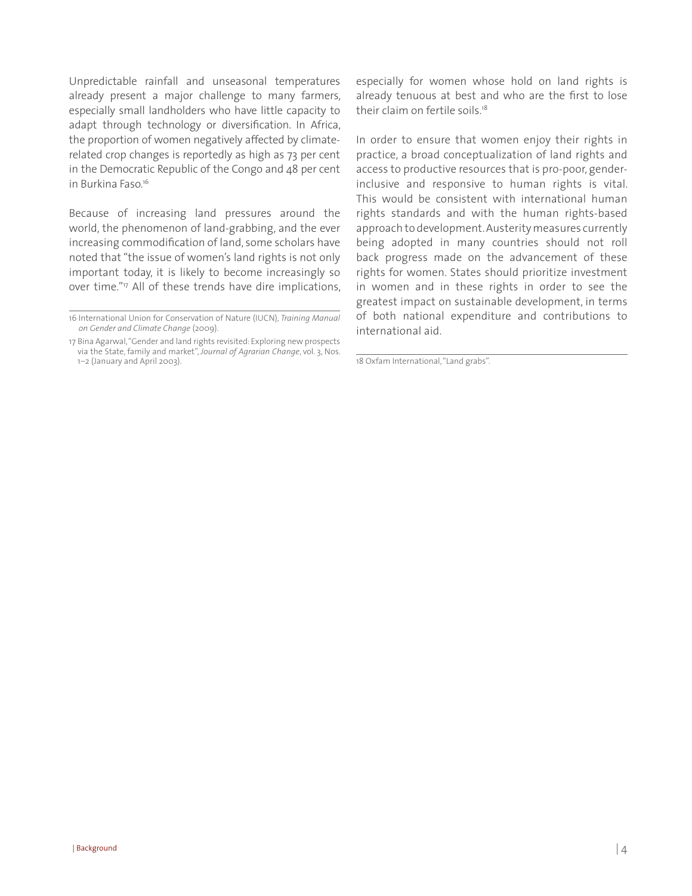Unpredictable rainfall and unseasonal temperatures already present a major challenge to many farmers, especially small landholders who have little capacity to adapt through technology or diversification. In Africa, the proportion of women negatively affected by climate-related crop changes is reportedly as high as 73 per cent in the Democratic Republic of the Congo and 48 per cent in Burkina Faso.[16]

Because of increasing land pressures around the world, the phenomenon of land-grabbing, and the ever increasing commodification of land, some scholars have noted that "the issue of women's land rights is not only important today, it is likely to become increasingly so over time."[17] All of these trends have dire implications, especially for women whose hold on land rights is already tenuous at best and who are the first to lose their claim on fertile soils.[18]

In order to ensure that women enjoy their rights in practice, a broad conceptualization of land rights and access to productive resources that is pro-poor, gender-inclusive and responsive to human rights is vital. This would be consistent with international human rights standards and with the human rights-based approach to development. Austerity measures currently being adopted in many countries should not roll back progress made on the advancement of these rights for women. States should prioritize investment in women and in these rights in order to see the greatest impact on sustainable development, in terms of both national expenditure and contributions to international aid.

---

16 International Union for Conservation of Nature (IUCN), *Training Manual on Gender and Climate Change* (2009).

17 Bina Agarwal, "Gender and land rights revisited: Exploring new prospects via the State, family and market", *Journal of Agrarian Change*, vol. 3, Nos. 1–2 (January and April 2003).

18 Oxfam International, "Land grabs".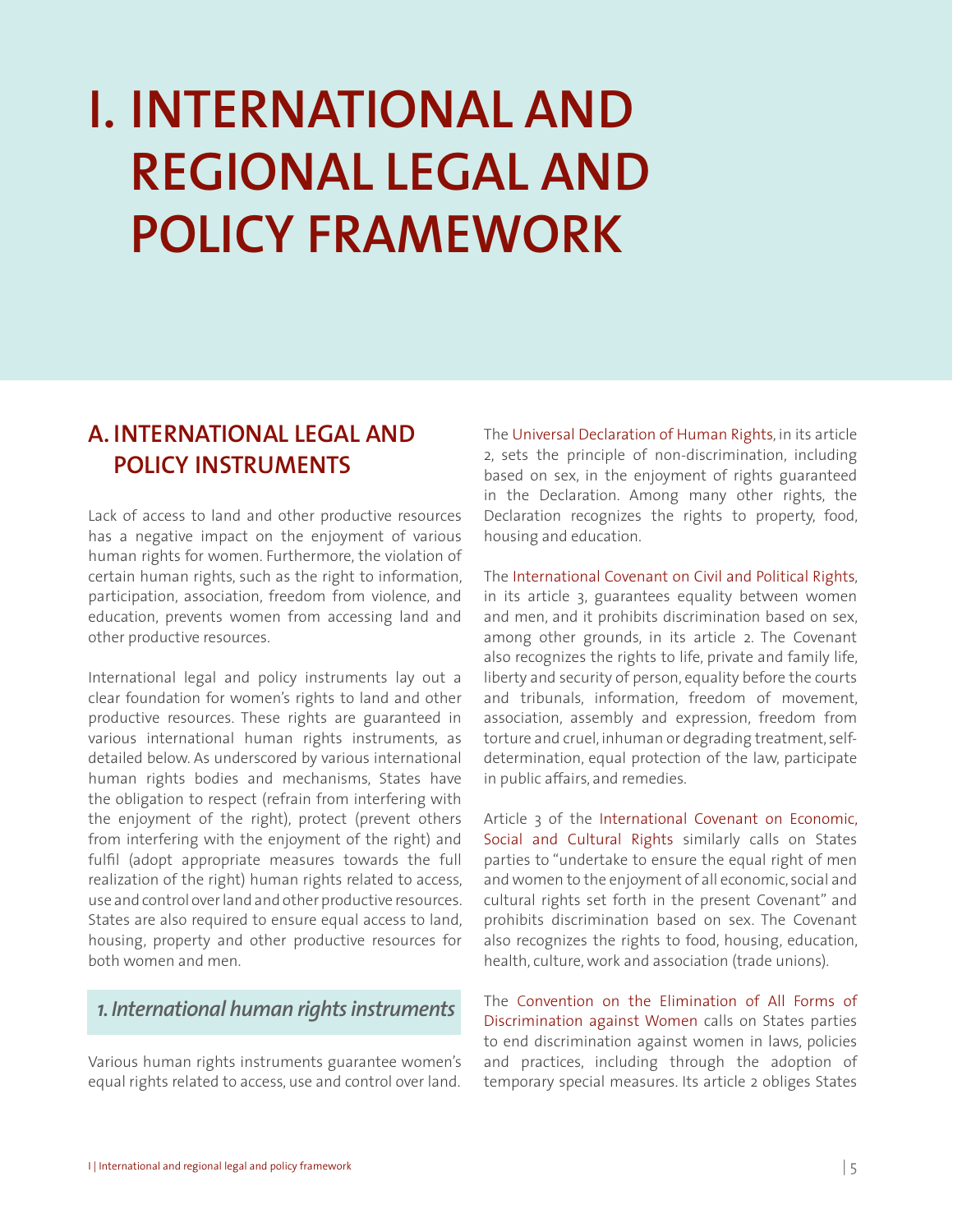# I. INTERNATIONAL AND REGIONAL LEGAL AND POLICY FRAMEWORK

## A. INTERNATIONAL LEGAL AND POLICY INSTRUMENTS

Lack of access to land and other productive resources has a negative impact on the enjoyment of various human rights for women. Furthermore, the violation of certain human rights, such as the right to information, participation, association, freedom from violence, and education, prevents women from accessing land and other productive resources.

International legal and policy instruments lay out a clear foundation for women's rights to land and other productive resources. These rights are guaranteed in various international human rights instruments, as detailed below. As underscored by various international human rights bodies and mechanisms, States have the obligation to respect (refrain from interfering with the enjoyment of the right), protect (prevent others from interfering with the enjoyment of the right) and fulfil (adopt appropriate measures towards the full realization of the right) human rights related to access, use and control over land and other productive resources. States are also required to ensure equal access to land, housing, property and other productive resources for both women and men.

### *1. International human rights instruments*

Various human rights instruments guarantee women's equal rights related to access, use and control over land.

The Universal Declaration of Human Rights, in its article 2, sets the principle of non-discrimination, including based on sex, in the enjoyment of rights guaranteed in the Declaration. Among many other rights, the Declaration recognizes the rights to property, food, housing and education.

The International Covenant on Civil and Political Rights, in its article 3, guarantees equality between women and men, and it prohibits discrimination based on sex, among other grounds, in its article 2. The Covenant also recognizes the rights to life, private and family life, liberty and security of person, equality before the courts and tribunals, information, freedom of movement, association, assembly and expression, freedom from torture and cruel, inhuman or degrading treatment, self-determination, equal protection of the law, participate in public affairs, and remedies.

Article 3 of the International Covenant on Economic, Social and Cultural Rights similarly calls on States parties to "undertake to ensure the equal right of men and women to the enjoyment of all economic, social and cultural rights set forth in the present Covenant" and prohibits discrimination based on sex. The Covenant also recognizes the rights to food, housing, education, health, culture, work and association (trade unions).

The Convention on the Elimination of All Forms of Discrimination against Women calls on States parties to end discrimination against women in laws, policies and practices, including through the adoption of temporary special measures. Its article 2 obliges States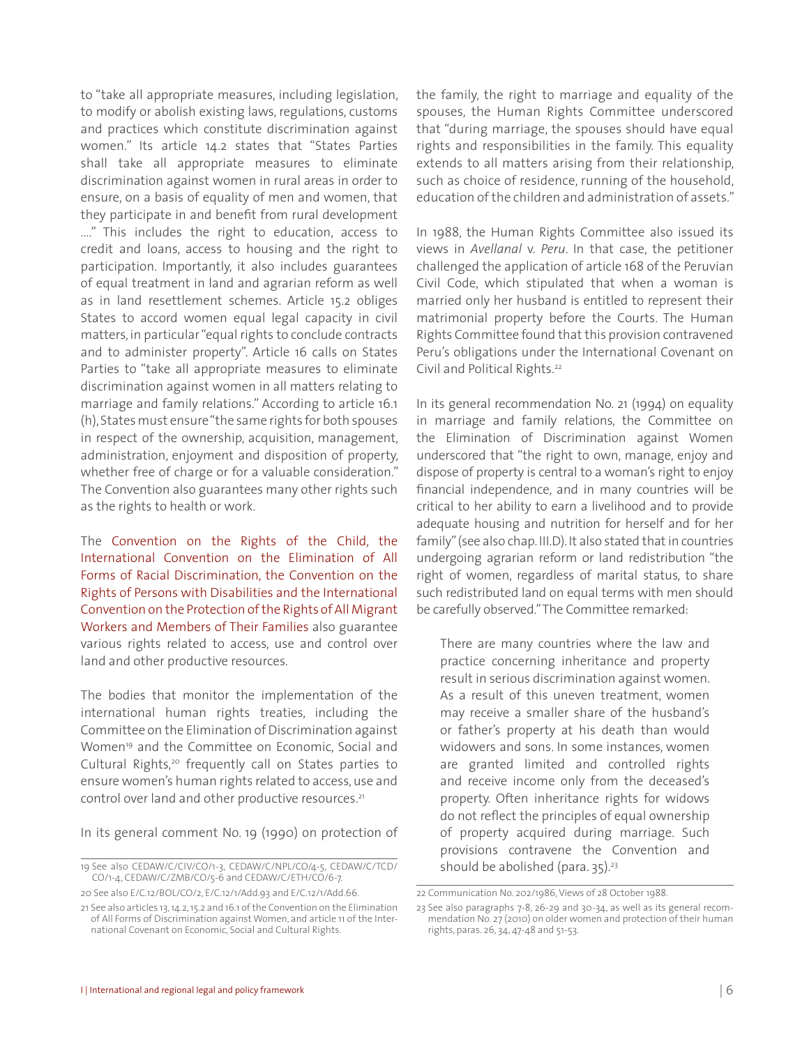to "take all appropriate measures, including legislation, to modify or abolish existing laws, regulations, customs and practices which constitute discrimination against women." Its article 14.2 states that "States Parties shall take all appropriate measures to eliminate discrimination against women in rural areas in order to ensure, on a basis of equality of men and women, that they participate in and benefit from rural development ...." This includes the right to education, access to credit and loans, access to housing and the right to participation. Importantly, it also includes guarantees of equal treatment in land and agrarian reform as well as in land resettlement schemes. Article 15.2 obliges States to accord women equal legal capacity in civil matters, in particular "equal rights to conclude contracts and to administer property". Article 16 calls on States Parties to "take all appropriate measures to eliminate discrimination against women in all matters relating to marriage and family relations." According to article 16.1 (h), States must ensure "the same rights for both spouses in respect of the ownership, acquisition, management, administration, enjoyment and disposition of property, whether free of charge or for a valuable consideration." The Convention also guarantees many other rights such as the rights to health or work.

The Convention on the Rights of the Child, the International Convention on the Elimination of All Forms of Racial Discrimination, the Convention on the Rights of Persons with Disabilities and the International Convention on the Protection of the Rights of All Migrant Workers and Members of Their Families also guarantee various rights related to access, use and control over land and other productive resources.

The bodies that monitor the implementation of the international human rights treaties, including the Committee on the Elimination of Discrimination against Women[19] and the Committee on Economic, Social and Cultural Rights,[20] frequently call on States parties to ensure women's human rights related to access, use and control over land and other productive resources.[21]

In its general comment No. 19 (1990) on protection of the family, the right to marriage and equality of the spouses, the Human Rights Committee underscored that "during marriage, the spouses should have equal rights and responsibilities in the family. This equality extends to all matters arising from their relationship, such as choice of residence, running of the household, education of the children and administration of assets."

In 1988, the Human Rights Committee also issued its views in *Avellanal* v. *Peru*. In that case, the petitioner challenged the application of article 168 of the Peruvian Civil Code, which stipulated that when a woman is married only her husband is entitled to represent their matrimonial property before the Courts. The Human Rights Committee found that this provision contravened Peru's obligations under the International Covenant on Civil and Political Rights.[22]

In its general recommendation No. 21 (1994) on equality in marriage and family relations, the Committee on the Elimination of Discrimination against Women underscored that "the right to own, manage, enjoy and dispose of property is central to a woman's right to enjoy financial independence, and in many countries will be critical to her ability to earn a livelihood and to provide adequate housing and nutrition for herself and for her family" (see also chap. III.D). It also stated that in countries undergoing agrarian reform or land redistribution "the right of women, regardless of marital status, to share such redistributed land on equal terms with men should be carefully observed." The Committee remarked:

> There are many countries where the law and practice concerning inheritance and property result in serious discrimination against women. As a result of this uneven treatment, women may receive a smaller share of the husband's or father's property at his death than would widowers and sons. In some instances, women are granted limited and controlled rights and receive income only from the deceased's property. Often inheritance rights for widows do not reflect the principles of equal ownership of property acquired during marriage. Such provisions contravene the Convention and should be abolished (para. 35).[23]

---

19 See also CEDAW/C/CIV/CO/1-3, CEDAW/C/NPL/CO/4-5, CEDAW/C/TCD/CO/1-4, CEDAW/C/ZMB/CO/5-6 and CEDAW/C/ETH/CO/6-7.

20 See also E/C.12/BOL/CO/2, E/C.12/1/Add.93 and E/C.12/1/Add.66.

21 See also articles 13, 14.2, 15.2 and 16.1 of the Convention on the Elimination of All Forms of Discrimination against Women, and article 11 of the International Covenant on Economic, Social and Cultural Rights.

22 Communication No. 202/1986, Views of 28 October 1988.

23 See also paragraphs 7-8, 26-29 and 30-34, as well as its general recommendation No. 27 (2010) on older women and protection of their human rights, paras. 26, 34, 47-48 and 51-53.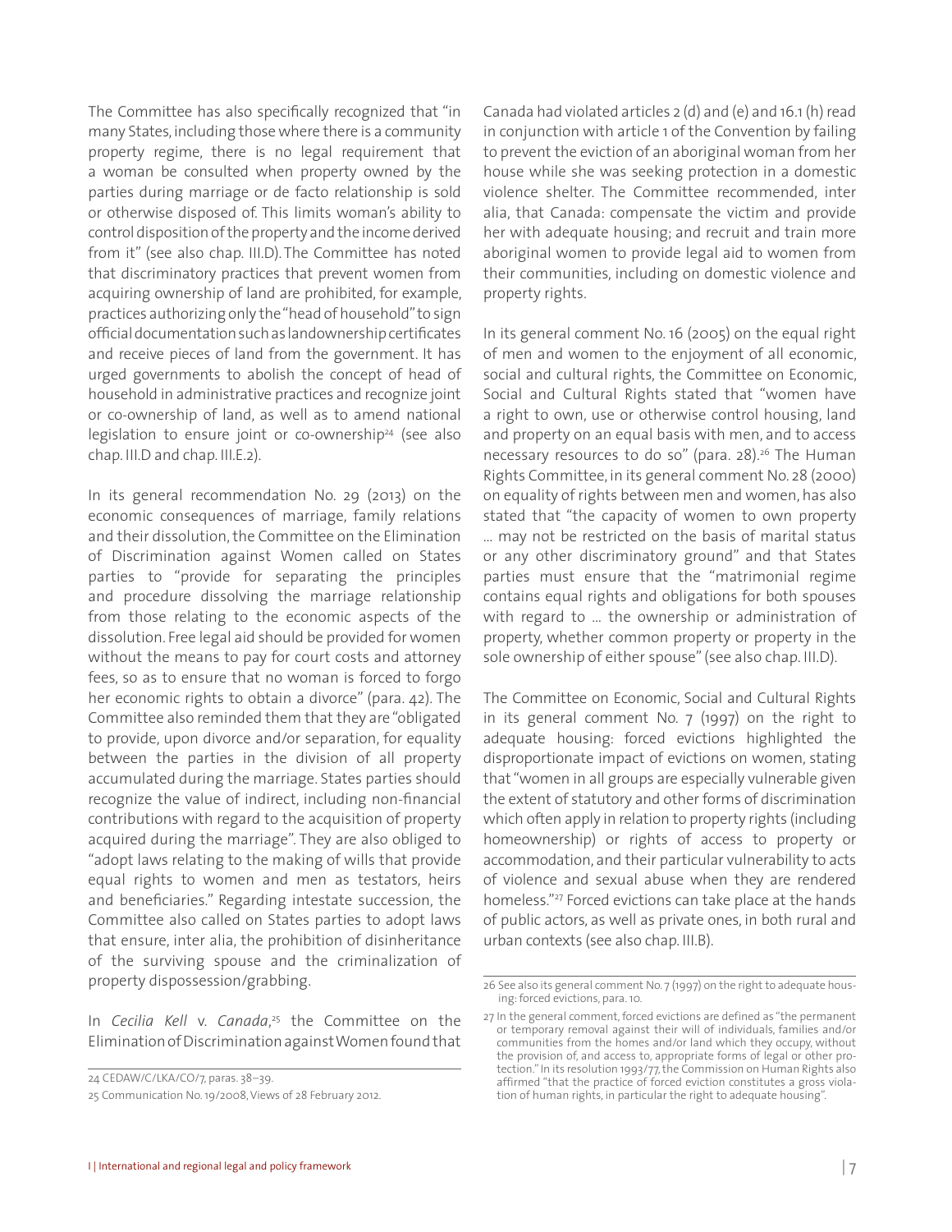The Committee has also specifically recognized that "in many States, including those where there is a community property regime, there is no legal requirement that a woman be consulted when property owned by the parties during marriage or de facto relationship is sold or otherwise disposed of. This limits woman's ability to control disposition of the property and the income derived from it" (see also chap. III.D). The Committee has noted that discriminatory practices that prevent women from acquiring ownership of land are prohibited, for example, practices authorizing only the "head of household" to sign official documentation such as landownership certificates and receive pieces of land from the government. It has urged governments to abolish the concept of head of household in administrative practices and recognize joint or co-ownership of land, as well as to amend national legislation to ensure joint or co-ownership[24] (see also chap. III.D and chap. III.E.2).

In its general recommendation No. 29 (2013) on the economic consequences of marriage, family relations and their dissolution, the Committee on the Elimination of Discrimination against Women called on States parties to "provide for separating the principles and procedure dissolving the marriage relationship from those relating to the economic aspects of the dissolution. Free legal aid should be provided for women without the means to pay for court costs and attorney fees, so as to ensure that no woman is forced to forgo her economic rights to obtain a divorce" (para. 42). The Committee also reminded them that they are "obligated to provide, upon divorce and/or separation, for equality between the parties in the division of all property accumulated during the marriage. States parties should recognize the value of indirect, including non-financial contributions with regard to the acquisition of property acquired during the marriage". They are also obliged to "adopt laws relating to the making of wills that provide equal rights to women and men as testators, heirs and beneficiaries." Regarding intestate succession, the Committee also called on States parties to adopt laws that ensure, inter alia, the prohibition of disinheritance of the surviving spouse and the criminalization of property dispossession/grabbing.

In *Cecilia Kell* v. *Canada*,[25] the Committee on the Elimination of Discrimination against Women found that Canada had violated articles 2 (d) and (e) and 16.1 (h) read in conjunction with article 1 of the Convention by failing to prevent the eviction of an aboriginal woman from her house while she was seeking protection in a domestic violence shelter. The Committee recommended, inter alia, that Canada: compensate the victim and provide her with adequate housing; and recruit and train more aboriginal women to provide legal aid to women from their communities, including on domestic violence and property rights.

In its general comment No. 16 (2005) on the equal right of men and women to the enjoyment of all economic, social and cultural rights, the Committee on Economic, Social and Cultural Rights stated that "women have a right to own, use or otherwise control housing, land and property on an equal basis with men, and to access necessary resources to do so" (para. 28).[26] The Human Rights Committee, in its general comment No. 28 (2000) on equality of rights between men and women, has also stated that "the capacity of women to own property ... may not be restricted on the basis of marital status or any other discriminatory ground" and that States parties must ensure that the "matrimonial regime contains equal rights and obligations for both spouses with regard to ... the ownership or administration of property, whether common property or property in the sole ownership of either spouse" (see also chap. III.D).

The Committee on Economic, Social and Cultural Rights in its general comment No. 7 (1997) on the right to adequate housing: forced evictions highlighted the disproportionate impact of evictions on women, stating that "women in all groups are especially vulnerable given the extent of statutory and other forms of discrimination which often apply in relation to property rights (including homeownership) or rights of access to property or accommodation, and their particular vulnerability to acts of violence and sexual abuse when they are rendered homeless."[27] Forced evictions can take place at the hands of public actors, as well as private ones, in both rural and urban contexts (see also chap. III.B).

---

24 CEDAW/C/LKA/CO/7, paras. 38–39.

25 Communication No. 19/2008, Views of 28 February 2012.

26 See also its general comment No. 7 (1997) on the right to adequate housing: forced evictions, para. 10.

27 In the general comment, forced evictions are defined as "the permanent or temporary removal against their will of individuals, families and/or communities from the homes and/or land which they occupy, without the provision of, and access to, appropriate forms of legal or other protection." In its resolution 1993/77, the Commission on Human Rights also affirmed "that the practice of forced eviction constitutes a gross violation of human rights, in particular the right to adequate housing".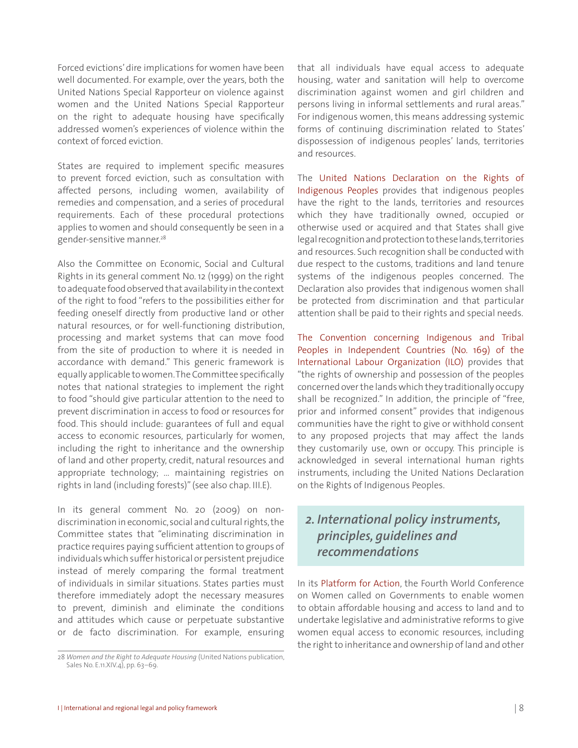Forced evictions' dire implications for women have been well documented. For example, over the years, both the United Nations Special Rapporteur on violence against women and the United Nations Special Rapporteur on the right to adequate housing have specifically addressed women's experiences of violence within the context of forced eviction.

States are required to implement specific measures to prevent forced eviction, such as consultation with affected persons, including women, availability of remedies and compensation, and a series of procedural requirements. Each of these procedural protections applies to women and should consequently be seen in a gender-sensitive manner.[28]

Also the Committee on Economic, Social and Cultural Rights in its general comment No. 12 (1999) on the right to adequate food observed that availability in the context of the right to food "refers to the possibilities either for feeding oneself directly from productive land or other natural resources, or for well-functioning distribution, processing and market systems that can move food from the site of production to where it is needed in accordance with demand." This generic framework is equally applicable to women. The Committee specifically notes that national strategies to implement the right to food "should give particular attention to the need to prevent discrimination in access to food or resources for food. This should include: guarantees of full and equal access to economic resources, particularly for women, including the right to inheritance and the ownership of land and other property, credit, natural resources and appropriate technology; ... maintaining registries on rights in land (including forests)" (see also chap. III.E).

In its general comment No. 20 (2009) on non-discrimination in economic, social and cultural rights, the Committee states that "eliminating discrimination in practice requires paying sufficient attention to groups of individuals which suffer historical or persistent prejudice instead of merely comparing the formal treatment of individuals in similar situations. States parties must therefore immediately adopt the necessary measures to prevent, diminish and eliminate the conditions and attitudes which cause or perpetuate substantive or de facto discrimination. For example, ensuring that all individuals have equal access to adequate housing, water and sanitation will help to overcome discrimination against women and girl children and persons living in informal settlements and rural areas." For indigenous women, this means addressing systemic forms of continuing discrimination related to States' dispossession of indigenous peoples' lands, territories and resources.

The United Nations Declaration on the Rights of Indigenous Peoples provides that indigenous peoples have the right to the lands, territories and resources which they have traditionally owned, occupied or otherwise used or acquired and that States shall give legal recognition and protection to these lands, territories and resources. Such recognition shall be conducted with due respect to the customs, traditions and land tenure systems of the indigenous peoples concerned. The Declaration also provides that indigenous women shall be protected from discrimination and that particular attention shall be paid to their rights and special needs.

The Convention concerning Indigenous and Tribal Peoples in Independent Countries (No. 169) of the International Labour Organization (ILO) provides that "the rights of ownership and possession of the peoples concerned over the lands which they traditionally occupy shall be recognized." In addition, the principle of "free, prior and informed consent" provides that indigenous communities have the right to give or withhold consent to any proposed projects that may affect the lands they customarily use, own or occupy. This principle is acknowledged in several international human rights instruments, including the United Nations Declaration on the Rights of Indigenous Peoples.

## *2. International policy instruments, principles, guidelines and recommendations*

In its Platform for Action, the Fourth World Conference on Women called on Governments to enable women to obtain affordable housing and access to land and to undertake legislative and administrative reforms to give women equal access to economic resources, including the right to inheritance and ownership of land and other

---

28 *Women and the Right to Adequate Housing* (United Nations publication, Sales No. E.11.XIV.4), pp. 63–69.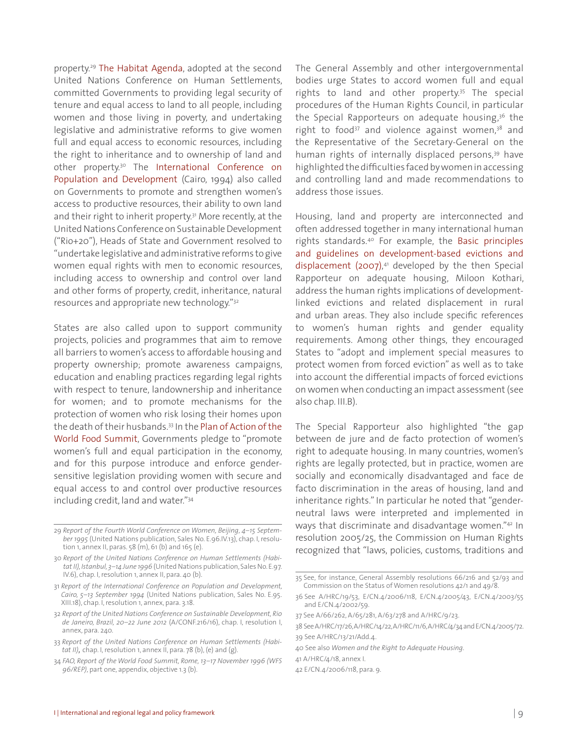property.[29] The Habitat Agenda, adopted at the second United Nations Conference on Human Settlements, committed Governments to providing legal security of tenure and equal access to land to all people, including women and those living in poverty, and undertaking legislative and administrative reforms to give women full and equal access to economic resources, including the right to inheritance and to ownership of land and other property.[30] The International Conference on Population and Development (Cairo, 1994) also called on Governments to promote and strengthen women's access to productive resources, their ability to own land and their right to inherit property.[31] More recently, at the United Nations Conference on Sustainable Development ("Rio+20"), Heads of State and Government resolved to "undertake legislative and administrative reforms to give women equal rights with men to economic resources, including access to ownership and control over land and other forms of property, credit, inheritance, natural resources and appropriate new technology."[32]

States are also called upon to support community projects, policies and programmes that aim to remove all barriers to women's access to affordable housing and property ownership; promote awareness campaigns, education and enabling practices regarding legal rights with respect to tenure, landownership and inheritance for women; and to promote mechanisms for the protection of women who risk losing their homes upon the death of their husbands.[33] In the Plan of Action of the World Food Summit, Governments pledge to "promote women's full and equal participation in the economy, and for this purpose introduce and enforce gender-sensitive legislation providing women with secure and equal access to and control over productive resources including credit, land and water."[34]

The General Assembly and other intergovernmental bodies urge States to accord women full and equal rights to land and other property.[35] The special procedures of the Human Rights Council, in particular the Special Rapporteurs on adequate housing,[36] the right to food[37] and violence against women,[38] and the Representative of the Secretary-General on the human rights of internally displaced persons,[39] have highlighted the difficulties faced by women in accessing and controlling land and made recommendations to address those issues.

Housing, land and property are interconnected and often addressed together in many international human rights standards.[40] For example, the Basic principles and guidelines on development-based evictions and displacement (2007),[41] developed by the then Special Rapporteur on adequate housing, Miloon Kothari, address the human rights implications of development-linked evictions and related displacement in rural and urban areas. They also include specific references to women's human rights and gender equality requirements. Among other things, they encouraged States to "adopt and implement special measures to protect women from forced eviction" as well as to take into account the differential impacts of forced evictions on women when conducting an impact assessment (see also chap. III.B).

The Special Rapporteur also highlighted "the gap between de jure and de facto protection of women's right to adequate housing. In many countries, women's rights are legally protected, but in practice, women are socially and economically disadvantaged and face de facto discrimination in the areas of housing, land and inheritance rights." In particular he noted that "gender-neutral laws were interpreted and implemented in ways that discriminate and disadvantage women."[42] In resolution 2005/25, the Commission on Human Rights recognized that "laws, policies, customs, traditions and

---

29 *Report of the Fourth World Conference on Women, Beijing, 4–15 September 1995* (United Nations publication, Sales No. E.96.IV.13), chap. I, resolution 1, annex II, paras. 58 (m), 61 (b) and 165 (e).

30 *Report of the United Nations Conference on Human Settlements (Habitat II), Istanbul, 3–14 June 1996* (United Nations publication, Sales No. E.97.IV.6), chap. I, resolution 1, annex II, para. 40 (b).

31 *Report of the International Conference on Population and Development, Cairo, 5–13 September 1994* (United Nations publication, Sales No. E.95.XIII.18), chap. I, resolution 1, annex, para. 3.18.

32 *Report of the United Nations Conference on Sustainable Development, Rio de Janeiro, Brazil, 20–22 June 2012* (A/CONF.216/16), chap. I, resolution I, annex, para. 240.

33 *Report of the United Nations Conference on Human Settlements (Habitat II)*, chap. I, resolution 1, annex II, para. 78 (b), (e) and (g).

34 *FAO, Report of the World Food Summit, Rome, 13–17 November 1996 (WFS 96/REP)*, part one, appendix, objective 1.3 (b).

35 See, for instance, General Assembly resolutions 66/216 and 52/93 and Commission on the Status of Women resolutions 42/1 and 49/8.

36 See A/HRC/19/53, E/CN.4/2006/118, E/CN.4/2005/43, E/CN.4/2003/55 and E/CN.4/2002/59.

37 See A/66/262, A/65/281, A/63/278 and A/HRC/9/23.

38 See A/HRC/17/26, A/HRC/14/22, A/HRC/11/6, A/HRC/4/34 and E/CN.4/2005/72.

39 See A/HRC/13/21/Add.4.

40 See also *Women and the Right to Adequate Housing*.

41 A/HRC/4/18, annex I.

42 E/CN.4/2006/118, para. 9.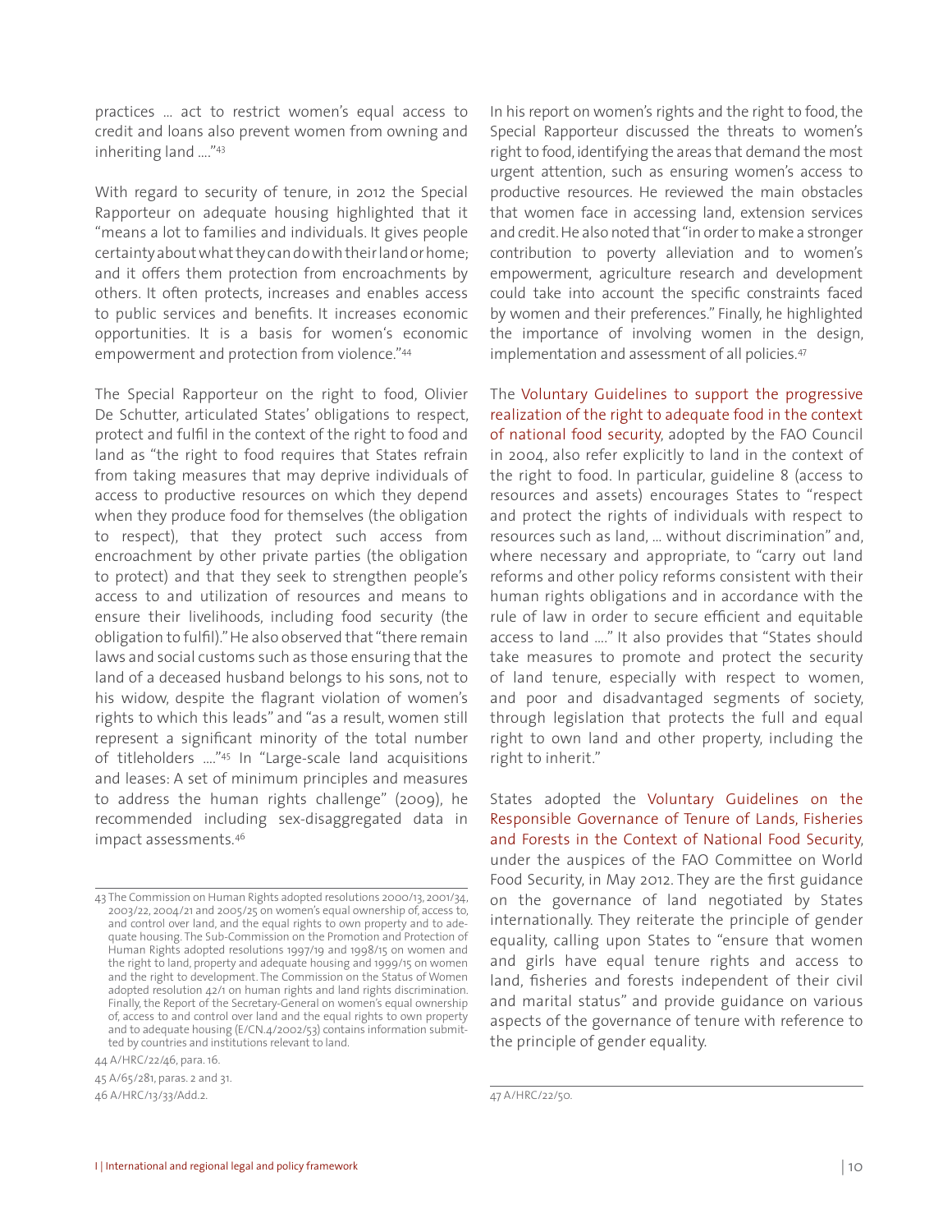practices … act to restrict women's equal access to credit and loans also prevent women from owning and inheriting land …."[43]

With regard to security of tenure, in 2012 the Special Rapporteur on adequate housing highlighted that it "means a lot to families and individuals. It gives people certainty about what they can do with their land or home; and it offers them protection from encroachments by others. It often protects, increases and enables access to public services and benefits. It increases economic opportunities. It is a basis for women's economic empowerment and protection from violence."[44]

The Special Rapporteur on the right to food, Olivier De Schutter, articulated States' obligations to respect, protect and fulfil in the context of the right to food and land as "the right to food requires that States refrain from taking measures that may deprive individuals of access to productive resources on which they depend when they produce food for themselves (the obligation to respect), that they protect such access from encroachment by other private parties (the obligation to protect) and that they seek to strengthen people's access to and utilization of resources and means to ensure their livelihoods, including food security (the obligation to fulfil)." He also observed that "there remain laws and social customs such as those ensuring that the land of a deceased husband belongs to his sons, not to his widow, despite the flagrant violation of women's rights to which this leads" and "as a result, women still represent a significant minority of the total number of titleholders …."[45] In "Large-scale land acquisitions and leases: A set of minimum principles and measures to address the human rights challenge" (2009), he recommended including sex-disaggregated data in impact assessments.[46]

In his report on women's rights and the right to food, the Special Rapporteur discussed the threats to women's right to food, identifying the areas that demand the most urgent attention, such as ensuring women's access to productive resources. He reviewed the main obstacles that women face in accessing land, extension services and credit. He also noted that "in order to make a stronger contribution to poverty alleviation and to women's empowerment, agriculture research and development could take into account the specific constraints faced by women and their preferences." Finally, he highlighted the importance of involving women in the design, implementation and assessment of all policies.[47]

The Voluntary Guidelines to support the progressive realization of the right to adequate food in the context of national food security, adopted by the FAO Council in 2004, also refer explicitly to land in the context of the right to food. In particular, guideline 8 (access to resources and assets) encourages States to "respect and protect the rights of individuals with respect to resources such as land, … without discrimination" and, where necessary and appropriate, to "carry out land reforms and other policy reforms consistent with their human rights obligations and in accordance with the rule of law in order to secure efficient and equitable access to land …." It also provides that "States should take measures to promote and protect the security of land tenure, especially with respect to women, and poor and disadvantaged segments of society, through legislation that protects the full and equal right to own land and other property, including the right to inherit."

States adopted the Voluntary Guidelines on the Responsible Governance of Tenure of Lands, Fisheries and Forests in the Context of National Food Security, under the auspices of the FAO Committee on World Food Security, in May 2012. They are the first guidance on the governance of land negotiated by States internationally. They reiterate the principle of gender equality, calling upon States to "ensure that women and girls have equal tenure rights and access to land, fisheries and forests independent of their civil and marital status" and provide guidance on various aspects of the governance of tenure with reference to the principle of gender equality.

---

43 The Commission on Human Rights adopted resolutions 2000/13, 2001/34, 2003/22, 2004/21 and 2005/25 on women's equal ownership of, access to, and control over land, and the equal rights to own property and to adequate housing. The Sub-Commission on the Promotion and Protection of Human Rights adopted resolutions 1997/19 and 1998/15 on women and the right to land, property and adequate housing and 1999/15 on women and the right to development. The Commission on the Status of Women adopted resolution 42/1 on human rights and land rights discrimination. Finally, the Report of the Secretary-General on women's equal ownership of, access to and control over land and the equal rights to own property and to adequate housing (E/CN.4/2002/53) contains information submitted by countries and institutions relevant to land.

44 A/HRC/22/46, para. 16.

45 A/65/281, paras. 2 and 31.

46 A/HRC/13/33/Add.2.

47 A/HRC/22/50.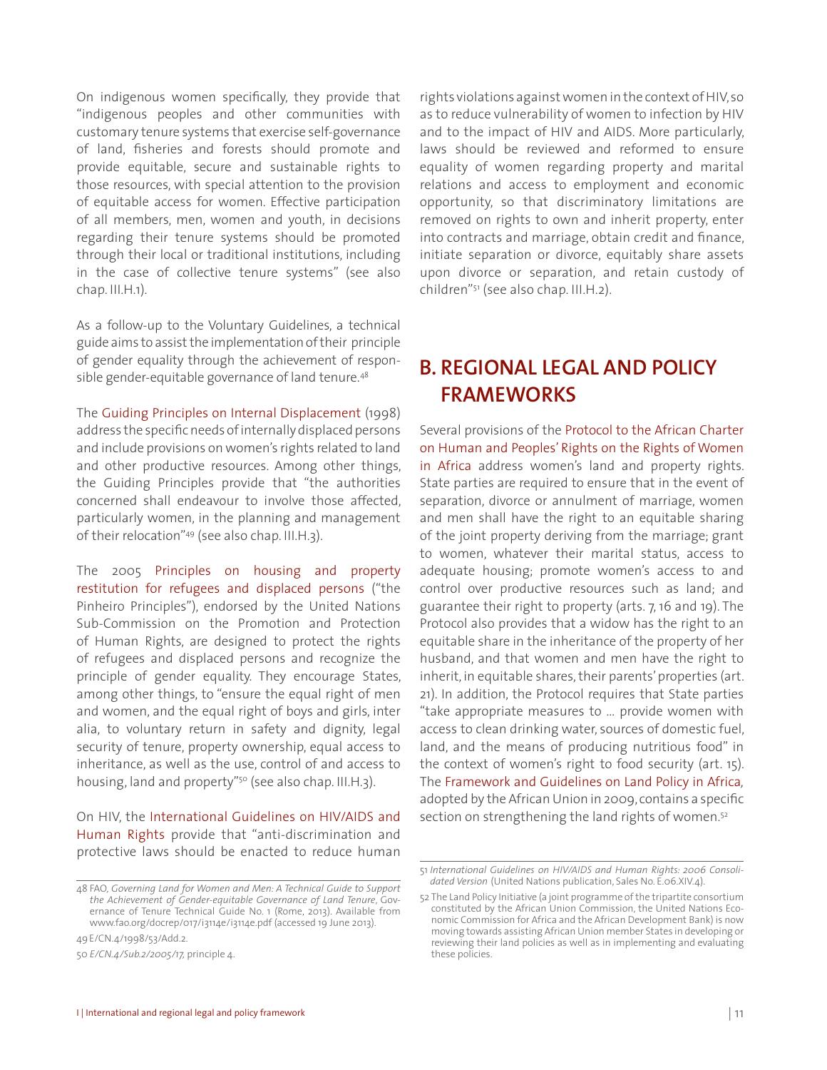On indigenous women specifically, they provide that "indigenous peoples and other communities with customary tenure systems that exercise self-governance of land, fisheries and forests should promote and provide equitable, secure and sustainable rights to those resources, with special attention to the provision of equitable access for women. Effective participation of all members, men, women and youth, in decisions regarding their tenure systems should be promoted through their local or traditional institutions, including in the case of collective tenure systems" (see also chap. III.H.1).

As a follow-up to the Voluntary Guidelines, a technical guide aims to assist the implementation of their principle of gender equality through the achievement of responsible gender-equitable governance of land tenure.[48]

The Guiding Principles on Internal Displacement (1998) address the specific needs of internally displaced persons and include provisions on women's rights related to land and other productive resources. Among other things, the Guiding Principles provide that "the authorities concerned shall endeavour to involve those affected, particularly women, in the planning and management of their relocation"[49] (see also chap. III.H.3).

The 2005 Principles on housing and property restitution for refugees and displaced persons ("the Pinheiro Principles"), endorsed by the United Nations Sub-Commission on the Promotion and Protection of Human Rights, are designed to protect the rights of refugees and displaced persons and recognize the principle of gender equality. They encourage States, among other things, to "ensure the equal right of men and women, and the equal right of boys and girls, inter alia, to voluntary return in safety and dignity, legal security of tenure, property ownership, equal access to inheritance, as well as the use, control of and access to housing, land and property"[50] (see also chap. III.H.3).

On HIV, the International Guidelines on HIV/AIDS and Human Rights provide that "anti-discrimination and protective laws should be enacted to reduce human rights violations against women in the context of HIV, so as to reduce vulnerability of women to infection by HIV and to the impact of HIV and AIDS. More particularly, laws should be reviewed and reformed to ensure equality of women regarding property and marital relations and access to employment and economic opportunity, so that discriminatory limitations are removed on rights to own and inherit property, enter into contracts and marriage, obtain credit and finance, initiate separation or divorce, equitably share assets upon divorce or separation, and retain custody of children"[51] (see also chap. III.H.2).

## B. REGIONAL LEGAL AND POLICY FRAMEWORKS

Several provisions of the Protocol to the African Charter on Human and Peoples' Rights on the Rights of Women in Africa address women's land and property rights. State parties are required to ensure that in the event of separation, divorce or annulment of marriage, women and men shall have the right to an equitable sharing of the joint property deriving from the marriage; grant to women, whatever their marital status, access to adequate housing; promote women's access to and control over productive resources such as land; and guarantee their right to property (arts. 7, 16 and 19). The Protocol also provides that a widow has the right to an equitable share in the inheritance of the property of her husband, and that women and men have the right to inherit, in equitable shares, their parents' properties (art. 21). In addition, the Protocol requires that State parties "take appropriate measures to ... provide women with access to clean drinking water, sources of domestic fuel, land, and the means of producing nutritious food" in the context of women's right to food security (art. 15). The Framework and Guidelines on Land Policy in Africa, adopted by the African Union in 2009, contains a specific section on strengthening the land rights of women.[52]

---

48 FAO, *Governing Land for Women and Men: A Technical Guide to Support the Achievement of Gender-equitable Governance of Land Tenure*, Governance of Tenure Technical Guide No. 1 (Rome, 2013). Available from www.fao.org/docrep/017/i3114e/i3114e.pdf (accessed 19 June 2013).

49 E/CN.4/1998/53/Add.2.

50 *E/CN.4/Sub.2/2005/17*, principle 4.

51 *International Guidelines on HIV/AIDS and Human Rights: 2006 Consolidated Version* (United Nations publication, Sales No. E.06.XIV.4).

52 The Land Policy Initiative (a joint programme of the tripartite consortium constituted by the African Union Commission, the United Nations Economic Commission for Africa and the African Development Bank) is now moving towards assisting African Union member States in developing or reviewing their land policies as well as in implementing and evaluating these policies.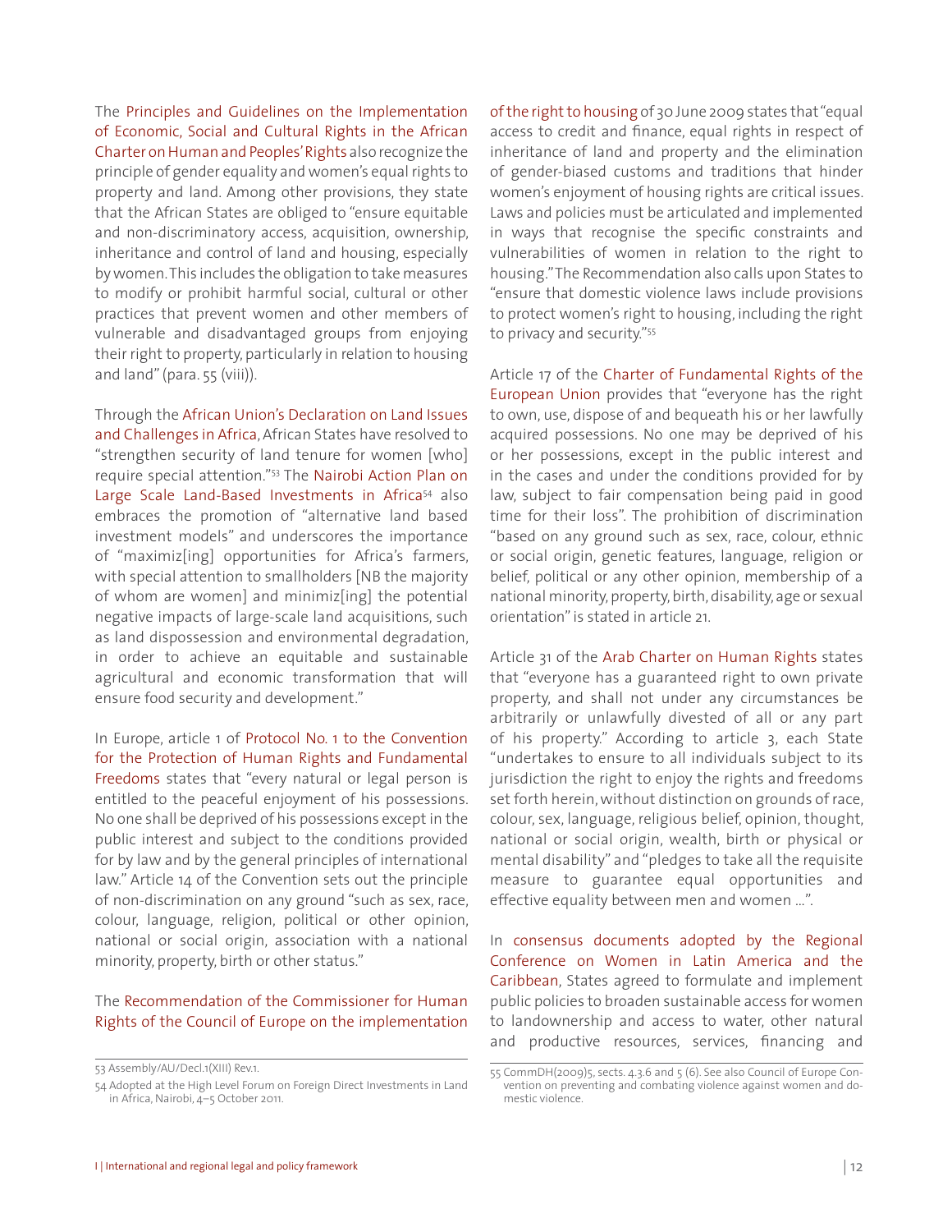The Principles and Guidelines on the Implementation of Economic, Social and Cultural Rights in the African Charter on Human and Peoples' Rights also recognize the principle of gender equality and women's equal rights to property and land. Among other provisions, they state that the African States are obliged to "ensure equitable and non-discriminatory access, acquisition, ownership, inheritance and control of land and housing, especially by women. This includes the obligation to take measures to modify or prohibit harmful social, cultural or other practices that prevent women and other members of vulnerable and disadvantaged groups from enjoying their right to property, particularly in relation to housing and land" (para. 55 (viii)).

Through the African Union's Declaration on Land Issues and Challenges in Africa, African States have resolved to "strengthen security of land tenure for women [who] require special attention."[53] The Nairobi Action Plan on Large Scale Land-Based Investments in Africa[54] also embraces the promotion of "alternative land based investment models" and underscores the importance of "maximiz[ing] opportunities for Africa's farmers, with special attention to smallholders [NB the majority of whom are women] and minimiz[ing] the potential negative impacts of large-scale land acquisitions, such as land dispossession and environmental degradation, in order to achieve an equitable and sustainable agricultural and economic transformation that will ensure food security and development."

In Europe, article 1 of Protocol No. 1 to the Convention for the Protection of Human Rights and Fundamental Freedoms states that "every natural or legal person is entitled to the peaceful enjoyment of his possessions. No one shall be deprived of his possessions except in the public interest and subject to the conditions provided for by law and by the general principles of international law." Article 14 of the Convention sets out the principle of non-discrimination on any ground "such as sex, race, colour, language, religion, political or other opinion, national or social origin, association with a national minority, property, birth or other status."

The Recommendation of the Commissioner for Human Rights of the Council of Europe on the implementation of the right to housing of 30 June 2009 states that "equal access to credit and finance, equal rights in respect of inheritance of land and property and the elimination of gender-biased customs and traditions that hinder women's enjoyment of housing rights are critical issues. Laws and policies must be articulated and implemented in ways that recognise the specific constraints and vulnerabilities of women in relation to the right to housing." The Recommendation also calls upon States to "ensure that domestic violence laws include provisions to protect women's right to housing, including the right to privacy and security."[55]

Article 17 of the Charter of Fundamental Rights of the European Union provides that "everyone has the right to own, use, dispose of and bequeath his or her lawfully acquired possessions. No one may be deprived of his or her possessions, except in the public interest and in the cases and under the conditions provided for by law, subject to fair compensation being paid in good time for their loss". The prohibition of discrimination "based on any ground such as sex, race, colour, ethnic or social origin, genetic features, language, religion or belief, political or any other opinion, membership of a national minority, property, birth, disability, age or sexual orientation" is stated in article 21.

Article 31 of the Arab Charter on Human Rights states that "everyone has a guaranteed right to own private property, and shall not under any circumstances be arbitrarily or unlawfully divested of all or any part of his property." According to article 3, each State "undertakes to ensure to all individuals subject to its jurisdiction the right to enjoy the rights and freedoms set forth herein, without distinction on grounds of race, colour, sex, language, religious belief, opinion, thought, national or social origin, wealth, birth or physical or mental disability" and "pledges to take all the requisite measure to guarantee equal opportunities and effective equality between men and women ...".

In consensus documents adopted by the Regional Conference on Women in Latin America and the Caribbean, States agreed to formulate and implement public policies to broaden sustainable access for women to landownership and access to water, other natural and productive resources, services, financing and

53 Assembly/AU/Decl.1(XIII) Rev.1.

54 Adopted at the High Level Forum on Foreign Direct Investments in Land in Africa, Nairobi, 4–5 October 2011.

55 CommDH(2009)5, sects. 4.3.6 and 5 (6). See also Council of Europe Convention on preventing and combating violence against women and domestic violence.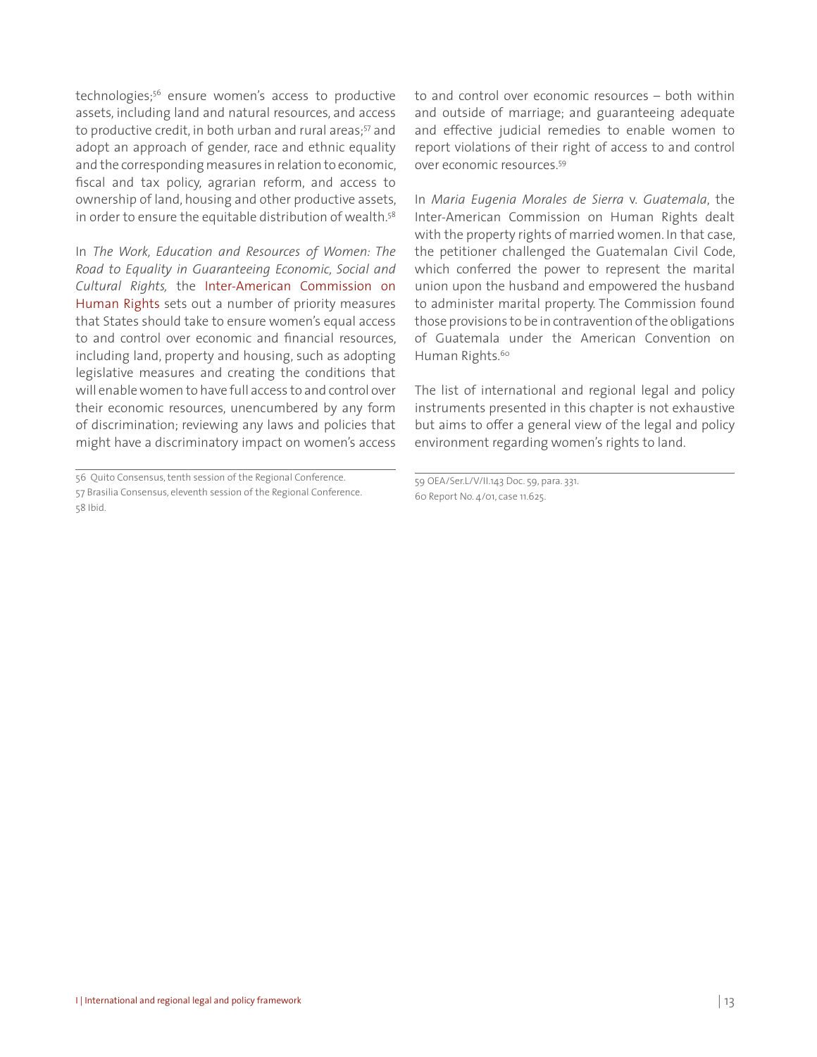technologies;[56] ensure women's access to productive assets, including land and natural resources, and access to productive credit, in both urban and rural areas;[57] and adopt an approach of gender, race and ethnic equality and the corresponding measures in relation to economic, fiscal and tax policy, agrarian reform, and access to ownership of land, housing and other productive assets, in order to ensure the equitable distribution of wealth.[58]

In *The Work, Education and Resources of Women: The Road to Equality in Guaranteeing Economic, Social and Cultural Rights,* the Inter-American Commission on Human Rights sets out a number of priority measures that States should take to ensure women's equal access to and control over economic and financial resources, including land, property and housing, such as adopting legislative measures and creating the conditions that will enable women to have full access to and control over their economic resources, unencumbered by any form of discrimination; reviewing any laws and policies that might have a discriminatory impact on women's access to and control over economic resources – both within and outside of marriage; and guaranteeing adequate and effective judicial remedies to enable women to report violations of their right of access to and control over economic resources.[59]

In *Maria Eugenia Morales de Sierra* v. *Guatemala*, the Inter-American Commission on Human Rights dealt with the property rights of married women. In that case, the petitioner challenged the Guatemalan Civil Code, which conferred the power to represent the marital union upon the husband and empowered the husband to administer marital property. The Commission found those provisions to be in contravention of the obligations of Guatemala under the American Convention on Human Rights.[60]

The list of international and regional legal and policy instruments presented in this chapter is not exhaustive but aims to offer a general view of the legal and policy environment regarding women's rights to land.

56 Quito Consensus, tenth session of the Regional Conference.

57 Brasilia Consensus, eleventh session of the Regional Conference.

58 Ibid.

59 OEA/Ser.L/V/II.143 Doc. 59, para. 331.

60 Report No. 4/01, case 11.625.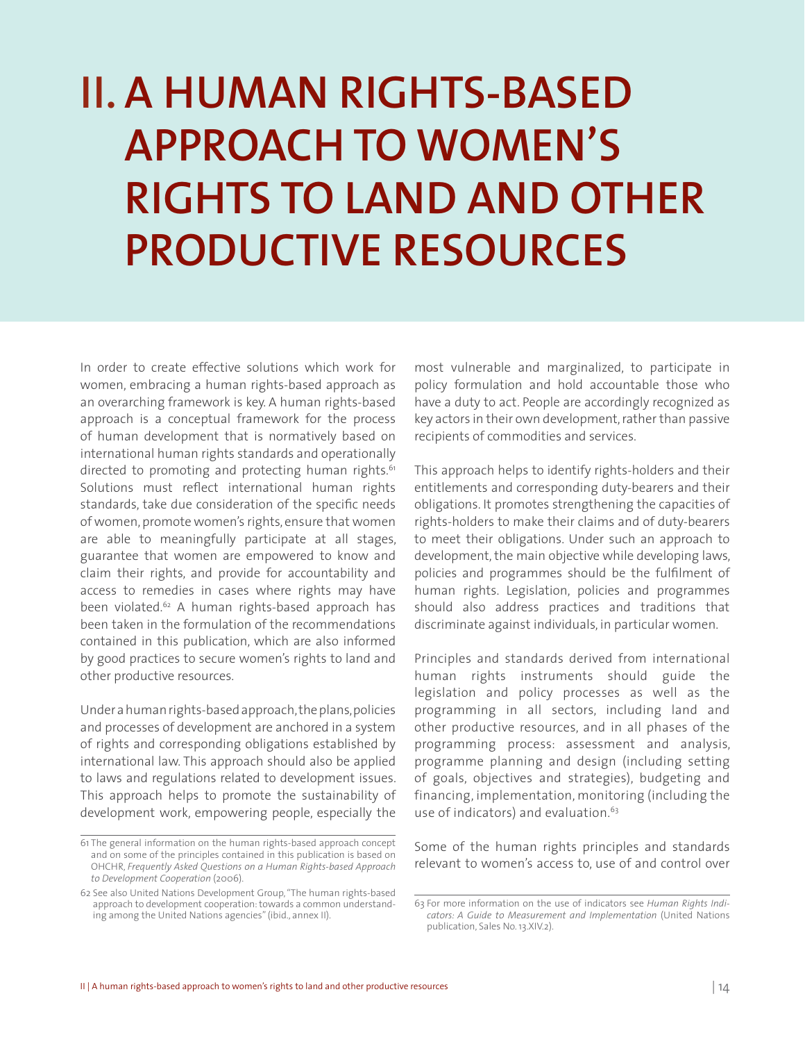# II. A HUMAN RIGHTS-BASED APPROACH TO WOMEN'S RIGHTS TO LAND AND OTHER PRODUCTIVE RESOURCES

In order to create effective solutions which work for women, embracing a human rights-based approach as an overarching framework is key. A human rights-based approach is a conceptual framework for the process of human development that is normatively based on international human rights standards and operationally directed to promoting and protecting human rights.[61] Solutions must reflect international human rights standards, take due consideration of the specific needs of women, promote women's rights, ensure that women are able to meaningfully participate at all stages, guarantee that women are empowered to know and claim their rights, and provide for accountability and access to remedies in cases where rights may have been violated.[62] A human rights-based approach has been taken in the formulation of the recommendations contained in this publication, which are also informed by good practices to secure women's rights to land and other productive resources.

Under a human rights-based approach, the plans, policies and processes of development are anchored in a system of rights and corresponding obligations established by international law. This approach should also be applied to laws and regulations related to development issues. This approach helps to promote the sustainability of development work, empowering people, especially the most vulnerable and marginalized, to participate in policy formulation and hold accountable those who have a duty to act. People are accordingly recognized as key actors in their own development, rather than passive recipients of commodities and services.

This approach helps to identify rights-holders and their entitlements and corresponding duty-bearers and their obligations. It promotes strengthening the capacities of rights-holders to make their claims and of duty-bearers to meet their obligations. Under such an approach to development, the main objective while developing laws, policies and programmes should be the fulfilment of human rights. Legislation, policies and programmes should also address practices and traditions that discriminate against individuals, in particular women.

Principles and standards derived from international human rights instruments should guide the legislation and policy processes as well as the programming in all sectors, including land and other productive resources, and in all phases of the programming process: assessment and analysis, programme planning and design (including setting of goals, objectives and strategies), budgeting and financing, implementation, monitoring (including the use of indicators) and evaluation.[63]

Some of the human rights principles and standards relevant to women's access to, use of and control over

---

61 The general information on the human rights-based approach concept and on some of the principles contained in this publication is based on OHCHR, *Frequently Asked Questions on a Human Rights-based Approach to Development Cooperation* (2006).

62 See also United Nations Development Group, "The human rights-based approach to development cooperation: towards a common understanding among the United Nations agencies" (ibid., annex II).

63 For more information on the use of indicators see *Human Rights Indicators: A Guide to Measurement and Implementation* (United Nations publication, Sales No. 13.XIV.2).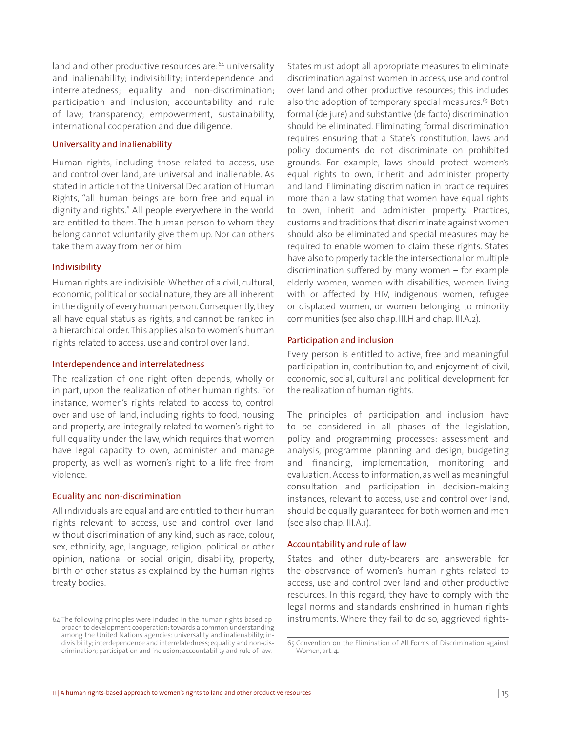land and other productive resources are:[64] universality and inalienability; indivisibility; interdependence and interrelatedness; equality and non-discrimination; participation and inclusion; accountability and rule of law; transparency; empowerment, sustainability, international cooperation and due diligence.

### Universality and inalienability

Human rights, including those related to access, use and control over land, are universal and inalienable. As stated in article 1 of the Universal Declaration of Human Rights, "all human beings are born free and equal in dignity and rights." All people everywhere in the world are entitled to them. The human person to whom they belong cannot voluntarily give them up. Nor can others take them away from her or him.

### Indivisibility

Human rights are indivisible. Whether of a civil, cultural, economic, political or social nature, they are all inherent in the dignity of every human person. Consequently, they all have equal status as rights, and cannot be ranked in a hierarchical order. This applies also to women's human rights related to access, use and control over land.

### Interdependence and interrelatedness

The realization of one right often depends, wholly or in part, upon the realization of other human rights. For instance, women's rights related to access to, control over and use of land, including rights to food, housing and property, are integrally related to women's right to full equality under the law, which requires that women have legal capacity to own, administer and manage property, as well as women's right to a life free from violence.

### Equality and non-discrimination

All individuals are equal and are entitled to their human rights relevant to access, use and control over land without discrimination of any kind, such as race, colour, sex, ethnicity, age, language, religion, political or other opinion, national or social origin, disability, property, birth or other status as explained by the human rights treaty bodies.

States must adopt all appropriate measures to eliminate discrimination against women in access, use and control over land and other productive resources; this includes also the adoption of temporary special measures.[65] Both formal (de jure) and substantive (de facto) discrimination should be eliminated. Eliminating formal discrimination requires ensuring that a State's constitution, laws and policy documents do not discriminate on prohibited grounds. For example, laws should protect women's equal rights to own, inherit and administer property and land. Eliminating discrimination in practice requires more than a law stating that women have equal rights to own, inherit and administer property. Practices, customs and traditions that discriminate against women should also be eliminated and special measures may be required to enable women to claim these rights. States have also to properly tackle the intersectional or multiple discrimination suffered by many women – for example elderly women, women with disabilities, women living with or affected by HIV, indigenous women, refugee or displaced women, or women belonging to minority communities (see also chap. III.H and chap. III.A.2).

### Participation and inclusion

Every person is entitled to active, free and meaningful participation in, contribution to, and enjoyment of civil, economic, social, cultural and political development for the realization of human rights.

The principles of participation and inclusion have to be considered in all phases of the legislation, policy and programming processes: assessment and analysis, programme planning and design, budgeting and financing, implementation, monitoring and evaluation. Access to information, as well as meaningful consultation and participation in decision-making instances, relevant to access, use and control over land, should be equally guaranteed for both women and men (see also chap. III.A.1).

### Accountability and rule of law

States and other duty-bearers are answerable for the observance of women's human rights related to access, use and control over land and other productive resources. In this regard, they have to comply with the legal norms and standards enshrined in human rights instruments. Where they fail to do so, aggrieved rights-

---

64 The following principles were included in the human rights-based approach to development cooperation: towards a common understanding among the United Nations agencies: universality and inalienability; indivisibility; interdependence and interrelatedness; equality and non-discrimination; participation and inclusion; accountability and rule of law.

65 Convention on the Elimination of All Forms of Discrimination against Women, art. 4.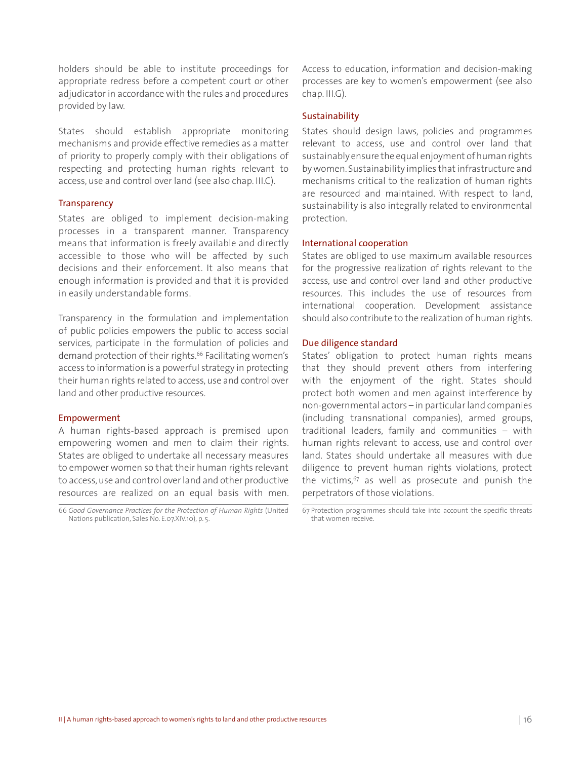holders should be able to institute proceedings for appropriate redress before a competent court or other adjudicator in accordance with the rules and procedures provided by law.

States should establish appropriate monitoring mechanisms and provide effective remedies as a matter of priority to properly comply with their obligations of respecting and protecting human rights relevant to access, use and control over land (see also chap. III.C).

### Transparency

States are obliged to implement decision-making processes in a transparent manner. Transparency means that information is freely available and directly accessible to those who will be affected by such decisions and their enforcement. It also means that enough information is provided and that it is provided in easily understandable forms.

Transparency in the formulation and implementation of public policies empowers the public to access social services, participate in the formulation of policies and demand protection of their rights.[66] Facilitating women's access to information is a powerful strategy in protecting their human rights related to access, use and control over land and other productive resources.

### Empowerment

A human rights-based approach is premised upon empowering women and men to claim their rights. States are obliged to undertake all necessary measures to empower women so that their human rights relevant to access, use and control over land and other productive resources are realized on an equal basis with men. Access to education, information and decision-making processes are key to women's empowerment (see also chap. III.G).

### Sustainability

States should design laws, policies and programmes relevant to access, use and control over land that sustainably ensure the equal enjoyment of human rights by women. Sustainability implies that infrastructure and mechanisms critical to the realization of human rights are resourced and maintained. With respect to land, sustainability is also integrally related to environmental protection.

### International cooperation

States are obliged to use maximum available resources for the progressive realization of rights relevant to the access, use and control over land and other productive resources. This includes the use of resources from international cooperation. Development assistance should also contribute to the realization of human rights.

### Due diligence standard

States' obligation to protect human rights means that they should prevent others from interfering with the enjoyment of the right. States should protect both women and men against interference by non-governmental actors – in particular land companies (including transnational companies), armed groups, traditional leaders, family and communities – with human rights relevant to access, use and control over land. States should undertake all measures with due diligence to prevent human rights violations, protect the victims,[67] as well as prosecute and punish the perpetrators of those violations.

---

66 *Good Governance Practices for the Protection of Human Rights* (United Nations publication, Sales No. E.07.XIV.10), p. 5.

67 Protection programmes should take into account the specific threats that women receive.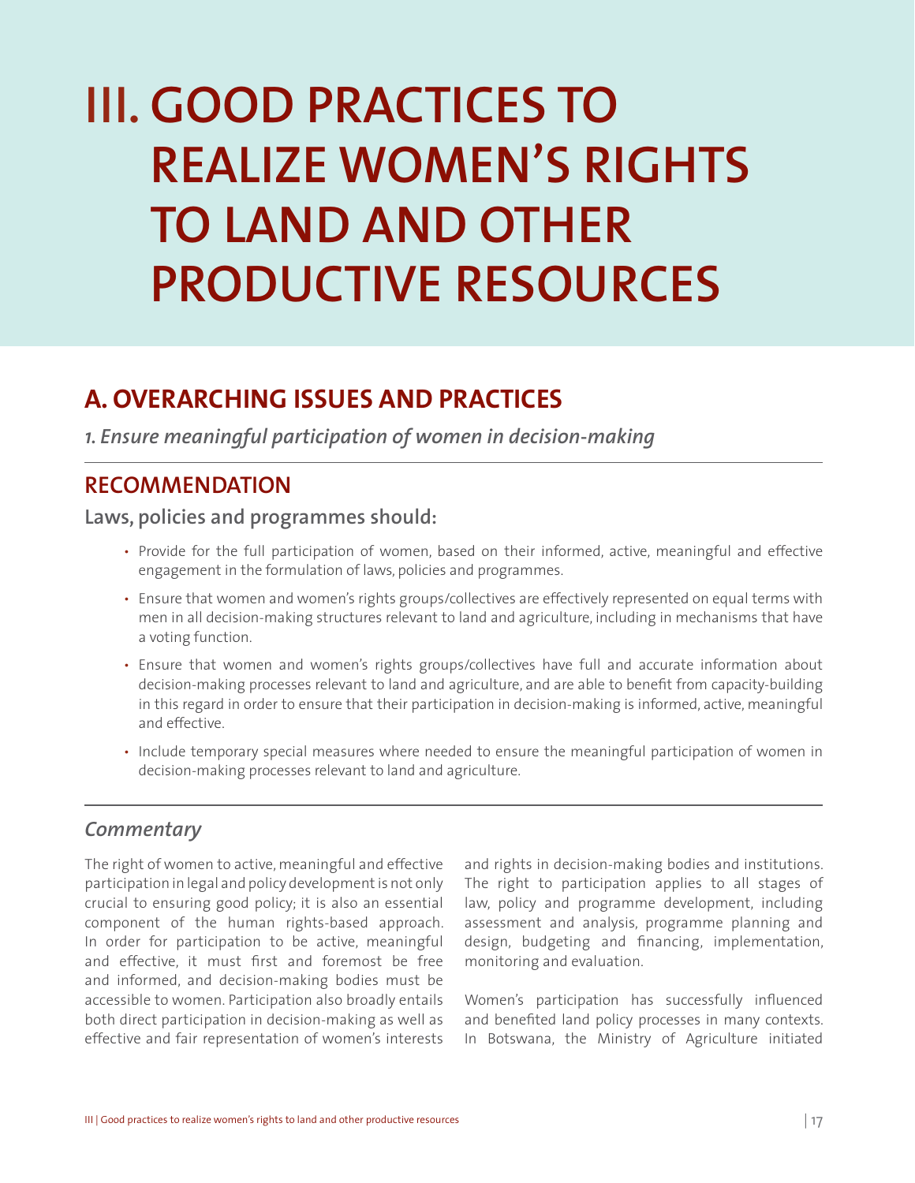# III. GOOD PRACTICES TO REALIZE WOMEN'S RIGHTS TO LAND AND OTHER PRODUCTIVE RESOURCES

## A. OVERARCHING ISSUES AND PRACTICES

*1. Ensure meaningful participation of women in decision-making*

## RECOMMENDATION

**Laws, policies and programmes should:**

- Provide for the full participation of women, based on their informed, active, meaningful and effective engagement in the formulation of laws, policies and programmes.
- Ensure that women and women's rights groups/collectives are effectively represented on equal terms with men in all decision-making structures relevant to land and agriculture, including in mechanisms that have a voting function.
- Ensure that women and women's rights groups/collectives have full and accurate information about decision-making processes relevant to land and agriculture, and are able to benefit from capacity-building in this regard in order to ensure that their participation in decision-making is informed, active, meaningful and effective.
- Include temporary special measures where needed to ensure the meaningful participation of women in decision-making processes relevant to land and agriculture.

### *Commentary*

The right of women to active, meaningful and effective participation in legal and policy development is not only crucial to ensuring good policy; it is also an essential component of the human rights-based approach. In order for participation to be active, meaningful and effective, it must first and foremost be free and informed, and decision-making bodies must be accessible to women. Participation also broadly entails both direct participation in decision-making as well as effective and fair representation of women's interests and rights in decision-making bodies and institutions. The right to participation applies to all stages of law, policy and programme development, including assessment and analysis, programme planning and design, budgeting and financing, implementation, monitoring and evaluation.

Women's participation has successfully influenced and benefited land policy processes in many contexts. In Botswana, the Ministry of Agriculture initiated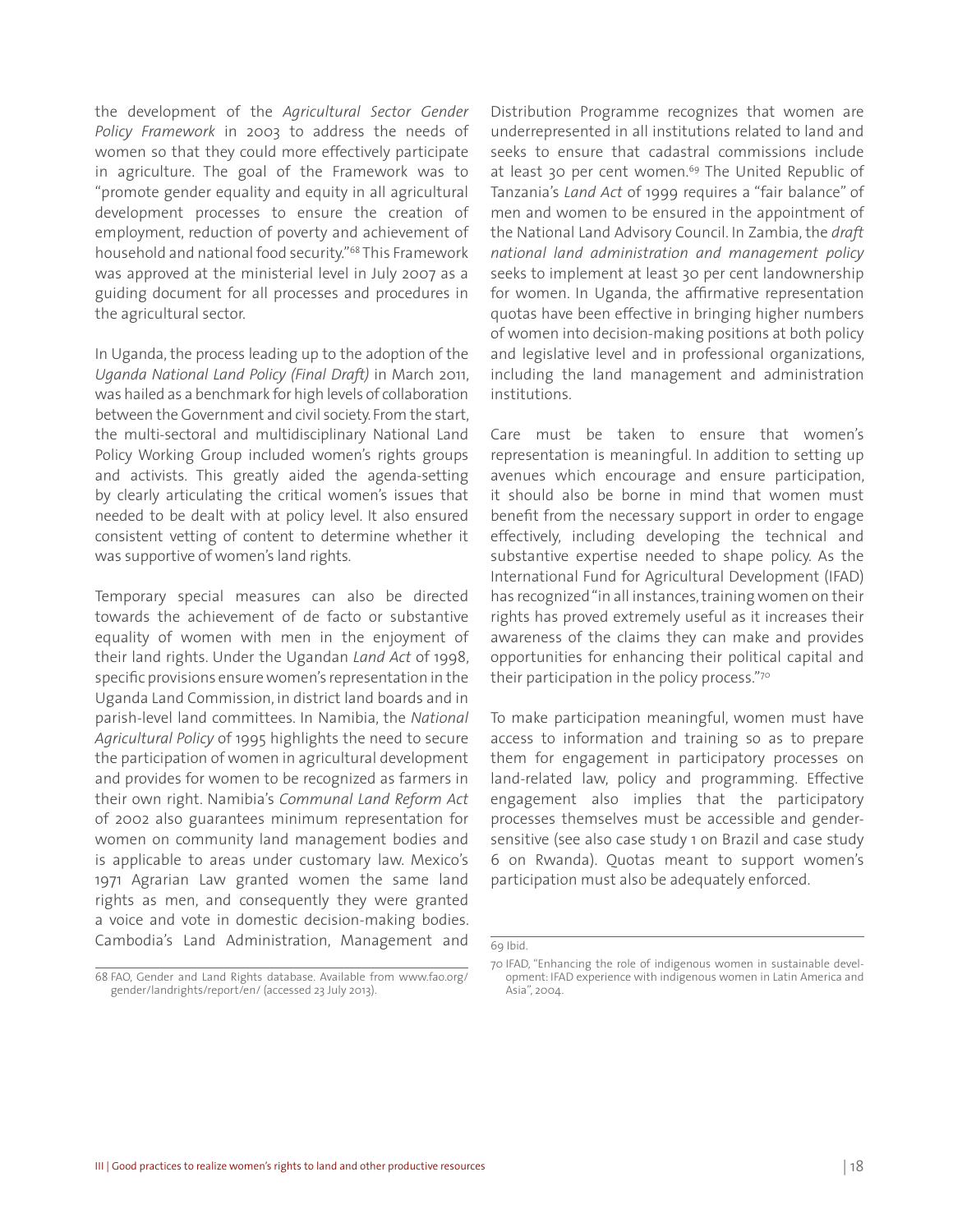the development of the *Agricultural Sector Gender Policy Framework* in 2003 to address the needs of women so that they could more effectively participate in agriculture. The goal of the Framework was to "promote gender equality and equity in all agricultural development processes to ensure the creation of employment, reduction of poverty and achievement of household and national food security."[68] This Framework was approved at the ministerial level in July 2007 as a guiding document for all processes and procedures in the agricultural sector.

In Uganda, the process leading up to the adoption of the *Uganda National Land Policy (Final Draft)* in March 2011, was hailed as a benchmark for high levels of collaboration between the Government and civil society. From the start, the multi-sectoral and multidisciplinary National Land Policy Working Group included women's rights groups and activists. This greatly aided the agenda-setting by clearly articulating the critical women's issues that needed to be dealt with at policy level. It also ensured consistent vetting of content to determine whether it was supportive of women's land rights.

Temporary special measures can also be directed towards the achievement of de facto or substantive equality of women with men in the enjoyment of their land rights. Under the Ugandan *Land Act* of 1998, specific provisions ensure women's representation in the Uganda Land Commission, in district land boards and in parish-level land committees. In Namibia, the *National Agricultural Policy* of 1995 highlights the need to secure the participation of women in agricultural development and provides for women to be recognized as farmers in their own right. Namibia's *Communal Land Reform Act* of 2002 also guarantees minimum representation for women on community land management bodies and is applicable to areas under customary law. Mexico's 1971 Agrarian Law granted women the same land rights as men, and consequently they were granted a voice and vote in domestic decision-making bodies. Cambodia's Land Administration, Management and Distribution Programme recognizes that women are underrepresented in all institutions related to land and seeks to ensure that cadastral commissions include at least 30 per cent women.[69] The United Republic of Tanzania's *Land Act* of 1999 requires a "fair balance" of men and women to be ensured in the appointment of the National Land Advisory Council. In Zambia, the *draft national land administration and management policy* seeks to implement at least 30 per cent landownership for women. In Uganda, the affirmative representation quotas have been effective in bringing higher numbers of women into decision-making positions at both policy and legislative level and in professional organizations, including the land management and administration institutions.

Care must be taken to ensure that women's representation is meaningful. In addition to setting up avenues which encourage and ensure participation, it should also be borne in mind that women must benefit from the necessary support in order to engage effectively, including developing the technical and substantive expertise needed to shape policy. As the International Fund for Agricultural Development (IFAD) has recognized "in all instances, training women on their rights has proved extremely useful as it increases their awareness of the claims they can make and provides opportunities for enhancing their political capital and their participation in the policy process."[70]

To make participation meaningful, women must have access to information and training so as to prepare them for engagement in participatory processes on land-related law, policy and programming. Effective engagement also implies that the participatory processes themselves must be accessible and gender-sensitive (see also case study 1 on Brazil and case study 6 on Rwanda). Quotas meant to support women's participation must also be adequately enforced.

---

68 FAO, Gender and Land Rights database. Available from www.fao.org/gender/landrights/report/en/ (accessed 23 July 2013).

69 Ibid.

70 IFAD, "Enhancing the role of indigenous women in sustainable development: IFAD experience with indigenous women in Latin America and Asia", 2004.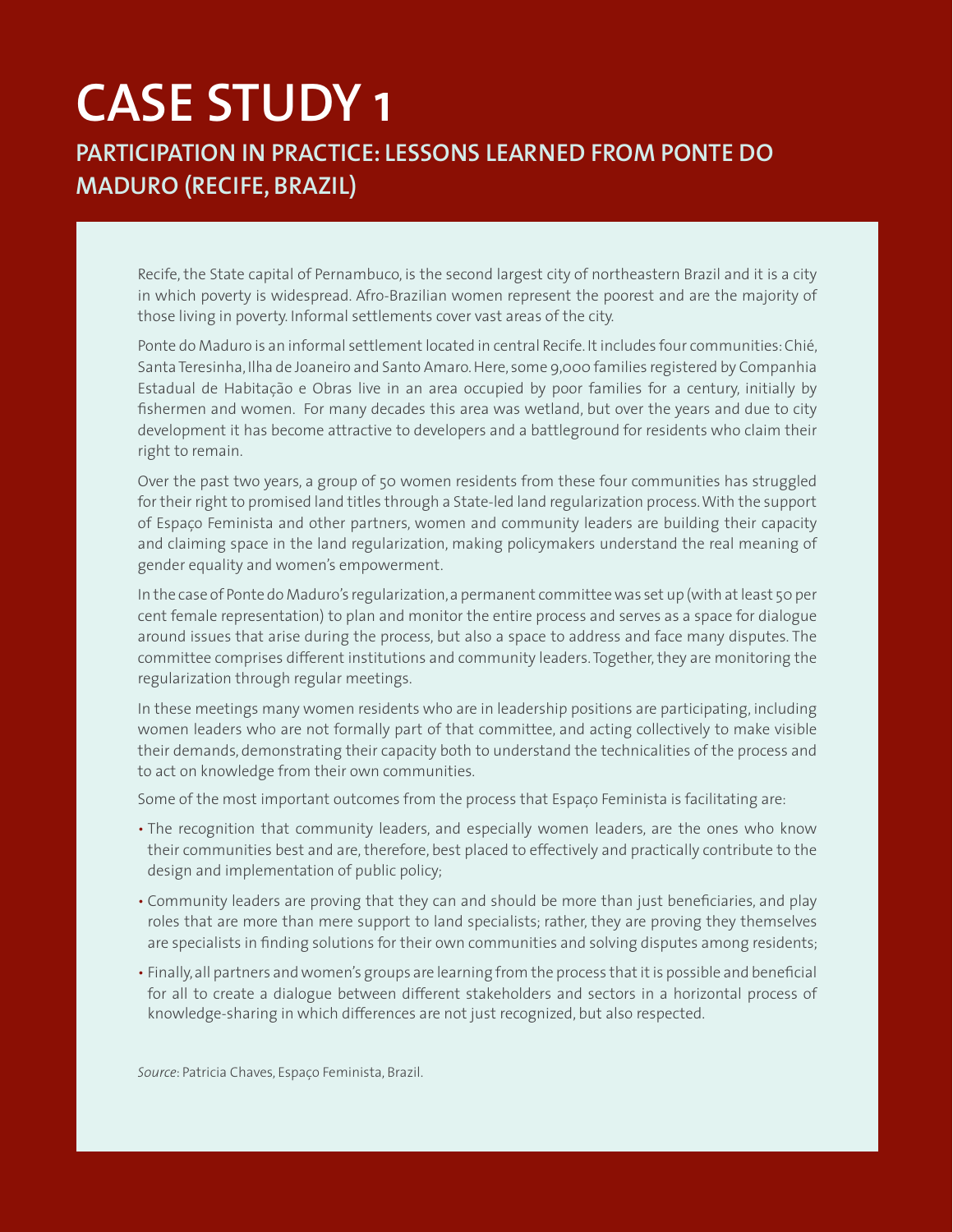# CASE STUDY 1

## PARTICIPATION IN PRACTICE: LESSONS LEARNED FROM PONTE DO MADURO (RECIFE, BRAZIL)

Recife, the State capital of Pernambuco, is the second largest city of northeastern Brazil and it is a city in which poverty is widespread. Afro-Brazilian women represent the poorest and are the majority of those living in poverty. Informal settlements cover vast areas of the city.

Ponte do Maduro is an informal settlement located in central Recife. It includes four communities: Chié, Santa Teresinha, Ilha de Joaneiro and Santo Amaro. Here, some 9,000 families registered by Companhia Estadual de Habitação e Obras live in an area occupied by poor families for a century, initially by fishermen and women. For many decades this area was wetland, but over the years and due to city development it has become attractive to developers and a battleground for residents who claim their right to remain.

Over the past two years, a group of 50 women residents from these four communities has struggled for their right to promised land titles through a State-led land regularization process. With the support of Espaço Feminista and other partners, women and community leaders are building their capacity and claiming space in the land regularization, making policymakers understand the real meaning of gender equality and women's empowerment.

In the case of Ponte do Maduro's regularization, a permanent committee was set up (with at least 50 per cent female representation) to plan and monitor the entire process and serves as a space for dialogue around issues that arise during the process, but also a space to address and face many disputes. The committee comprises different institutions and community leaders. Together, they are monitoring the regularization through regular meetings.

In these meetings many women residents who are in leadership positions are participating, including women leaders who are not formally part of that committee, and acting collectively to make visible their demands, demonstrating their capacity both to understand the technicalities of the process and to act on knowledge from their own communities.

Some of the most important outcomes from the process that Espaço Feminista is facilitating are:

- The recognition that community leaders, and especially women leaders, are the ones who know their communities best and are, therefore, best placed to effectively and practically contribute to the design and implementation of public policy;
- Community leaders are proving that they can and should be more than just beneficiaries, and play roles that are more than mere support to land specialists; rather, they are proving they themselves are specialists in finding solutions for their own communities and solving disputes among residents;
- Finally, all partners and women's groups are learning from the process that it is possible and beneficial for all to create a dialogue between different stakeholders and sectors in a horizontal process of knowledge-sharing in which differences are not just recognized, but also respected.

*Source*: Patricia Chaves, Espaço Feminista, Brazil.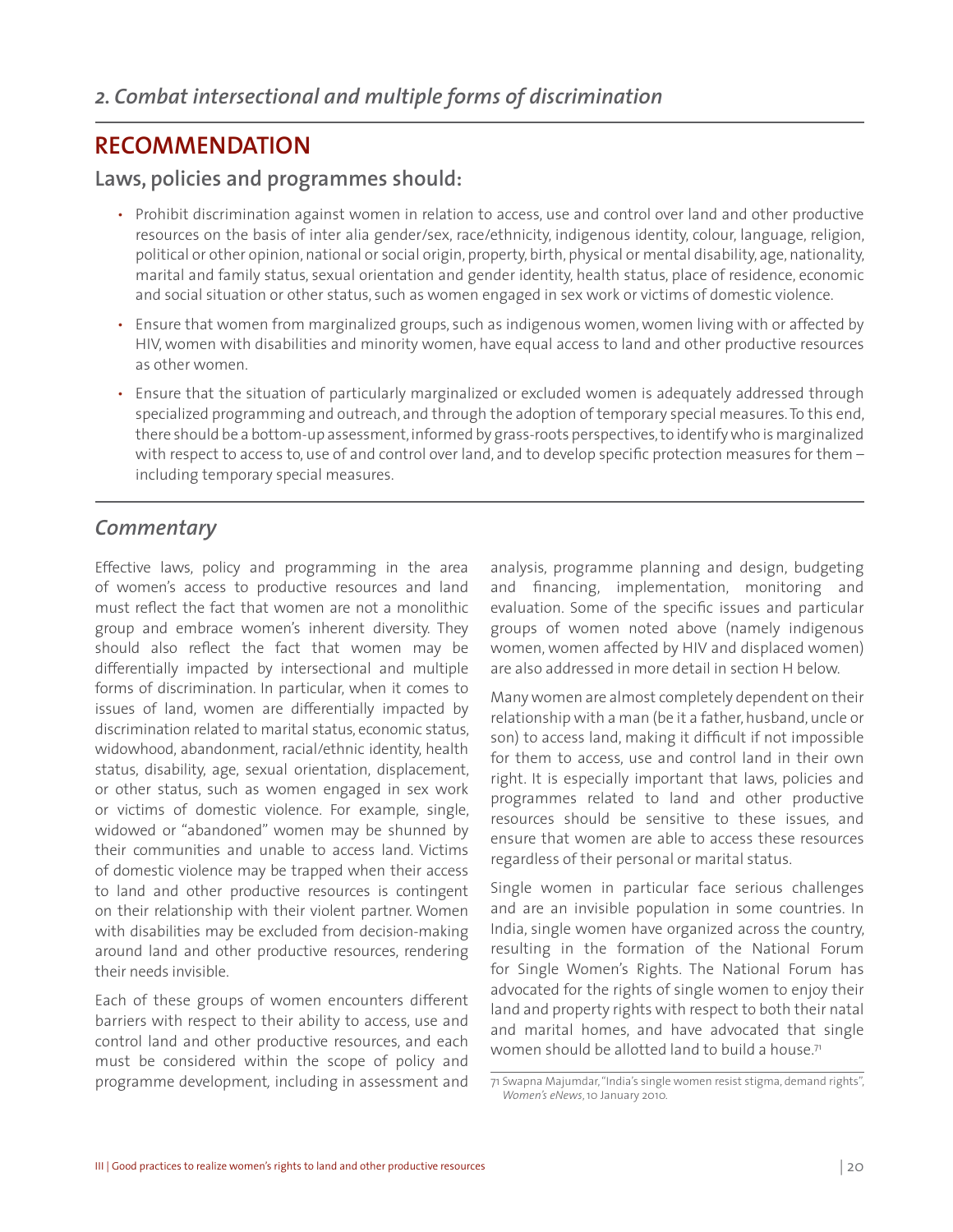## *2. Combat intersectional and multiple forms of discrimination*

## RECOMMENDATION

### Laws, policies and programmes should:

- Prohibit discrimination against women in relation to access, use and control over land and other productive resources on the basis of inter alia gender/sex, race/ethnicity, indigenous identity, colour, language, religion, political or other opinion, national or social origin, property, birth, physical or mental disability, age, nationality, marital and family status, sexual orientation and gender identity, health status, place of residence, economic and social situation or other status, such as women engaged in sex work or victims of domestic violence.
- Ensure that women from marginalized groups, such as indigenous women, women living with or affected by HIV, women with disabilities and minority women, have equal access to land and other productive resources as other women.
- Ensure that the situation of particularly marginalized or excluded women is adequately addressed through specialized programming and outreach, and through the adoption of temporary special measures. To this end, there should be a bottom-up assessment, informed by grass-roots perspectives, to identify who is marginalized with respect to access to, use of and control over land, and to develop specific protection measures for them – including temporary special measures.

## *Commentary*

Effective laws, policy and programming in the area of women's access to productive resources and land must reflect the fact that women are not a monolithic group and embrace women's inherent diversity. They should also reflect the fact that women may be differentially impacted by intersectional and multiple forms of discrimination. In particular, when it comes to issues of land, women are differentially impacted by discrimination related to marital status, economic status, widowhood, abandonment, racial/ethnic identity, health status, disability, age, sexual orientation, displacement, or other status, such as women engaged in sex work or victims of domestic violence. For example, single, widowed or "abandoned" women may be shunned by their communities and unable to access land. Victims of domestic violence may be trapped when their access to land and other productive resources is contingent on their relationship with their violent partner. Women with disabilities may be excluded from decision-making around land and other productive resources, rendering their needs invisible.

Each of these groups of women encounters different barriers with respect to their ability to access, use and control land and other productive resources, and each must be considered within the scope of policy and programme development, including in assessment and analysis, programme planning and design, budgeting and financing, implementation, monitoring and evaluation. Some of the specific issues and particular groups of women noted above (namely indigenous women, women affected by HIV and displaced women) are also addressed in more detail in section H below.

Many women are almost completely dependent on their relationship with a man (be it a father, husband, uncle or son) to access land, making it difficult if not impossible for them to access, use and control land in their own right. It is especially important that laws, policies and programmes related to land and other productive resources should be sensitive to these issues, and ensure that women are able to access these resources regardless of their personal or marital status.

Single women in particular face serious challenges and are an invisible population in some countries. In India, single women have organized across the country, resulting in the formation of the National Forum for Single Women's Rights. The National Forum has advocated for the rights of single women to enjoy their land and property rights with respect to both their natal and marital homes, and have advocated that single women should be allotted land to build a house.[71]

[71] Swapna Majumdar, "India's single women resist stigma, demand rights", *Women's eNews*, 10 January 2010.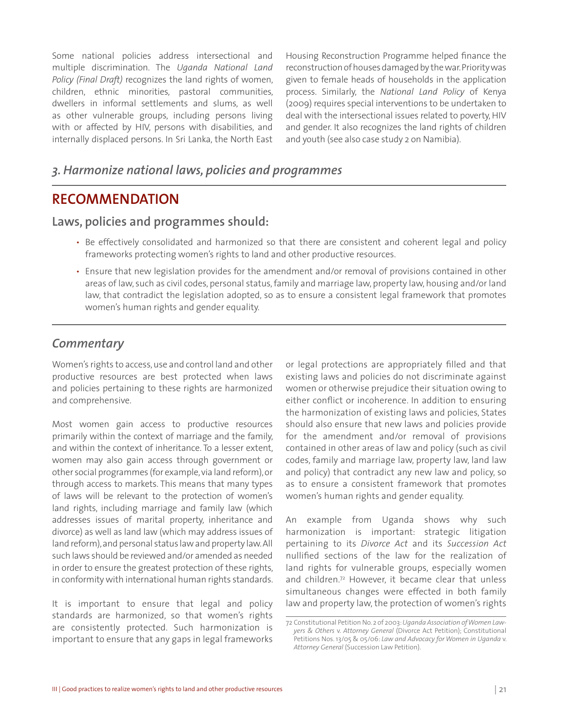Some national policies address intersectional and multiple discrimination. The *Uganda National Land Policy (Final Draft)* recognizes the land rights of women, children, ethnic minorities, pastoral communities, dwellers in informal settlements and slums, as well as other vulnerable groups, including persons living with or affected by HIV, persons with disabilities, and internally displaced persons. In Sri Lanka, the North East Housing Reconstruction Programme helped finance the reconstruction of houses damaged by the war. Priority was given to female heads of households in the application process. Similarly, the *National Land Policy* of Kenya (2009) requires special interventions to be undertaken to deal with the intersectional issues related to poverty, HIV and gender. It also recognizes the land rights of children and youth (see also case study 2 on Namibia).

### *3. Harmonize national laws, policies and programmes*

## RECOMMENDATION

### Laws, policies and programmes should:

- Be effectively consolidated and harmonized so that there are consistent and coherent legal and policy frameworks protecting women's rights to land and other productive resources.
- Ensure that new legislation provides for the amendment and/or removal of provisions contained in other areas of law, such as civil codes, personal status, family and marriage law, property law, housing and/or land law, that contradict the legislation adopted, so as to ensure a consistent legal framework that promotes women's human rights and gender equality.

### *Commentary*

Women's rights to access, use and control land and other productive resources are best protected when laws and policies pertaining to these rights are harmonized and comprehensive.

Most women gain access to productive resources primarily within the context of marriage and the family, and within the context of inheritance. To a lesser extent, women may also gain access through government or other social programmes (for example, via land reform), or through access to markets. This means that many types of laws will be relevant to the protection of women's land rights, including marriage and family law (which addresses issues of marital property, inheritance and divorce) as well as land law (which may address issues of land reform), and personal status law and property law. All such laws should be reviewed and/or amended as needed in order to ensure the greatest protection of these rights, in conformity with international human rights standards.

It is important to ensure that legal and policy standards are harmonized, so that women's rights are consistently protected. Such harmonization is important to ensure that any gaps in legal frameworks or legal protections are appropriately filled and that existing laws and policies do not discriminate against women or otherwise prejudice their situation owing to either conflict or incoherence. In addition to ensuring the harmonization of existing laws and policies, States should also ensure that new laws and policies provide for the amendment and/or removal of provisions contained in other areas of law and policy (such as civil codes, family and marriage law, property law, land law and policy) that contradict any new law and policy, so as to ensure a consistent framework that promotes women's human rights and gender equality.

An example from Uganda shows why such harmonization is important: strategic litigation pertaining to its *Divorce Act* and its *Succession Act* nullified sections of the law for the realization of land rights for vulnerable groups, especially women and children.[72] However, it became clear that unless simultaneous changes were effected in both family law and property law, the protection of women's rights

72 Constitutional Petition No. 2 of 2003: *Uganda Association of Women Lawyers & Others* v. *Attorney General* (Divorce Act Petition); Constitutional Petitions Nos. 13/05 & 05/06: *Law and Advocacy for Women in Uganda* v. *Attorney General* (Succession Law Petition).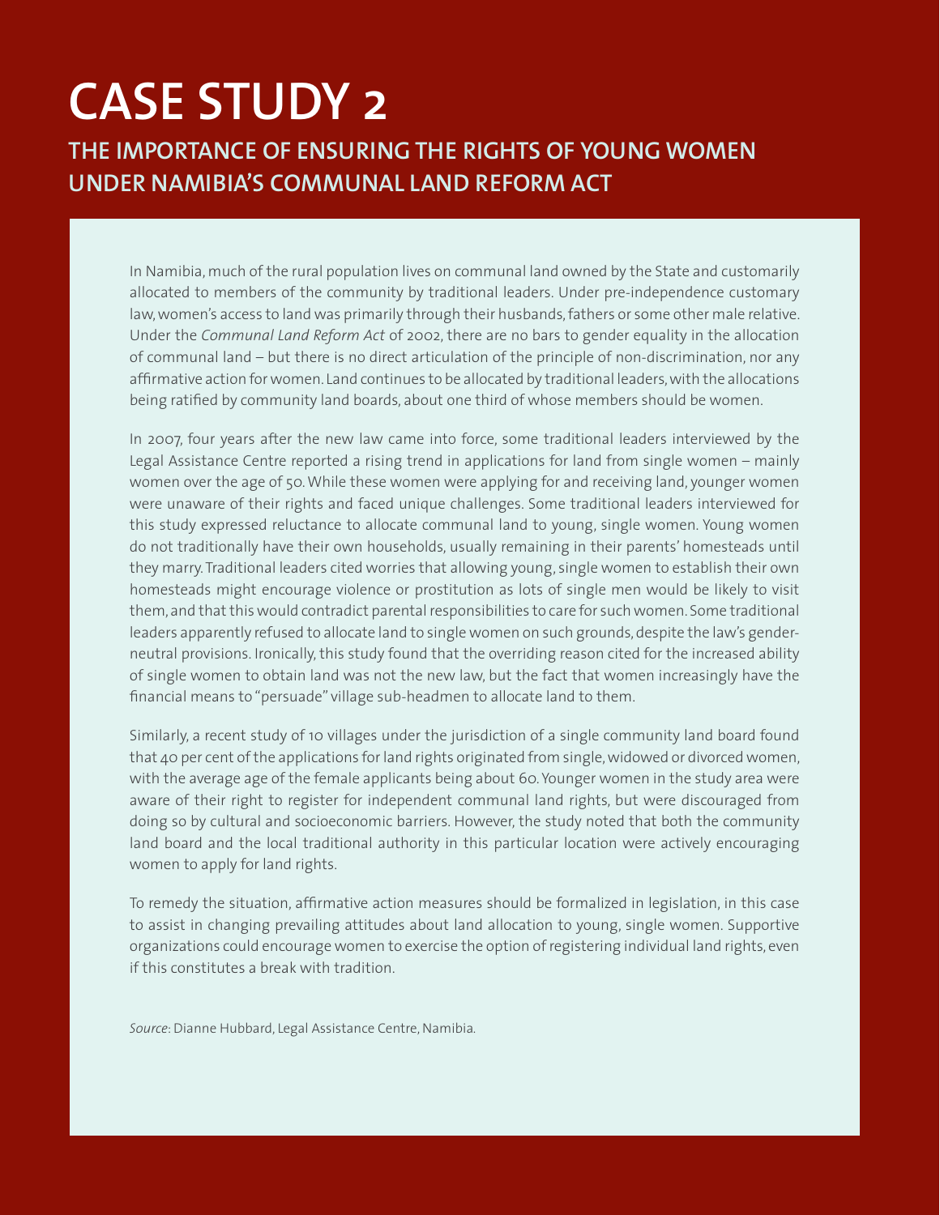# CASE STUDY 2

## THE IMPORTANCE OF ENSURING THE RIGHTS OF YOUNG WOMEN UNDER NAMIBIA'S COMMUNAL LAND REFORM ACT

In Namibia, much of the rural population lives on communal land owned by the State and customarily allocated to members of the community by traditional leaders. Under pre-independence customary law, women's access to land was primarily through their husbands, fathers or some other male relative. Under the *Communal Land Reform Act* of 2002, there are no bars to gender equality in the allocation of communal land – but there is no direct articulation of the principle of non-discrimination, nor any affirmative action for women. Land continues to be allocated by traditional leaders, with the allocations being ratified by community land boards, about one third of whose members should be women.

In 2007, four years after the new law came into force, some traditional leaders interviewed by the Legal Assistance Centre reported a rising trend in applications for land from single women – mainly women over the age of 50. While these women were applying for and receiving land, younger women were unaware of their rights and faced unique challenges. Some traditional leaders interviewed for this study expressed reluctance to allocate communal land to young, single women. Young women do not traditionally have their own households, usually remaining in their parents' homesteads until they marry. Traditional leaders cited worries that allowing young, single women to establish their own homesteads might encourage violence or prostitution as lots of single men would be likely to visit them, and that this would contradict parental responsibilities to care for such women. Some traditional leaders apparently refused to allocate land to single women on such grounds, despite the law's gender-neutral provisions. Ironically, this study found that the overriding reason cited for the increased ability of single women to obtain land was not the new law, but the fact that women increasingly have the financial means to "persuade" village sub-headmen to allocate land to them.

Similarly, a recent study of 10 villages under the jurisdiction of a single community land board found that 40 per cent of the applications for land rights originated from single, widowed or divorced women, with the average age of the female applicants being about 60. Younger women in the study area were aware of their right to register for independent communal land rights, but were discouraged from doing so by cultural and socioeconomic barriers. However, the study noted that both the community land board and the local traditional authority in this particular location were actively encouraging women to apply for land rights.

To remedy the situation, affirmative action measures should be formalized in legislation, in this case to assist in changing prevailing attitudes about land allocation to young, single women. Supportive organizations could encourage women to exercise the option of registering individual land rights, even if this constitutes a break with tradition.

*Source*: Dianne Hubbard, Legal Assistance Centre, Namibia.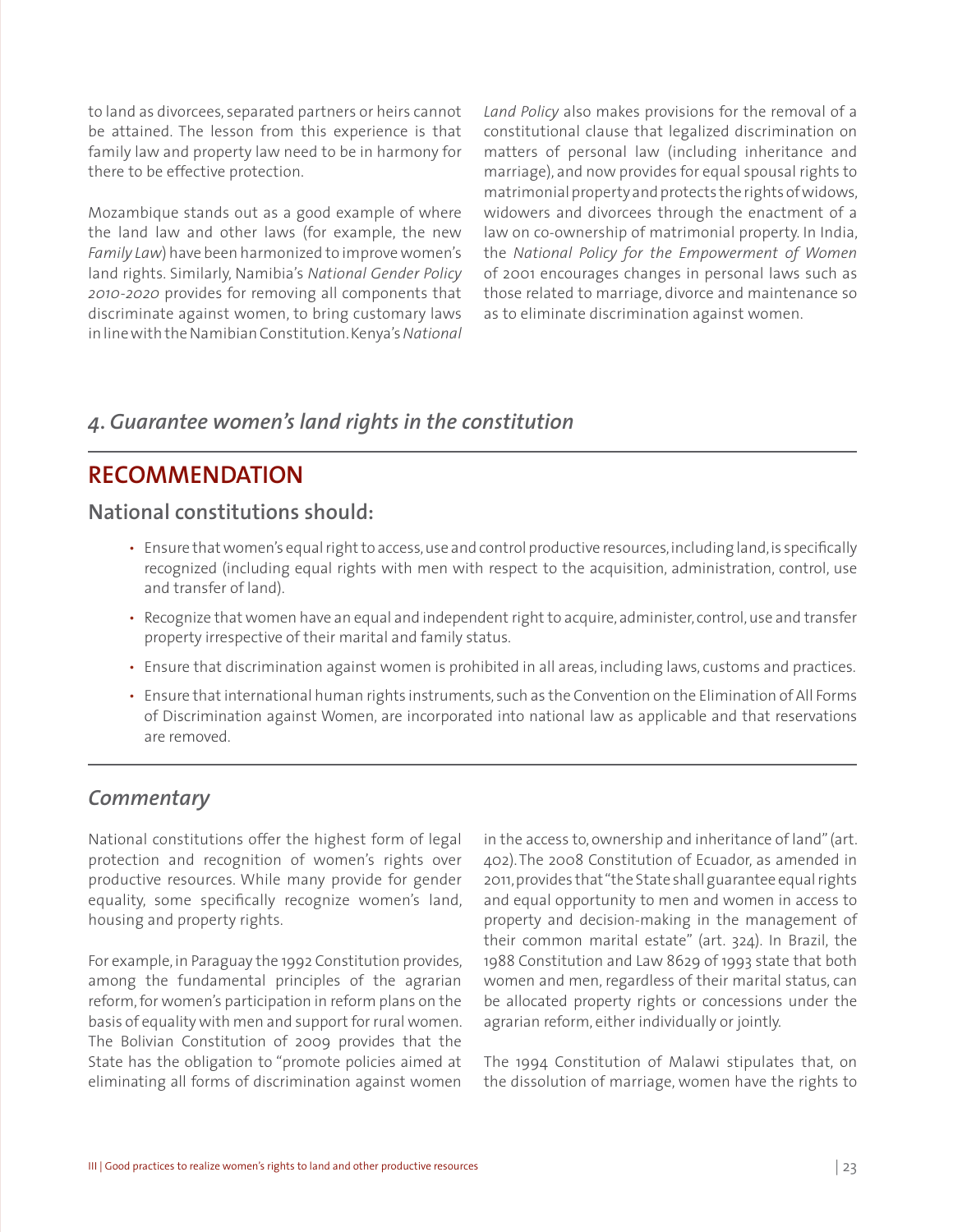to land as divorcees, separated partners or heirs cannot be attained. The lesson from this experience is that family law and property law need to be in harmony for there to be effective protection.

Mozambique stands out as a good example of where the land law and other laws (for example, the new *Family Law*) have been harmonized to improve women's land rights. Similarly, Namibia's *National Gender Policy 2010-2020* provides for removing all components that discriminate against women, to bring customary laws in line with the Namibian Constitution. Kenya's *National Land Policy* also makes provisions for the removal of a constitutional clause that legalized discrimination on matters of personal law (including inheritance and marriage), and now provides for equal spousal rights to matrimonial property and protects the rights of widows, widowers and divorcees through the enactment of a law on co-ownership of matrimonial property. In India, the *National Policy for the Empowerment of Women* of 2001 encourages changes in personal laws such as those related to marriage, divorce and maintenance so as to eliminate discrimination against women.

### *4. Guarantee women's land rights in the constitution*

## RECOMMENDATION

### National constitutions should:

- Ensure that women's equal right to access, use and control productive resources, including land, is specifically recognized (including equal rights with men with respect to the acquisition, administration, control, use and transfer of land).
- Recognize that women have an equal and independent right to acquire, administer, control, use and transfer property irrespective of their marital and family status.
- Ensure that discrimination against women is prohibited in all areas, including laws, customs and practices.
- Ensure that international human rights instruments, such as the Convention on the Elimination of All Forms of Discrimination against Women, are incorporated into national law as applicable and that reservations are removed.

### *Commentary*

National constitutions offer the highest form of legal protection and recognition of women's rights over productive resources. While many provide for gender equality, some specifically recognize women's land, housing and property rights.

For example, in Paraguay the 1992 Constitution provides, among the fundamental principles of the agrarian reform, for women's participation in reform plans on the basis of equality with men and support for rural women. The Bolivian Constitution of 2009 provides that the State has the obligation to "promote policies aimed at eliminating all forms of discrimination against women in the access to, ownership and inheritance of land" (art. 402). The 2008 Constitution of Ecuador, as amended in 2011, provides that "the State shall guarantee equal rights and equal opportunity to men and women in access to property and decision-making in the management of their common marital estate" (art. 324). In Brazil, the 1988 Constitution and Law 8629 of 1993 state that both women and men, regardless of their marital status, can be allocated property rights or concessions under the agrarian reform, either individually or jointly.

The 1994 Constitution of Malawi stipulates that, on the dissolution of marriage, women have the rights to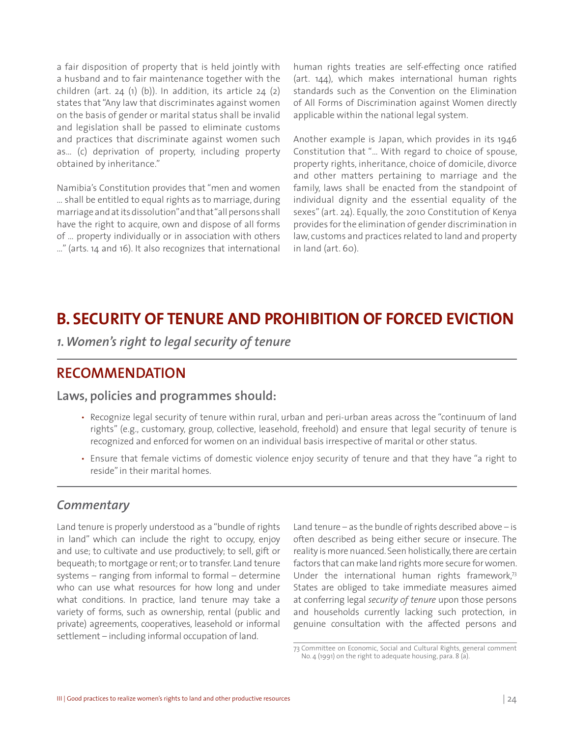a fair disposition of property that is held jointly with a husband and to fair maintenance together with the children (art. 24 (1) (b)). In addition, its article 24 (2) states that "Any law that discriminates against women on the basis of gender or marital status shall be invalid and legislation shall be passed to eliminate customs and practices that discriminate against women such as… (c) deprivation of property, including property obtained by inheritance."

Namibia's Constitution provides that "men and women … shall be entitled to equal rights as to marriage, during marriage and at its dissolution" and that "all persons shall have the right to acquire, own and dispose of all forms of … property individually or in association with others …" (arts. 14 and 16). It also recognizes that international human rights treaties are self-effecting once ratified (art. 144), which makes international human rights standards such as the Convention on the Elimination of All Forms of Discrimination against Women directly applicable within the national legal system.

Another example is Japan, which provides in its 1946 Constitution that "… With regard to choice of spouse, property rights, inheritance, choice of domicile, divorce and other matters pertaining to marriage and the family, laws shall be enacted from the standpoint of individual dignity and the essential equality of the sexes" (art. 24). Equally, the 2010 Constitution of Kenya provides for the elimination of gender discrimination in law, customs and practices related to land and property in land (art. 60).

# B. SECURITY OF TENURE AND PROHIBITION OF FORCED EVICTION

## *1. Women's right to legal security of tenure*

## RECOMMENDATION

### Laws, policies and programmes should:

- Recognize legal security of tenure within rural, urban and peri-urban areas across the "continuum of land rights" (e.g., customary, group, collective, leasehold, freehold) and ensure that legal security of tenure is recognized and enforced for women on an individual basis irrespective of marital or other status.
- Ensure that female victims of domestic violence enjoy security of tenure and that they have "a right to reside" in their marital homes.

### *Commentary*

Land tenure is properly understood as a "bundle of rights in land" which can include the right to occupy, enjoy and use; to cultivate and use productively; to sell, gift or bequeath; to mortgage or rent; or to transfer. Land tenure systems – ranging from informal to formal – determine who can use what resources for how long and under what conditions. In practice, land tenure may take a variety of forms, such as ownership, rental (public and private) agreements, cooperatives, leasehold or informal settlement – including informal occupation of land.

Land tenure – as the bundle of rights described above – is often described as being either secure or insecure. The reality is more nuanced. Seen holistically, there are certain factors that can make land rights more secure for women. Under the international human rights framework,[73] States are obliged to take immediate measures aimed at conferring legal *security of tenure* upon those persons and households currently lacking such protection, in genuine consultation with the affected persons and

73 Committee on Economic, Social and Cultural Rights, general comment No. 4 (1991) on the right to adequate housing, para. 8 (a).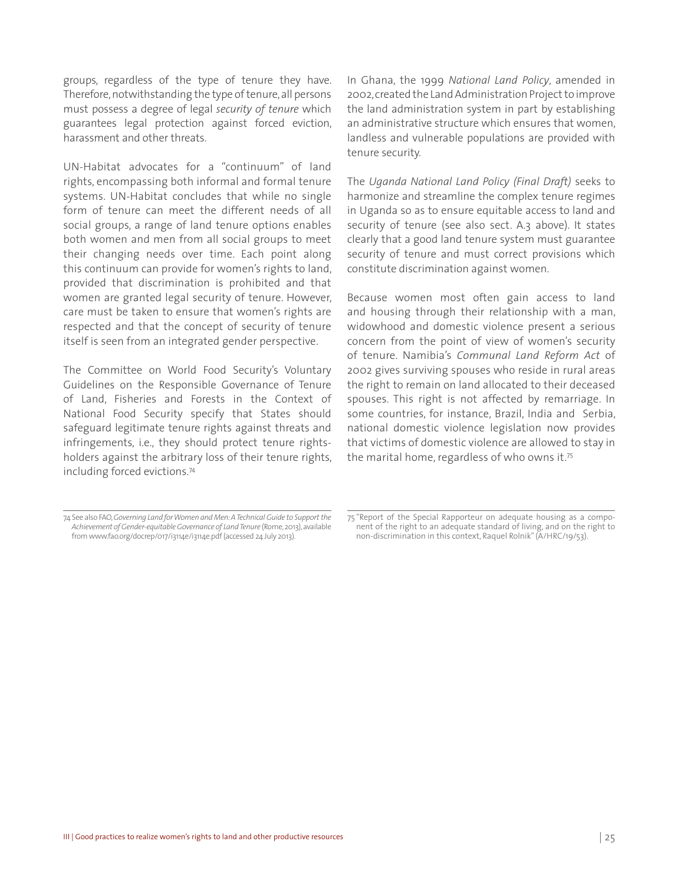groups, regardless of the type of tenure they have. Therefore, notwithstanding the type of tenure, all persons must possess a degree of legal *security of tenure* which guarantees legal protection against forced eviction, harassment and other threats.

UN-Habitat advocates for a "continuum" of land rights, encompassing both informal and formal tenure systems. UN-Habitat concludes that while no single form of tenure can meet the different needs of all social groups, a range of land tenure options enables both women and men from all social groups to meet their changing needs over time. Each point along this continuum can provide for women's rights to land, provided that discrimination is prohibited and that women are granted legal security of tenure. However, care must be taken to ensure that women's rights are respected and that the concept of security of tenure itself is seen from an integrated gender perspective.

The Committee on World Food Security's Voluntary Guidelines on the Responsible Governance of Tenure of Land, Fisheries and Forests in the Context of National Food Security specify that States should safeguard legitimate tenure rights against threats and infringements, i.e., they should protect tenure rights-holders against the arbitrary loss of their tenure rights, including forced evictions.[74]

In Ghana, the 1999 *National Land Policy*, amended in 2002, created the Land Administration Project to improve the land administration system in part by establishing an administrative structure which ensures that women, landless and vulnerable populations are provided with tenure security.

The *Uganda National Land Policy (Final Draft)* seeks to harmonize and streamline the complex tenure regimes in Uganda so as to ensure equitable access to land and security of tenure (see also sect. A.3 above). It states clearly that a good land tenure system must guarantee security of tenure and must correct provisions which constitute discrimination against women.

Because women most often gain access to land and housing through their relationship with a man, widowhood and domestic violence present a serious concern from the point of view of women's security of tenure. Namibia's *Communal Land Reform Act* of 2002 gives surviving spouses who reside in rural areas the right to remain on land allocated to their deceased spouses. This right is not affected by remarriage. In some countries, for instance, Brazil, India and Serbia, national domestic violence legislation now provides that victims of domestic violence are allowed to stay in the marital home, regardless of who owns it.[75]

---

74 See also FAO, *Governing Land for Women and Men: A Technical Guide to Support the Achievement of Gender-equitable Governance of Land Tenure* (Rome, 2013), available from www.fao.org/docrep/017/i3114e/i3114e.pdf (accessed 24 July 2013).

75 "Report of the Special Rapporteur on adequate housing as a component of the right to an adequate standard of living, and on the right to non-discrimination in this context, Raquel Rolnik" (A/HRC/19/53).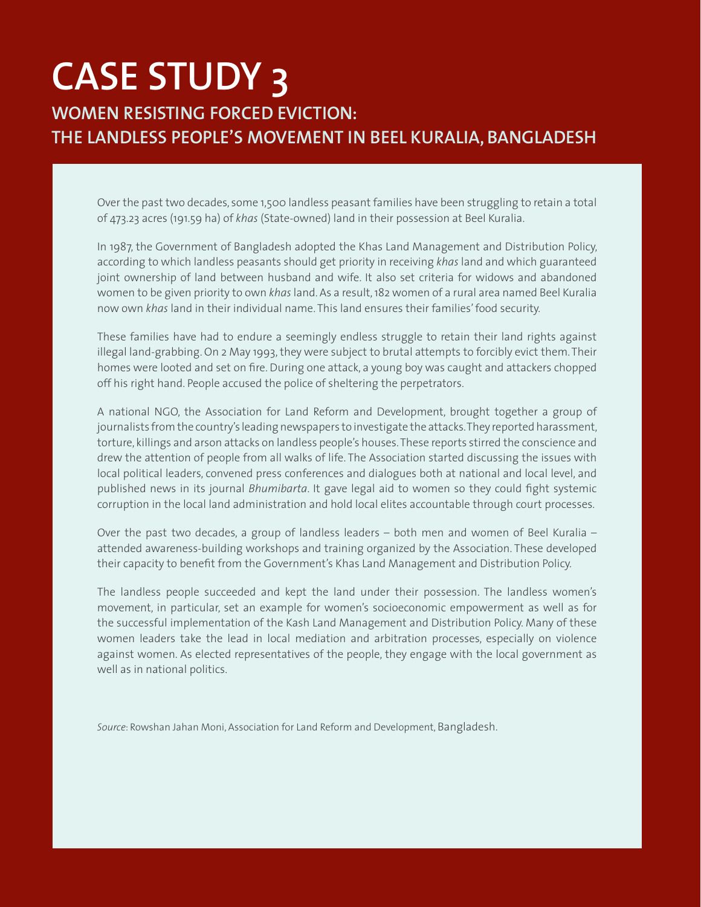# CASE STUDY 3

## WOMEN RESISTING FORCED EVICTION: THE LANDLESS PEOPLE'S MOVEMENT IN BEEL KURALIA, BANGLADESH

Over the past two decades, some 1,500 landless peasant families have been struggling to retain a total of 473.23 acres (191.59 ha) of *khas* (State-owned) land in their possession at Beel Kuralia.

In 1987, the Government of Bangladesh adopted the Khas Land Management and Distribution Policy, according to which landless peasants should get priority in receiving *khas* land and which guaranteed joint ownership of land between husband and wife. It also set criteria for widows and abandoned women to be given priority to own *khas* land. As a result, 182 women of a rural area named Beel Kuralia now own *khas* land in their individual name. This land ensures their families' food security.

These families have had to endure a seemingly endless struggle to retain their land rights against illegal land-grabbing. On 2 May 1993, they were subject to brutal attempts to forcibly evict them. Their homes were looted and set on fire. During one attack, a young boy was caught and attackers chopped off his right hand. People accused the police of sheltering the perpetrators.

A national NGO, the Association for Land Reform and Development, brought together a group of journalists from the country's leading newspapers to investigate the attacks. They reported harassment, torture, killings and arson attacks on landless people's houses. These reports stirred the conscience and drew the attention of people from all walks of life. The Association started discussing the issues with local political leaders, convened press conferences and dialogues both at national and local level, and published news in its journal *Bhumibarta*. It gave legal aid to women so they could fight systemic corruption in the local land administration and hold local elites accountable through court processes.

Over the past two decades, a group of landless leaders – both men and women of Beel Kuralia – attended awareness-building workshops and training organized by the Association. These developed their capacity to benefit from the Government's Khas Land Management and Distribution Policy.

The landless people succeeded and kept the land under their possession. The landless women's movement, in particular, set an example for women's socioeconomic empowerment as well as for the successful implementation of the Kash Land Management and Distribution Policy. Many of these women leaders take the lead in local mediation and arbitration processes, especially on violence against women. As elected representatives of the people, they engage with the local government as well as in national politics.

*Source*: Rowshan Jahan Moni, Association for Land Reform and Development, Bangladesh.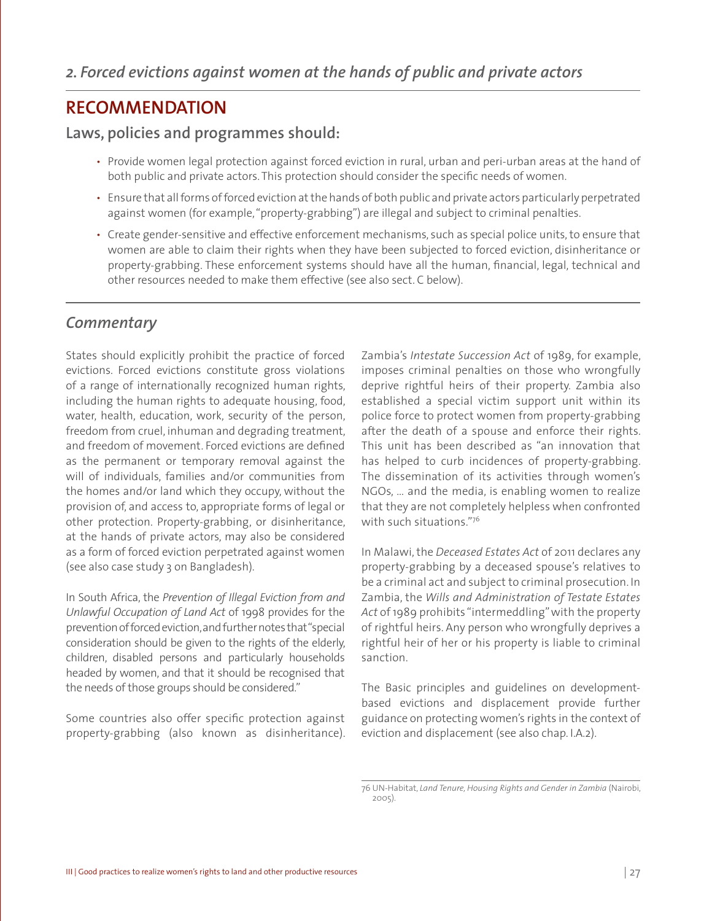## *2. Forced evictions against women at the hands of public and private actors*

## RECOMMENDATION

### Laws, policies and programmes should:

- Provide women legal protection against forced eviction in rural, urban and peri-urban areas at the hand of both public and private actors. This protection should consider the specific needs of women.
- Ensure that all forms of forced eviction at the hands of both public and private actors particularly perpetrated against women (for example, "property-grabbing") are illegal and subject to criminal penalties.
- Create gender-sensitive and effective enforcement mechanisms, such as special police units, to ensure that women are able to claim their rights when they have been subjected to forced eviction, disinheritance or property-grabbing. These enforcement systems should have all the human, financial, legal, technical and other resources needed to make them effective (see also sect. C below).

## *Commentary*

States should explicitly prohibit the practice of forced evictions. Forced evictions constitute gross violations of a range of internationally recognized human rights, including the human rights to adequate housing, food, water, health, education, work, security of the person, freedom from cruel, inhuman and degrading treatment, and freedom of movement. Forced evictions are defined as the permanent or temporary removal against the will of individuals, families and/or communities from the homes and/or land which they occupy, without the provision of, and access to, appropriate forms of legal or other protection. Property-grabbing, or disinheritance, at the hands of private actors, may also be considered as a form of forced eviction perpetrated against women (see also case study 3 on Bangladesh).

In South Africa, the *Prevention of Illegal Eviction from and Unlawful Occupation of Land Act* of 1998 provides for the prevention of forced eviction, and further notes that "special consideration should be given to the rights of the elderly, children, disabled persons and particularly households headed by women, and that it should be recognised that the needs of those groups should be considered."

Some countries also offer specific protection against property-grabbing (also known as disinheritance). Zambia's *Intestate Succession Act* of 1989, for example, imposes criminal penalties on those who wrongfully deprive rightful heirs of their property. Zambia also established a special victim support unit within its police force to protect women from property-grabbing after the death of a spouse and enforce their rights. This unit has been described as "an innovation that has helped to curb incidences of property-grabbing. The dissemination of its activities through women's NGOs, ... and the media, is enabling women to realize that they are not completely helpless when confronted with such situations."[76]

In Malawi, the *Deceased Estates Act* of 2011 declares any property-grabbing by a deceased spouse's relatives to be a criminal act and subject to criminal prosecution. In Zambia, the *Wills and Administration of Testate Estates Act* of 1989 prohibits "intermeddling" with the property of rightful heirs. Any person who wrongfully deprives a rightful heir of her or his property is liable to criminal sanction.

The Basic principles and guidelines on development-based evictions and displacement provide further guidance on protecting women's rights in the context of eviction and displacement (see also chap. I.A.2).

---

76 UN-Habitat, *Land Tenure, Housing Rights and Gender in Zambia* (Nairobi, 2005).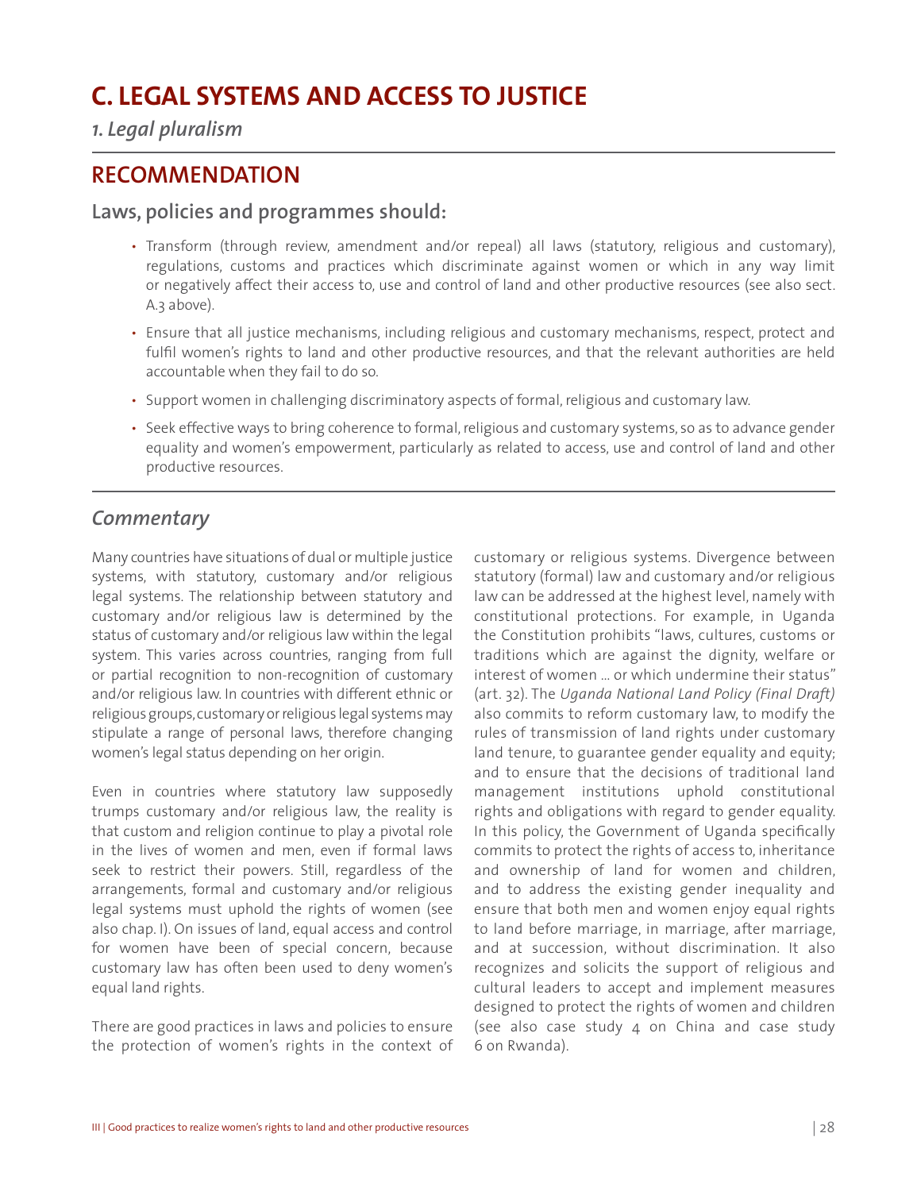# C. LEGAL SYSTEMS AND ACCESS TO JUSTICE

*1. Legal pluralism*

## RECOMMENDATION

### Laws, policies and programmes should:

- Transform (through review, amendment and/or repeal) all laws (statutory, religious and customary), regulations, customs and practices which discriminate against women or which in any way limit or negatively affect their access to, use and control of land and other productive resources (see also sect. A.3 above).
- Ensure that all justice mechanisms, including religious and customary mechanisms, respect, protect and fulfil women's rights to land and other productive resources, and that the relevant authorities are held accountable when they fail to do so.
- Support women in challenging discriminatory aspects of formal, religious and customary law.
- Seek effective ways to bring coherence to formal, religious and customary systems, so as to advance gender equality and women's empowerment, particularly as related to access, use and control of land and other productive resources.

## *Commentary*

Many countries have situations of dual or multiple justice systems, with statutory, customary and/or religious legal systems. The relationship between statutory and customary and/or religious law is determined by the status of customary and/or religious law within the legal system. This varies across countries, ranging from full or partial recognition to non-recognition of customary and/or religious law. In countries with different ethnic or religious groups, customary or religious legal systems may stipulate a range of personal laws, therefore changing women's legal status depending on her origin.

Even in countries where statutory law supposedly trumps customary and/or religious law, the reality is that custom and religion continue to play a pivotal role in the lives of women and men, even if formal laws seek to restrict their powers. Still, regardless of the arrangements, formal and customary and/or religious legal systems must uphold the rights of women (see also chap. I). On issues of land, equal access and control for women have been of special concern, because customary law has often been used to deny women's equal land rights.

There are good practices in laws and policies to ensure the protection of women's rights in the context of customary or religious systems. Divergence between statutory (formal) law and customary and/or religious law can be addressed at the highest level, namely with constitutional protections. For example, in Uganda the Constitution prohibits "laws, cultures, customs or traditions which are against the dignity, welfare or interest of women ... or which undermine their status" (art. 32). The *Uganda National Land Policy (Final Draft)* also commits to reform customary law, to modify the rules of transmission of land rights under customary land tenure, to guarantee gender equality and equity; and to ensure that the decisions of traditional land management institutions uphold constitutional rights and obligations with regard to gender equality. In this policy, the Government of Uganda specifically commits to protect the rights of access to, inheritance and ownership of land for women and children, and to address the existing gender inequality and ensure that both men and women enjoy equal rights to land before marriage, in marriage, after marriage, and at succession, without discrimination. It also recognizes and solicits the support of religious and cultural leaders to accept and implement measures designed to protect the rights of women and children (see also case study 4 on China and case study 6 on Rwanda).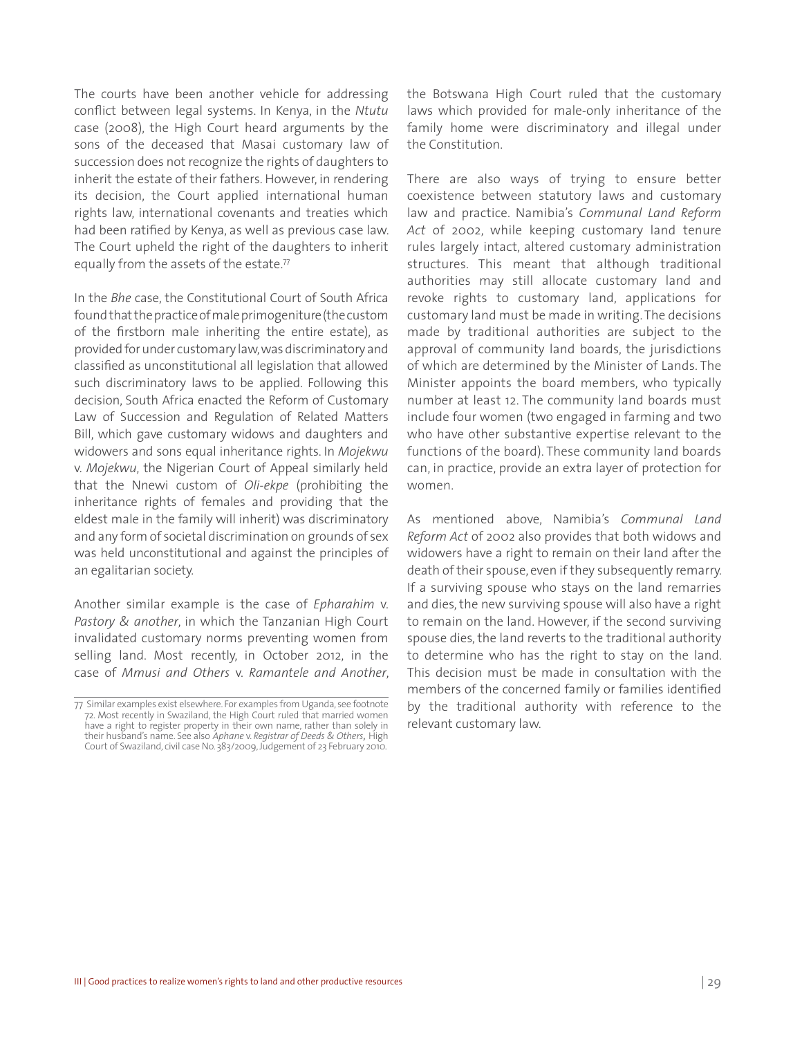The courts have been another vehicle for addressing conflict between legal systems. In Kenya, in the *Ntutu* case (2008), the High Court heard arguments by the sons of the deceased that Masai customary law of succession does not recognize the rights of daughters to inherit the estate of their fathers. However, in rendering its decision, the Court applied international human rights law, international covenants and treaties which had been ratified by Kenya, as well as previous case law. The Court upheld the right of the daughters to inherit equally from the assets of the estate.[77]

In the *Bhe* case, the Constitutional Court of South Africa found that the practice of male primogeniture (the custom of the firstborn male inheriting the entire estate), as provided for under customary law, was discriminatory and classified as unconstitutional all legislation that allowed such discriminatory laws to be applied. Following this decision, South Africa enacted the Reform of Customary Law of Succession and Regulation of Related Matters Bill, which gave customary widows and daughters and widowers and sons equal inheritance rights. In *Mojekwu* v. *Mojekwu*, the Nigerian Court of Appeal similarly held that the Nnewi custom of *Oli-ekpe* (prohibiting the inheritance rights of females and providing that the eldest male in the family will inherit) was discriminatory and any form of societal discrimination on grounds of sex was held unconstitutional and against the principles of an egalitarian society.

Another similar example is the case of *Epharahim* v. *Pastory & another*, in which the Tanzanian High Court invalidated customary norms preventing women from selling land. Most recently, in October 2012, in the case of *Mmusi and Others* v. *Ramantele and Another*, the Botswana High Court ruled that the customary laws which provided for male-only inheritance of the family home were discriminatory and illegal under the Constitution.

There are also ways of trying to ensure better coexistence between statutory laws and customary law and practice. Namibia's *Communal Land Reform Act* of 2002, while keeping customary land tenure rules largely intact, altered customary administration structures. This meant that although traditional authorities may still allocate customary land and revoke rights to customary land, applications for customary land must be made in writing. The decisions made by traditional authorities are subject to the approval of community land boards, the jurisdictions of which are determined by the Minister of Lands. The Minister appoints the board members, who typically number at least 12. The community land boards must include four women (two engaged in farming and two who have other substantive expertise relevant to the functions of the board). These community land boards can, in practice, provide an extra layer of protection for women.

As mentioned above, Namibia's *Communal Land Reform Act* of 2002 also provides that both widows and widowers have a right to remain on their land after the death of their spouse, even if they subsequently remarry. If a surviving spouse who stays on the land remarries and dies, the new surviving spouse will also have a right to remain on the land. However, if the second surviving spouse dies, the land reverts to the traditional authority to determine who has the right to stay on the land. This decision must be made in consultation with the members of the concerned family or families identified by the traditional authority with reference to the relevant customary law.

---

[77] Similar examples exist elsewhere. For examples from Uganda, see footnote 72. Most recently in Swaziland, the High Court ruled that married women have a right to register property in their own name, rather than solely in their husband's name. See also *Aphane* v. *Registrar of Deeds & Others*, High Court of Swaziland, civil case No. 383/2009, Judgement of 23 February 2010.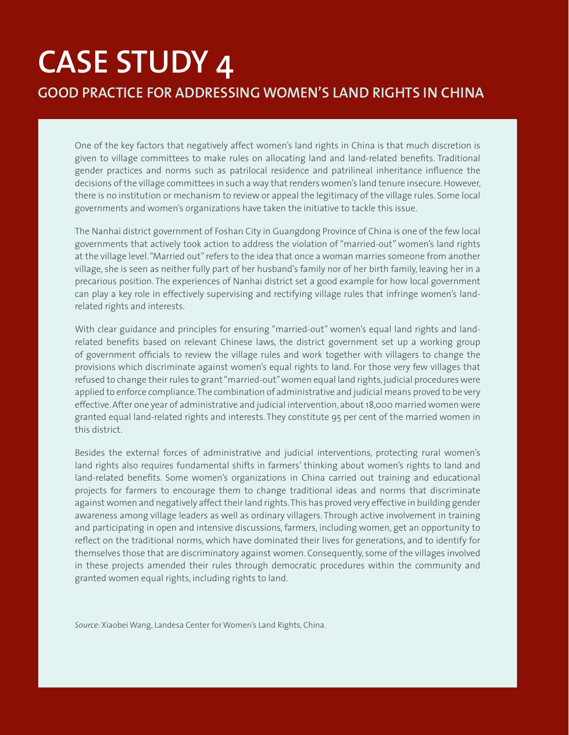# CASE STUDY 4

## GOOD PRACTICE FOR ADDRESSING WOMEN'S LAND RIGHTS IN CHINA

One of the key factors that negatively affect women's land rights in China is that much discretion is given to village committees to make rules on allocating land and land-related benefits. Traditional gender practices and norms such as patrilocal residence and patrilineal inheritance influence the decisions of the village committees in such a way that renders women's land tenure insecure. However, there is no institution or mechanism to review or appeal the legitimacy of the village rules. Some local governments and women's organizations have taken the initiative to tackle this issue.

The Nanhai district government of Foshan City in Guangdong Province of China is one of the few local governments that actively took action to address the violation of "married-out" women's land rights at the village level. "Married out" refers to the idea that once a woman marries someone from another village, she is seen as neither fully part of her husband's family nor of her birth family, leaving her in a precarious position. The experiences of Nanhai district set a good example for how local government can play a key role in effectively supervising and rectifying village rules that infringe women's land-related rights and interests.

With clear guidance and principles for ensuring "married-out" women's equal land rights and land-related benefits based on relevant Chinese laws, the district government set up a working group of government officials to review the village rules and work together with villagers to change the provisions which discriminate against women's equal rights to land. For those very few villages that refused to change their rules to grant "married-out" women equal land rights, judicial procedures were applied to enforce compliance. The combination of administrative and judicial means proved to be very effective. After one year of administrative and judicial intervention, about 18,000 married women were granted equal land-related rights and interests. They constitute 95 per cent of the married women in this district.

Besides the external forces of administrative and judicial interventions, protecting rural women's land rights also requires fundamental shifts in farmers' thinking about women's rights to land and land-related benefits. Some women's organizations in China carried out training and educational projects for farmers to encourage them to change traditional ideas and norms that discriminate against women and negatively affect their land rights. This has proved very effective in building gender awareness among village leaders as well as ordinary villagers. Through active involvement in training and participating in open and intensive discussions, farmers, including women, get an opportunity to reflect on the traditional norms, which have dominated their lives for generations, and to identify for themselves those that are discriminatory against women. Consequently, some of the villages involved in these projects amended their rules through democratic procedures within the community and granted women equal rights, including rights to land.

*Source*: Xiaobei Wang, Landesa Center for Women's Land Rights, China.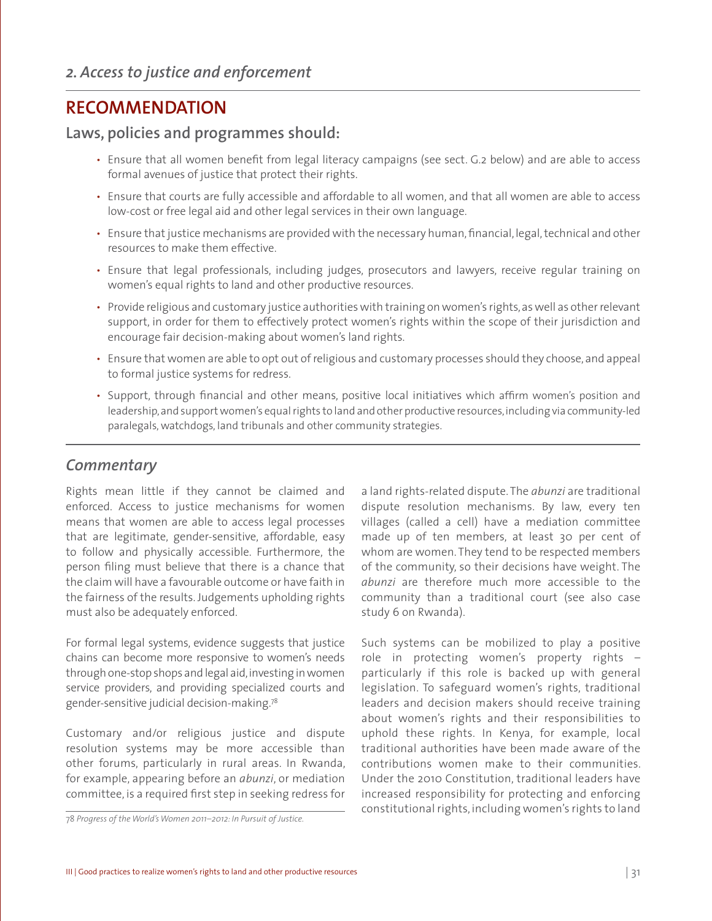## 2. Access to justice and enforcement

## RECOMMENDATION

### Laws, policies and programmes should:

- Ensure that all women benefit from legal literacy campaigns (see sect. G.2 below) and are able to access formal avenues of justice that protect their rights.
- Ensure that courts are fully accessible and affordable to all women, and that all women are able to access low-cost or free legal aid and other legal services in their own language.
- Ensure that justice mechanisms are provided with the necessary human, financial, legal, technical and other resources to make them effective.
- Ensure that legal professionals, including judges, prosecutors and lawyers, receive regular training on women's equal rights to land and other productive resources.
- Provide religious and customary justice authorities with training on women's rights, as well as other relevant support, in order for them to effectively protect women's rights within the scope of their jurisdiction and encourage fair decision-making about women's land rights.
- Ensure that women are able to opt out of religious and customary processes should they choose, and appeal to formal justice systems for redress.
- Support, through financial and other means, positive local initiatives which affirm women's position and leadership, and support women's equal rights to land and other productive resources, including via community-led paralegals, watchdogs, land tribunals and other community strategies.

## *Commentary*

Rights mean little if they cannot be claimed and enforced. Access to justice mechanisms for women means that women are able to access legal processes that are legitimate, gender-sensitive, affordable, easy to follow and physically accessible. Furthermore, the person filing must believe that there is a chance that the claim will have a favourable outcome or have faith in the fairness of the results. Judgements upholding rights must also be adequately enforced.

For formal legal systems, evidence suggests that justice chains can become more responsive to women's needs through one-stop shops and legal aid, investing in women service providers, and providing specialized courts and gender-sensitive judicial decision-making.[78]

Customary and/or religious justice and dispute resolution systems may be more accessible than other forums, particularly in rural areas. In Rwanda, for example, appearing before an *abunzi*, or mediation committee, is a required first step in seeking redress for a land rights-related dispute. The *abunzi* are traditional dispute resolution mechanisms. By law, every ten villages (called a cell) have a mediation committee made up of ten members, at least 30 per cent of whom are women. They tend to be respected members of the community, so their decisions have weight. The *abunzi* are therefore much more accessible to the community than a traditional court (see also case study 6 on Rwanda).

Such systems can be mobilized to play a positive role in protecting women's property rights – particularly if this role is backed up with general legislation. To safeguard women's rights, traditional leaders and decision makers should receive training about women's rights and their responsibilities to uphold these rights. In Kenya, for example, local traditional authorities have been made aware of the contributions women make to their communities. Under the 2010 Constitution, traditional leaders have increased responsibility for protecting and enforcing constitutional rights, including women's rights to land

78 *Progress of the World's Women 2011–2012: In Pursuit of Justice.*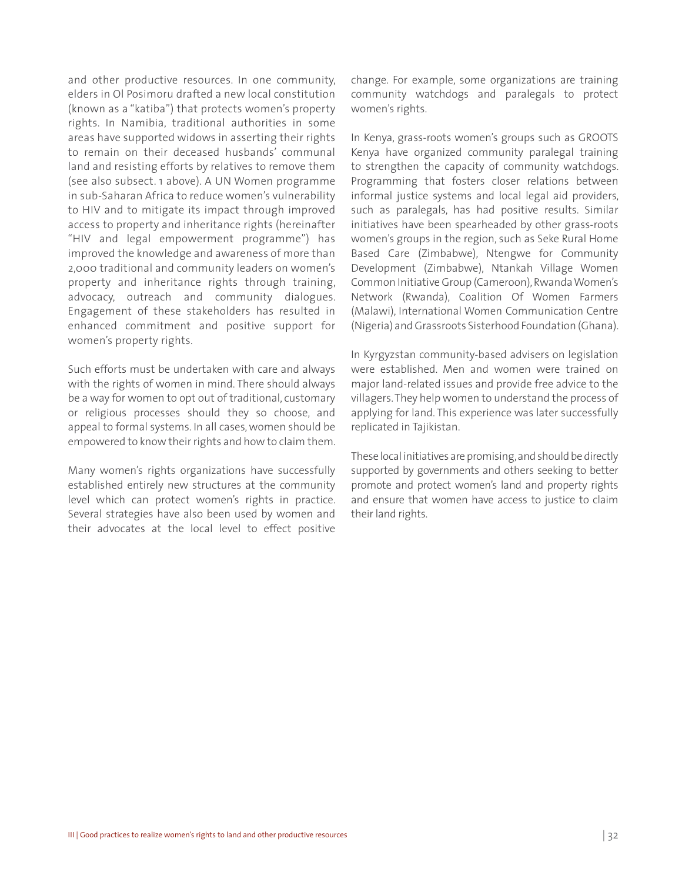and other productive resources. In one community, elders in Ol Posimoru drafted a new local constitution (known as a "katiba") that protects women's property rights. In Namibia, traditional authorities in some areas have supported widows in asserting their rights to remain on their deceased husbands' communal land and resisting efforts by relatives to remove them (see also subsect. 1 above). A UN Women programme in sub-Saharan Africa to reduce women's vulnerability to HIV and to mitigate its impact through improved access to property and inheritance rights (hereinafter "HIV and legal empowerment programme") has improved the knowledge and awareness of more than 2,000 traditional and community leaders on women's property and inheritance rights through training, advocacy, outreach and community dialogues. Engagement of these stakeholders has resulted in enhanced commitment and positive support for women's property rights.

Such efforts must be undertaken with care and always with the rights of women in mind. There should always be a way for women to opt out of traditional, customary or religious processes should they so choose, and appeal to formal systems. In all cases, women should be empowered to know their rights and how to claim them.

Many women's rights organizations have successfully established entirely new structures at the community level which can protect women's rights in practice. Several strategies have also been used by women and their advocates at the local level to effect positive change. For example, some organizations are training community watchdogs and paralegals to protect women's rights.

In Kenya, grass-roots women's groups such as GROOTS Kenya have organized community paralegal training to strengthen the capacity of community watchdogs. Programming that fosters closer relations between informal justice systems and local legal aid providers, such as paralegals, has had positive results. Similar initiatives have been spearheaded by other grass-roots women's groups in the region, such as Seke Rural Home Based Care (Zimbabwe), Ntengwe for Community Development (Zimbabwe), Ntankah Village Women Common Initiative Group (Cameroon), Rwanda Women's Network (Rwanda), Coalition Of Women Farmers (Malawi), International Women Communication Centre (Nigeria) and Grassroots Sisterhood Foundation (Ghana).

In Kyrgyzstan community-based advisers on legislation were established. Men and women were trained on major land-related issues and provide free advice to the villagers. They help women to understand the process of applying for land. This experience was later successfully replicated in Tajikistan.

These local initiatives are promising, and should be directly supported by governments and others seeking to better promote and protect women's land and property rights and ensure that women have access to justice to claim their land rights.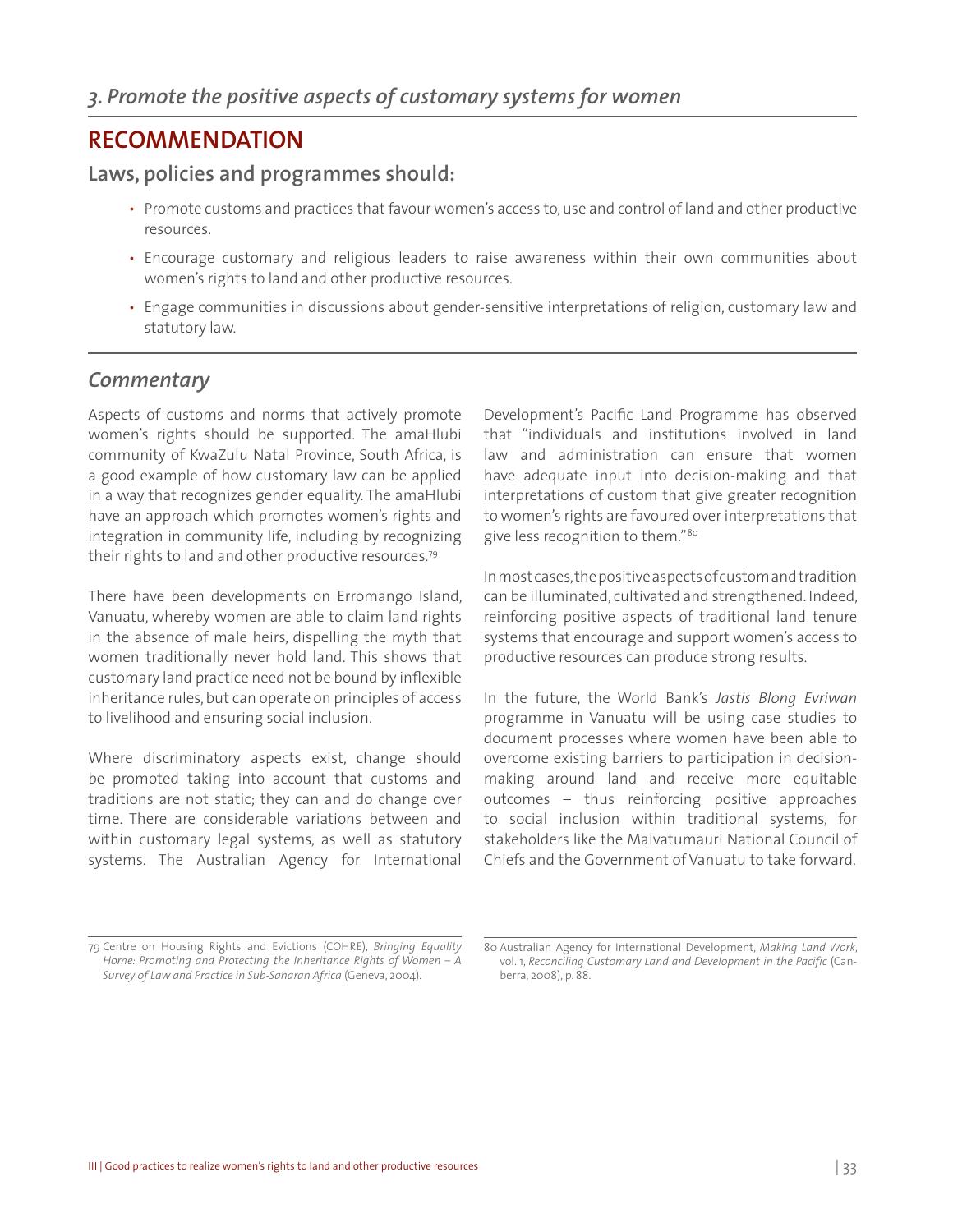## *3. Promote the positive aspects of customary systems for women*

## RECOMMENDATION

### Laws, policies and programmes should:

- Promote customs and practices that favour women's access to, use and control of land and other productive resources.
- Encourage customary and religious leaders to raise awareness within their own communities about women's rights to land and other productive resources.
- Engage communities in discussions about gender-sensitive interpretations of religion, customary law and statutory law.

### *Commentary*

Aspects of customs and norms that actively promote women's rights should be supported. The amaHlubi community of KwaZulu Natal Province, South Africa, is a good example of how customary law can be applied in a way that recognizes gender equality. The amaHlubi have an approach which promotes women's rights and integration in community life, including by recognizing their rights to land and other productive resources.[79]

There have been developments on Erromango Island, Vanuatu, whereby women are able to claim land rights in the absence of male heirs, dispelling the myth that women traditionally never hold land. This shows that customary land practice need not be bound by inflexible inheritance rules, but can operate on principles of access to livelihood and ensuring social inclusion.

Where discriminatory aspects exist, change should be promoted taking into account that customs and traditions are not static; they can and do change over time. There are considerable variations between and within customary legal systems, as well as statutory systems. The Australian Agency for International Development's Pacific Land Programme has observed that "individuals and institutions involved in land law and administration can ensure that women have adequate input into decision-making and that interpretations of custom that give greater recognition to women's rights are favoured over interpretations that give less recognition to them."[80]

In most cases, the positive aspects of custom and tradition can be illuminated, cultivated and strengthened. Indeed, reinforcing positive aspects of traditional land tenure systems that encourage and support women's access to productive resources can produce strong results.

In the future, the World Bank's *Jastis Blong Evriwan* programme in Vanuatu will be using case studies to document processes where women have been able to overcome existing barriers to participation in decision-making around land and receive more equitable outcomes – thus reinforcing positive approaches to social inclusion within traditional systems, for stakeholders like the Malvatumauri National Council of Chiefs and the Government of Vanuatu to take forward.

---

79 Centre on Housing Rights and Evictions (COHRE), *Bringing Equality Home: Promoting and Protecting the Inheritance Rights of Women – A Survey of Law and Practice in Sub-Saharan Africa* (Geneva, 2004).

80 Australian Agency for International Development, *Making Land Work*, vol. 1, *Reconciling Customary Land and Development in the Pacific* (Canberra, 2008), p. 88.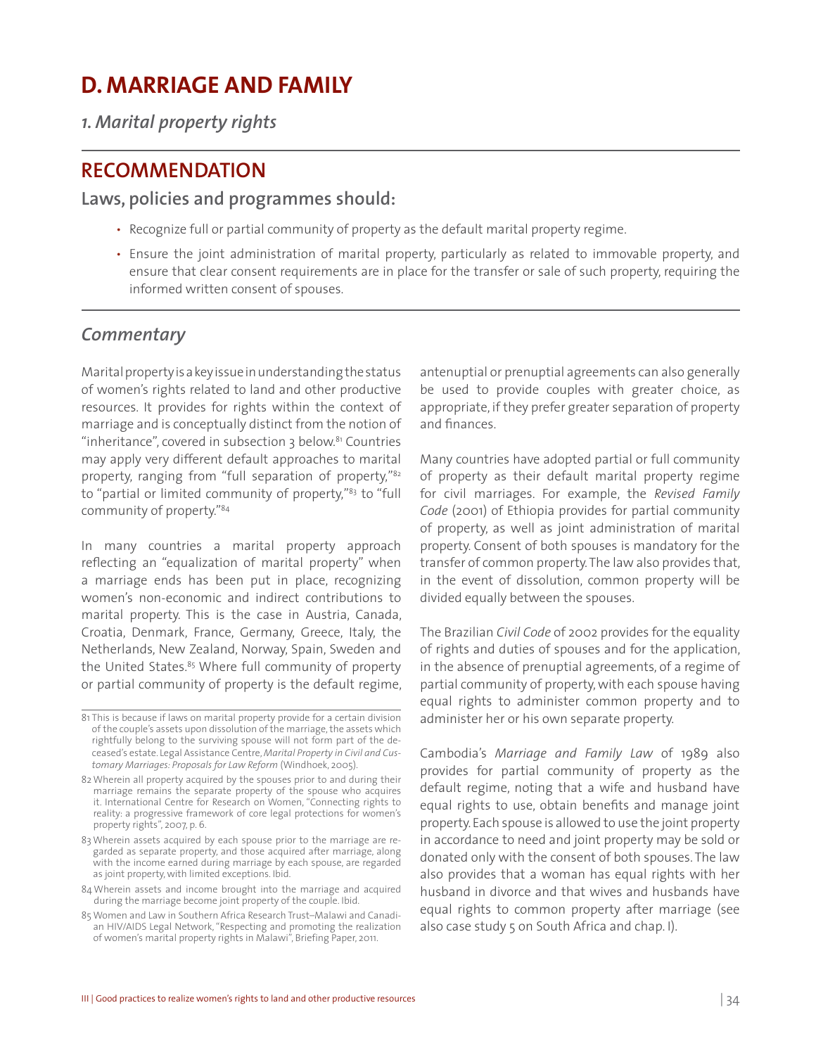# D. MARRIAGE AND FAMILY

## *1. Marital property rights*

## RECOMMENDATION

### Laws, policies and programmes should:

- Recognize full or partial community of property as the default marital property regime.
- Ensure the joint administration of marital property, particularly as related to immovable property, and ensure that clear consent requirements are in place for the transfer or sale of such property, requiring the informed written consent of spouses.

## *Commentary*

Marital property is a key issue in understanding the status of women's rights related to land and other productive resources. It provides for rights within the context of marriage and is conceptually distinct from the notion of "inheritance", covered in subsection 3 below.[81] Countries may apply very different default approaches to marital property, ranging from "full separation of property,"[82] to "partial or limited community of property,"[83] to "full community of property."[84]

In many countries a marital property approach reflecting an "equalization of marital property" when a marriage ends has been put in place, recognizing women's non-economic and indirect contributions to marital property. This is the case in Austria, Canada, Croatia, Denmark, France, Germany, Greece, Italy, the Netherlands, New Zealand, Norway, Spain, Sweden and the United States.[85] Where full community of property or partial community of property is the default regime, antenuptial or prenuptial agreements can also generally be used to provide couples with greater choice, as appropriate, if they prefer greater separation of property and finances.

Many countries have adopted partial or full community of property as their default marital property regime for civil marriages. For example, the *Revised Family Code* (2001) of Ethiopia provides for partial community of property, as well as joint administration of marital property. Consent of both spouses is mandatory for the transfer of common property. The law also provides that, in the event of dissolution, common property will be divided equally between the spouses.

The Brazilian *Civil Code* of 2002 provides for the equality of rights and duties of spouses and for the application, in the absence of prenuptial agreements, of a regime of partial community of property, with each spouse having equal rights to administer common property and to administer her or his own separate property.

Cambodia's *Marriage and Family Law* of 1989 also provides for partial community of property as the default regime, noting that a wife and husband have equal rights to use, obtain benefits and manage joint property. Each spouse is allowed to use the joint property in accordance to need and joint property may be sold or donated only with the consent of both spouses. The law also provides that a woman has equal rights with her husband in divorce and that wives and husbands have equal rights to common property after marriage (see also case study 5 on South Africa and chap. I).

---

81 This is because if laws on marital property provide for a certain division of the couple's assets upon dissolution of the marriage, the assets which rightfully belong to the surviving spouse will not form part of the deceased's estate. Legal Assistance Centre, *Marital Property in Civil and Customary Marriages: Proposals for Law Reform* (Windhoek, 2005).

82 Wherein all property acquired by the spouses prior to and during their marriage remains the separate property of the spouse who acquires it. International Centre for Research on Women, "Connecting rights to reality: a progressive framework of core legal protections for women's property rights", 2007, p. 6.

83 Wherein assets acquired by each spouse prior to the marriage are regarded as separate property, and those acquired after marriage, along with the income earned during marriage by each spouse, are regarded as joint property, with limited exceptions. Ibid.

84 Wherein assets and income brought into the marriage and acquired during the marriage become joint property of the couple. Ibid.

85 Women and Law in Southern Africa Research Trust–Malawi and Canadian HIV/AIDS Legal Network, "Respecting and promoting the realization of women's marital property rights in Malawi", Briefing Paper, 2011.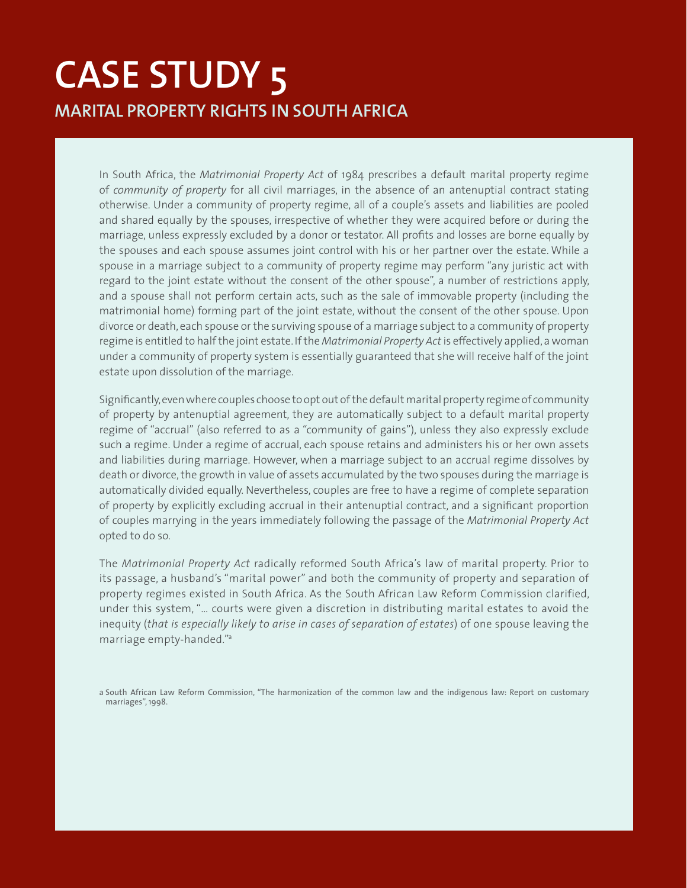# CASE STUDY 5

## MARITAL PROPERTY RIGHTS IN SOUTH AFRICA

In South Africa, the *Matrimonial Property Act* of 1984 prescribes a default marital property regime of *community of property* for all civil marriages, in the absence of an antenuptial contract stating otherwise. Under a community of property regime, all of a couple's assets and liabilities are pooled and shared equally by the spouses, irrespective of whether they were acquired before or during the marriage, unless expressly excluded by a donor or testator. All profits and losses are borne equally by the spouses and each spouse assumes joint control with his or her partner over the estate. While a spouse in a marriage subject to a community of property regime may perform "any juristic act with regard to the joint estate without the consent of the other spouse", a number of restrictions apply, and a spouse shall not perform certain acts, such as the sale of immovable property (including the matrimonial home) forming part of the joint estate, without the consent of the other spouse. Upon divorce or death, each spouse or the surviving spouse of a marriage subject to a community of property regime is entitled to half the joint estate. If the *Matrimonial Property Act* is effectively applied, a woman under a community of property system is essentially guaranteed that she will receive half of the joint estate upon dissolution of the marriage.

Significantly, even where couples choose to opt out of the default marital property regime of community of property by antenuptial agreement, they are automatically subject to a default marital property regime of "accrual" (also referred to as a "community of gains"), unless they also expressly exclude such a regime. Under a regime of accrual, each spouse retains and administers his or her own assets and liabilities during marriage. However, when a marriage subject to an accrual regime dissolves by death or divorce, the growth in value of assets accumulated by the two spouses during the marriage is automatically divided equally. Nevertheless, couples are free to have a regime of complete separation of property by explicitly excluding accrual in their antenuptial contract, and a significant proportion of couples marrying in the years immediately following the passage of the *Matrimonial Property Act* opted to do so.

The *Matrimonial Property Act* radically reformed South Africa's law of marital property. Prior to its passage, a husband's "marital power" and both the community of property and separation of property regimes existed in South Africa. As the South African Law Reform Commission clarified, under this system, "... courts were given a discretion in distributing marital estates to avoid the inequity (*that is especially likely to arise in cases of separation of estates*) of one spouse leaving the marriage empty-handed."[a]

a South African Law Reform Commission, "The harmonization of the common law and the indigenous law: Report on customary marriages", 1998.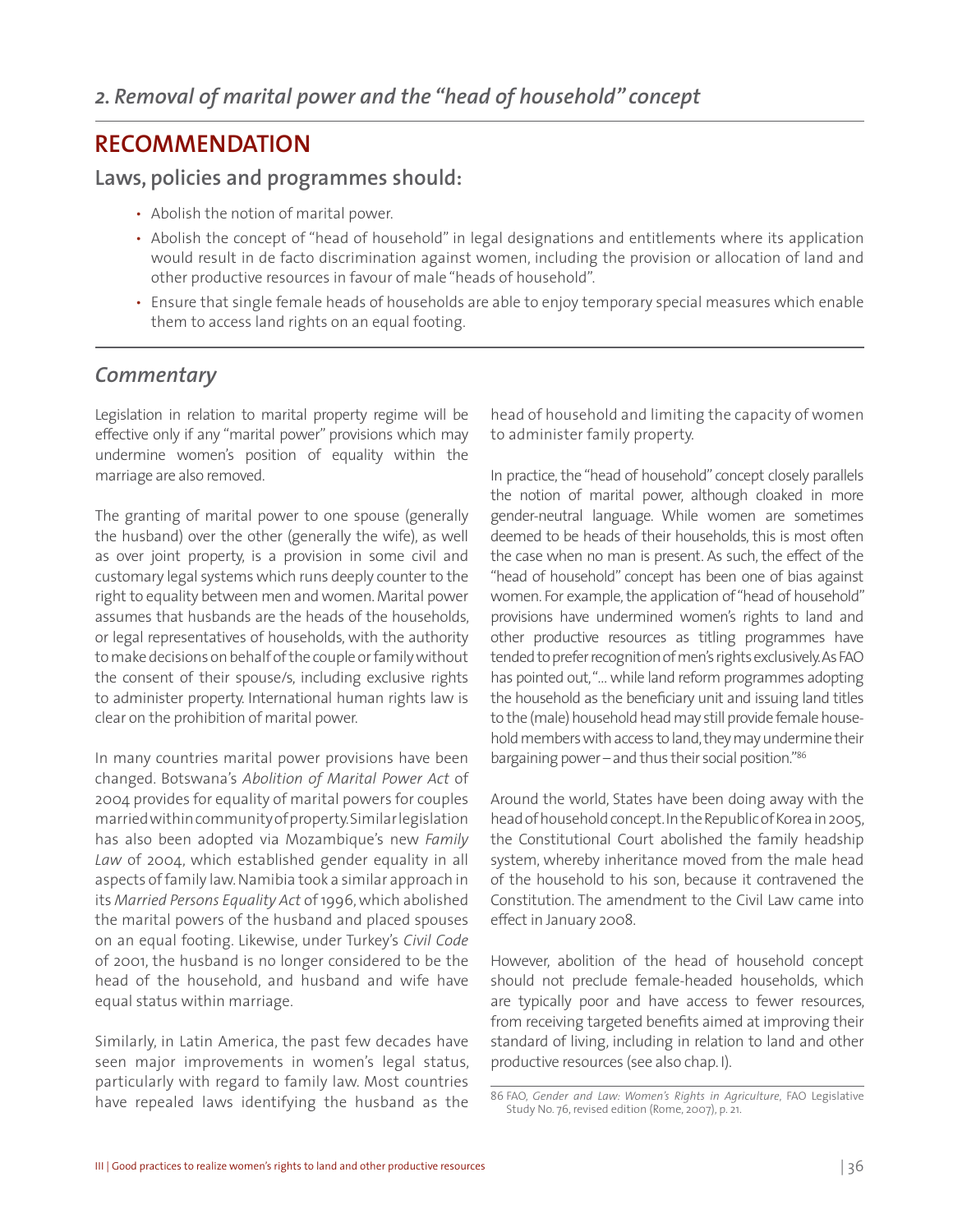## *2. Removal of marital power and the "head of household" concept*

## RECOMMENDATION

### Laws, policies and programmes should:

- Abolish the notion of marital power.
- Abolish the concept of "head of household" in legal designations and entitlements where its application would result in de facto discrimination against women, including the provision or allocation of land and other productive resources in favour of male "heads of household".
- Ensure that single female heads of households are able to enjoy temporary special measures which enable them to access land rights on an equal footing.

## *Commentary*

Legislation in relation to marital property regime will be effective only if any "marital power" provisions which may undermine women's position of equality within the marriage are also removed.

The granting of marital power to one spouse (generally the husband) over the other (generally the wife), as well as over joint property, is a provision in some civil and customary legal systems which runs deeply counter to the right to equality between men and women. Marital power assumes that husbands are the heads of the households, or legal representatives of households, with the authority to make decisions on behalf of the couple or family without the consent of their spouse/s, including exclusive rights to administer property. International human rights law is clear on the prohibition of marital power.

In many countries marital power provisions have been changed. Botswana's *Abolition of Marital Power Act* of 2004 provides for equality of marital powers for couples married within community of property. Similar legislation has also been adopted via Mozambique's new *Family Law* of 2004, which established gender equality in all aspects of family law. Namibia took a similar approach in its *Married Persons Equality Act* of 1996, which abolished the marital powers of the husband and placed spouses on an equal footing. Likewise, under Turkey's *Civil Code* of 2001, the husband is no longer considered to be the head of the household, and husband and wife have equal status within marriage.

Similarly, in Latin America, the past few decades have seen major improvements in women's legal status, particularly with regard to family law. Most countries have repealed laws identifying the husband as the head of household and limiting the capacity of women to administer family property.

In practice, the "head of household" concept closely parallels the notion of marital power, although cloaked in more gender-neutral language. While women are sometimes deemed to be heads of their households, this is most often the case when no man is present. As such, the effect of the "head of household" concept has been one of bias against women. For example, the application of "head of household" provisions have undermined women's rights to land and other productive resources as titling programmes have tended to prefer recognition of men's rights exclusively. As FAO has pointed out, "... while land reform programmes adopting the household as the beneficiary unit and issuing land titles to the (male) household head may still provide female household members with access to land, they may undermine their bargaining power – and thus their social position."[86]

Around the world, States have been doing away with the head of household concept. In the Republic of Korea in 2005, the Constitutional Court abolished the family headship system, whereby inheritance moved from the male head of the household to his son, because it contravened the Constitution. The amendment to the Civil Law came into effect in January 2008.

However, abolition of the head of household concept should not preclude female-headed households, which are typically poor and have access to fewer resources, from receiving targeted benefits aimed at improving their standard of living, including in relation to land and other productive resources (see also chap. I).

86 FAO, *Gender and Law: Women's Rights in Agriculture*, FAO Legislative Study No. 76, revised edition (Rome, 2007), p. 21.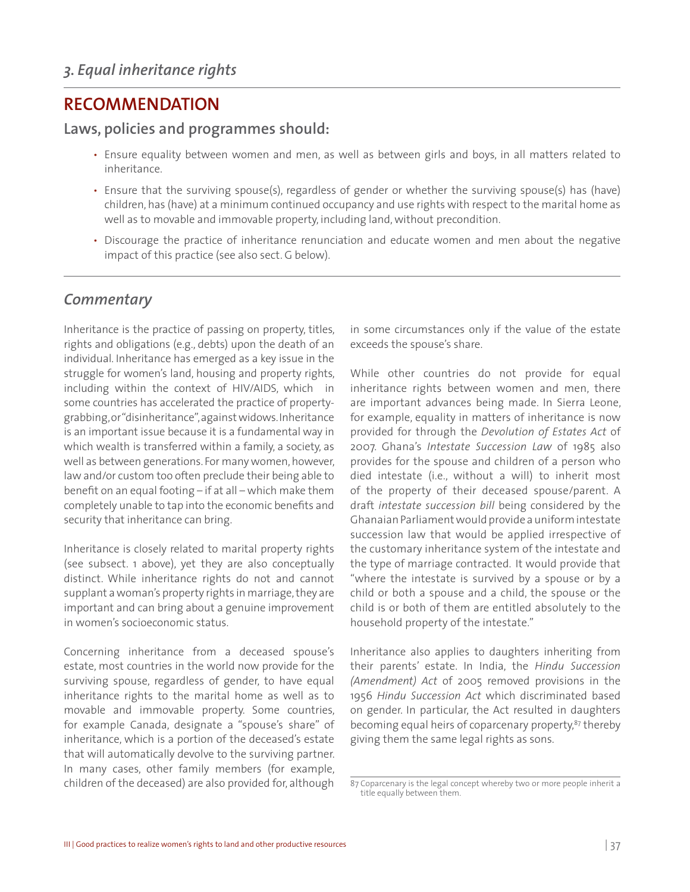## *3. Equal inheritance rights*

## RECOMMENDATION

### Laws, policies and programmes should:

- Ensure equality between women and men, as well as between girls and boys, in all matters related to inheritance.
- Ensure that the surviving spouse(s), regardless of gender or whether the surviving spouse(s) has (have) children, has (have) at a minimum continued occupancy and use rights with respect to the marital home as well as to movable and immovable property, including land, without precondition.
- Discourage the practice of inheritance renunciation and educate women and men about the negative impact of this practice (see also sect. G below).

## *Commentary*

Inheritance is the practice of passing on property, titles, rights and obligations (e.g., debts) upon the death of an individual. Inheritance has emerged as a key issue in the struggle for women's land, housing and property rights, including within the context of HIV/AIDS, which in some countries has accelerated the practice of property-grabbing, or "disinheritance", against widows. Inheritance is an important issue because it is a fundamental way in which wealth is transferred within a family, a society, as well as between generations. For many women, however, law and/or custom too often preclude their being able to benefit on an equal footing – if at all – which make them completely unable to tap into the economic benefits and security that inheritance can bring.

Inheritance is closely related to marital property rights (see subsect. 1 above), yet they are also conceptually distinct. While inheritance rights do not and cannot supplant a woman's property rights in marriage, they are important and can bring about a genuine improvement in women's socioeconomic status.

Concerning inheritance from a deceased spouse's estate, most countries in the world now provide for the surviving spouse, regardless of gender, to have equal inheritance rights to the marital home as well as to movable and immovable property. Some countries, for example Canada, designate a "spouse's share" of inheritance, which is a portion of the deceased's estate that will automatically devolve to the surviving partner. In many cases, other family members (for example, children of the deceased) are also provided for, although in some circumstances only if the value of the estate exceeds the spouse's share.

While other countries do not provide for equal inheritance rights between women and men, there are important advances being made. In Sierra Leone, for example, equality in matters of inheritance is now provided for through the *Devolution of Estates Act* of 2007. Ghana's *Intestate Succession Law* of 1985 also provides for the spouse and children of a person who died intestate (i.e., without a will) to inherit most of the property of their deceased spouse/parent. A draft *intestate succession bill* being considered by the Ghanaian Parliament would provide a uniform intestate succession law that would be applied irrespective of the customary inheritance system of the intestate and the type of marriage contracted. It would provide that "where the intestate is survived by a spouse or by a child or both a spouse and a child, the spouse or the child is or both of them are entitled absolutely to the household property of the intestate."

Inheritance also applies to daughters inheriting from their parents' estate. In India, the *Hindu Succession (Amendment) Act* of 2005 removed provisions in the 1956 *Hindu Succession Act* which discriminated based on gender. In particular, the Act resulted in daughters becoming equal heirs of coparcenary property,[87] thereby giving them the same legal rights as sons.

---

87 Coparcenary is the legal concept whereby two or more people inherit a title equally between them.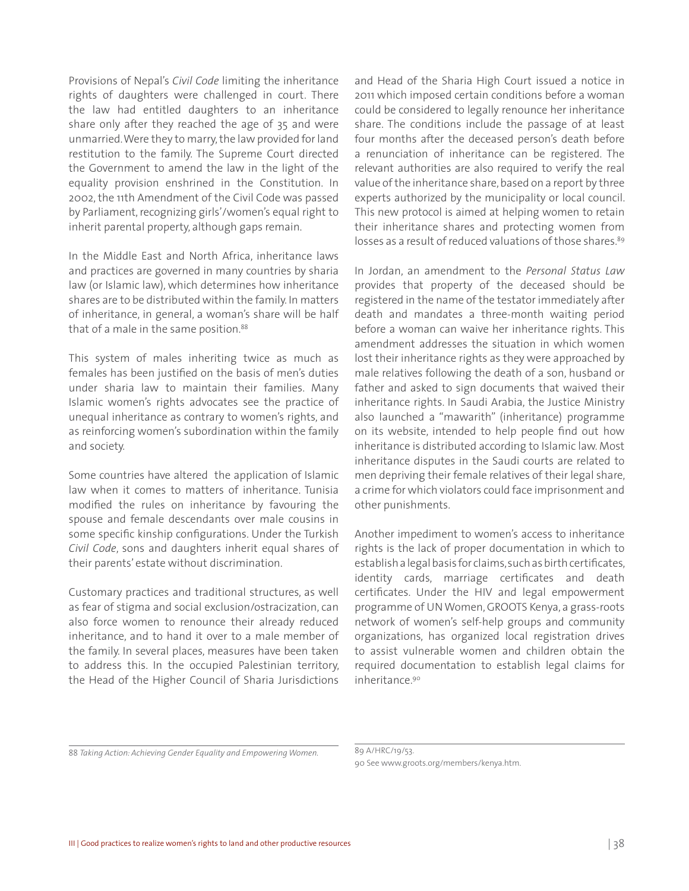Provisions of Nepal's *Civil Code* limiting the inheritance rights of daughters were challenged in court. There the law had entitled daughters to an inheritance share only after they reached the age of 35 and were unmarried. Were they to marry, the law provided for land restitution to the family. The Supreme Court directed the Government to amend the law in the light of the equality provision enshrined in the Constitution. In 2002, the 11th Amendment of the Civil Code was passed by Parliament, recognizing girls'/women's equal right to inherit parental property, although gaps remain.

In the Middle East and North Africa, inheritance laws and practices are governed in many countries by sharia law (or Islamic law), which determines how inheritance shares are to be distributed within the family. In matters of inheritance, in general, a woman's share will be half that of a male in the same position.[88]

This system of males inheriting twice as much as females has been justified on the basis of men's duties under sharia law to maintain their families. Many Islamic women's rights advocates see the practice of unequal inheritance as contrary to women's rights, and as reinforcing women's subordination within the family and society.

Some countries have altered the application of Islamic law when it comes to matters of inheritance. Tunisia modified the rules on inheritance by favouring the spouse and female descendants over male cousins in some specific kinship configurations. Under the Turkish *Civil Code*, sons and daughters inherit equal shares of their parents' estate without discrimination.

Customary practices and traditional structures, as well as fear of stigma and social exclusion/ostracization, can also force women to renounce their already reduced inheritance, and to hand it over to a male member of the family. In several places, measures have been taken to address this. In the occupied Palestinian territory, the Head of the Higher Council of Sharia Jurisdictions and Head of the Sharia High Court issued a notice in 2011 which imposed certain conditions before a woman could be considered to legally renounce her inheritance share. The conditions include the passage of at least four months after the deceased person's death before a renunciation of inheritance can be registered. The relevant authorities are also required to verify the real value of the inheritance share, based on a report by three experts authorized by the municipality or local council. This new protocol is aimed at helping women to retain their inheritance shares and protecting women from losses as a result of reduced valuations of those shares.[89]

In Jordan, an amendment to the *Personal Status Law* provides that property of the deceased should be registered in the name of the testator immediately after death and mandates a three-month waiting period before a woman can waive her inheritance rights. This amendment addresses the situation in which women lost their inheritance rights as they were approached by male relatives following the death of a son, husband or father and asked to sign documents that waived their inheritance rights. In Saudi Arabia, the Justice Ministry also launched a "mawarith" (inheritance) programme on its website, intended to help people find out how inheritance is distributed according to Islamic law. Most inheritance disputes in the Saudi courts are related to men depriving their female relatives of their legal share, a crime for which violators could face imprisonment and other punishments.

Another impediment to women's access to inheritance rights is the lack of proper documentation in which to establish a legal basis for claims, such as birth certificates, identity cards, marriage certificates and death certificates. Under the HIV and legal empowerment programme of UN Women, GROOTS Kenya, a grass-roots network of women's self-help groups and community organizations, has organized local registration drives to assist vulnerable women and children obtain the required documentation to establish legal claims for inheritance.[90]

---

88 *Taking Action: Achieving Gender Equality and Empowering Women.*

89 A/HRC/19/53.

90 See www.groots.org/members/kenya.htm.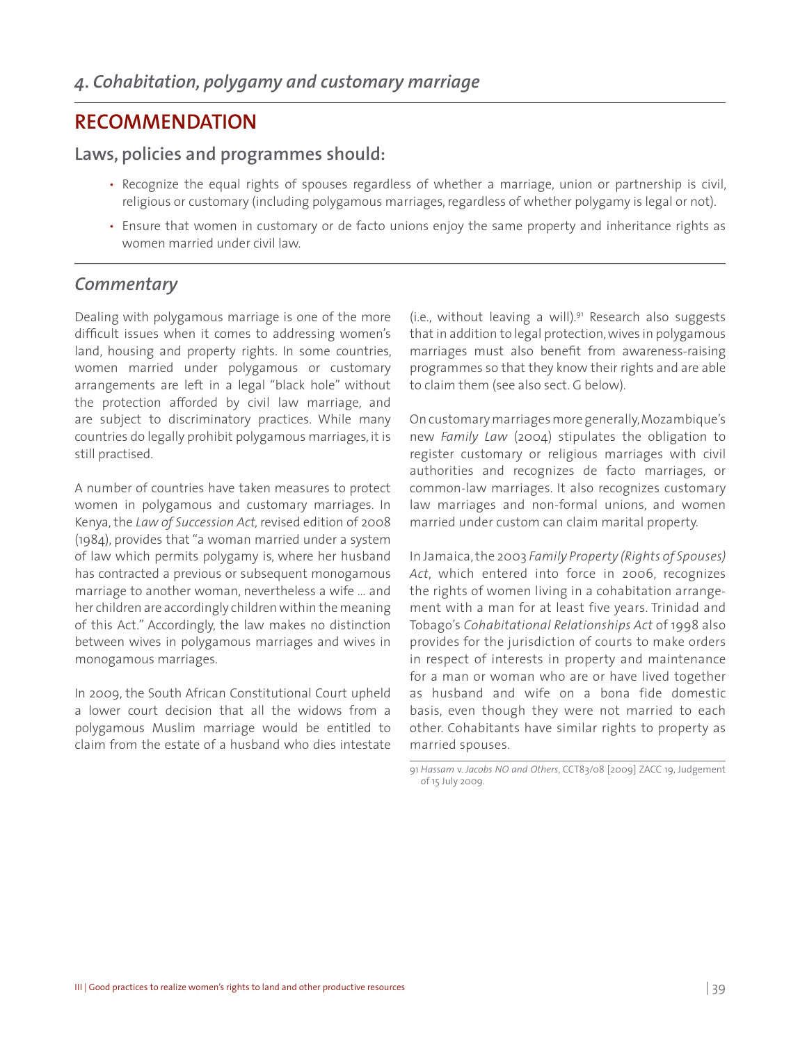## *4. Cohabitation, polygamy and customary marriage*

## RECOMMENDATION

### Laws, policies and programmes should:

- Recognize the equal rights of spouses regardless of whether a marriage, union or partnership is civil, religious or customary (including polygamous marriages, regardless of whether polygamy is legal or not).
- Ensure that women in customary or de facto unions enjoy the same property and inheritance rights as women married under civil law.

### *Commentary*

Dealing with polygamous marriage is one of the more difficult issues when it comes to addressing women's land, housing and property rights. In some countries, women married under polygamous or customary arrangements are left in a legal "black hole" without the protection afforded by civil law marriage, and are subject to discriminatory practices. While many countries do legally prohibit polygamous marriages, it is still practised.

A number of countries have taken measures to protect women in polygamous and customary marriages. In Kenya, the *Law of Succession Act,* revised edition of 2008 (1984), provides that "a woman married under a system of law which permits polygamy is, where her husband has contracted a previous or subsequent monogamous marriage to another woman, nevertheless a wife ... and her children are accordingly children within the meaning of this Act." Accordingly, the law makes no distinction between wives in polygamous marriages and wives in monogamous marriages.

In 2009, the South African Constitutional Court upheld a lower court decision that all the widows from a polygamous Muslim marriage would be entitled to claim from the estate of a husband who dies intestate (i.e., without leaving a will).[91] Research also suggests that in addition to legal protection, wives in polygamous marriages must also benefit from awareness-raising programmes so that they know their rights and are able to claim them (see also sect. G below).

On customary marriages more generally, Mozambique's new *Family Law* (2004) stipulates the obligation to register customary or religious marriages with civil authorities and recognizes de facto marriages, or common-law marriages. It also recognizes customary law marriages and non-formal unions, and women married under custom can claim marital property.

In Jamaica, the 2003 *Family Property (Rights of Spouses) Act*, which entered into force in 2006, recognizes the rights of women living in a cohabitation arrangement with a man for at least five years. Trinidad and Tobago's *Cohabitational Relationships Act* of 1998 also provides for the jurisdiction of courts to make orders in respect of interests in property and maintenance for a man or woman who are or have lived together as husband and wife on a bona fide domestic basis, even though they were not married to each other. Cohabitants have similar rights to property as married spouses.

91 *Hassam* v. *Jacobs NO and Others*, CCT83/08 [2009] ZACC 19, Judgement of 15 July 2009.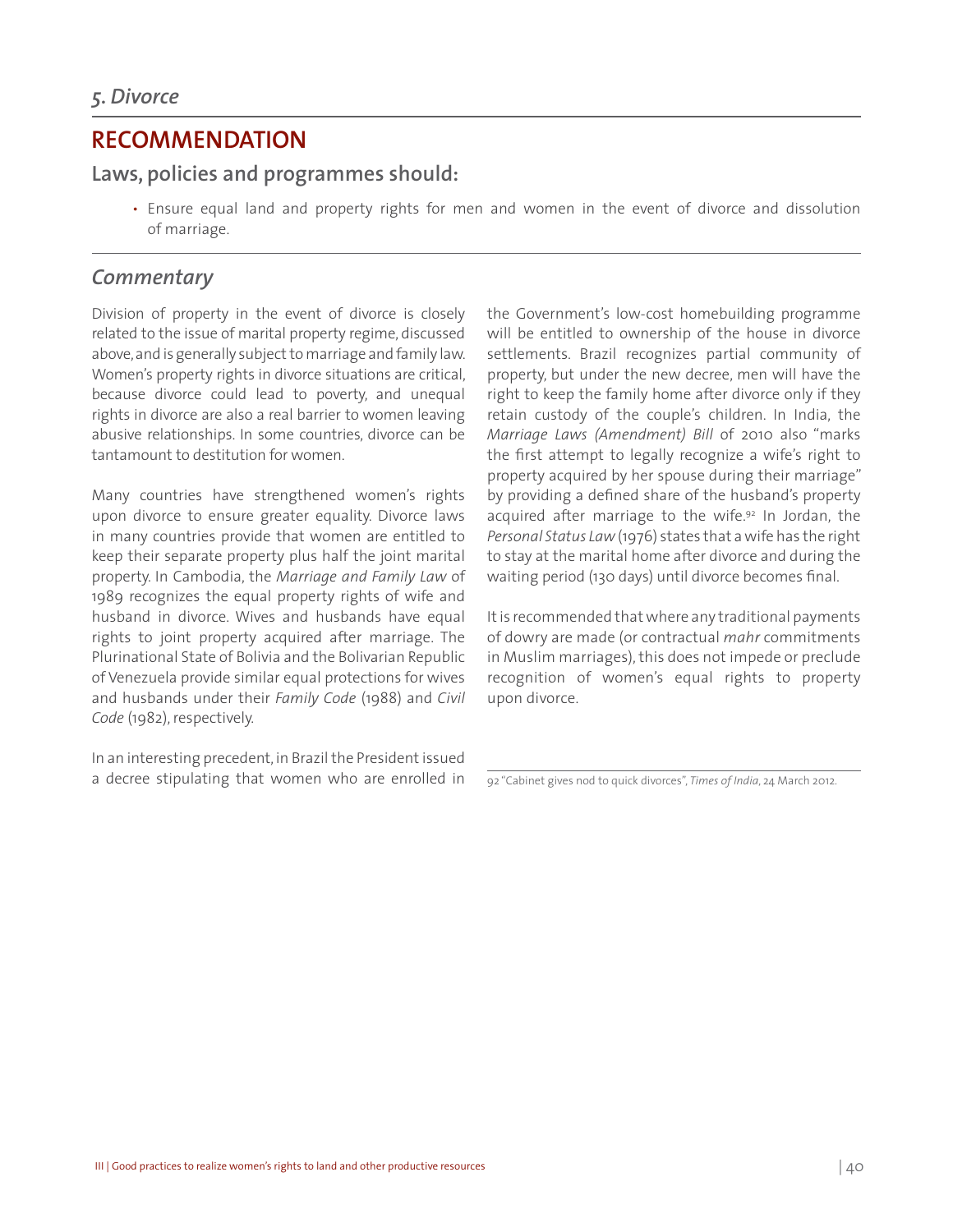### *5. Divorce*

## RECOMMENDATION

### Laws, policies and programmes should:

- Ensure equal land and property rights for men and women in the event of divorce and dissolution of marriage.

### *Commentary*

Division of property in the event of divorce is closely related to the issue of marital property regime, discussed above, and is generally subject to marriage and family law. Women's property rights in divorce situations are critical, because divorce could lead to poverty, and unequal rights in divorce are also a real barrier to women leaving abusive relationships. In some countries, divorce can be tantamount to destitution for women.

Many countries have strengthened women's rights upon divorce to ensure greater equality. Divorce laws in many countries provide that women are entitled to keep their separate property plus half the joint marital property. In Cambodia, the *Marriage and Family Law* of 1989 recognizes the equal property rights of wife and husband in divorce. Wives and husbands have equal rights to joint property acquired after marriage. The Plurinational State of Bolivia and the Bolivarian Republic of Venezuela provide similar equal protections for wives and husbands under their *Family Code* (1988) and *Civil Code* (1982), respectively.

In an interesting precedent, in Brazil the President issued a decree stipulating that women who are enrolled in the Government's low-cost homebuilding programme will be entitled to ownership of the house in divorce settlements. Brazil recognizes partial community of property, but under the new decree, men will have the right to keep the family home after divorce only if they retain custody of the couple's children. In India, the *Marriage Laws (Amendment) Bill* of 2010 also "marks the first attempt to legally recognize a wife's right to property acquired by her spouse during their marriage" by providing a defined share of the husband's property acquired after marriage to the wife.[92] In Jordan, the *Personal Status Law* (1976) states that a wife has the right to stay at the marital home after divorce and during the waiting period (130 days) until divorce becomes final.

It is recommended that where any traditional payments of dowry are made (or contractual *mahr* commitments in Muslim marriages), this does not impede or preclude recognition of women's equal rights to property upon divorce.

---

92 "Cabinet gives nod to quick divorces", *Times of India*, 24 March 2012.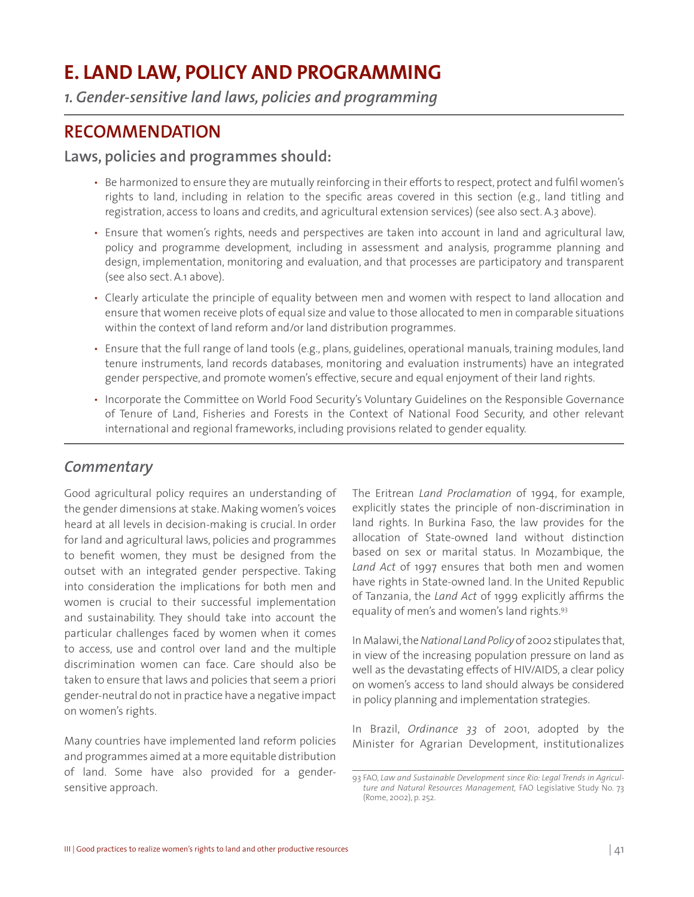# E. LAND LAW, POLICY AND PROGRAMMING

## *1. Gender-sensitive land laws, policies and programming*

## RECOMMENDATION

### Laws, policies and programmes should:

- Be harmonized to ensure they are mutually reinforcing in their efforts to respect, protect and fulfil women's rights to land, including in relation to the specific areas covered in this section (e.g., land titling and registration, access to loans and credits, and agricultural extension services) (see also sect. A.3 above).
- Ensure that women's rights, needs and perspectives are taken into account in land and agricultural law, policy and programme development, including in assessment and analysis, programme planning and design, implementation, monitoring and evaluation, and that processes are participatory and transparent (see also sect. A.1 above).
- Clearly articulate the principle of equality between men and women with respect to land allocation and ensure that women receive plots of equal size and value to those allocated to men in comparable situations within the context of land reform and/or land distribution programmes.
- Ensure that the full range of land tools (e.g., plans, guidelines, operational manuals, training modules, land tenure instruments, land records databases, monitoring and evaluation instruments) have an integrated gender perspective, and promote women's effective, secure and equal enjoyment of their land rights.
- Incorporate the Committee on World Food Security's Voluntary Guidelines on the Responsible Governance of Tenure of Land, Fisheries and Forests in the Context of National Food Security, and other relevant international and regional frameworks, including provisions related to gender equality.

## *Commentary*

Good agricultural policy requires an understanding of the gender dimensions at stake. Making women's voices heard at all levels in decision-making is crucial. In order for land and agricultural laws, policies and programmes to benefit women, they must be designed from the outset with an integrated gender perspective. Taking into consideration the implications for both men and women is crucial to their successful implementation and sustainability. They should take into account the particular challenges faced by women when it comes to access, use and control over land and the multiple discrimination women can face. Care should also be taken to ensure that laws and policies that seem a priori gender-neutral do not in practice have a negative impact on women's rights.

Many countries have implemented land reform policies and programmes aimed at a more equitable distribution of land. Some have also provided for a gender-sensitive approach.

The Eritrean *Land Proclamation* of 1994, for example, explicitly states the principle of non-discrimination in land rights. In Burkina Faso, the law provides for the allocation of State-owned land without distinction based on sex or marital status. In Mozambique, the *Land Act* of 1997 ensures that both men and women have rights in State-owned land. In the United Republic of Tanzania, the *Land Act* of 1999 explicitly affirms the equality of men's and women's land rights.[93]

In Malawi, the *National Land Policy* of 2002 stipulates that, in view of the increasing population pressure on land as well as the devastating effects of HIV/AIDS, a clear policy on women's access to land should always be considered in policy planning and implementation strategies.

In Brazil, *Ordinance 33* of 2001, adopted by the Minister for Agrarian Development, institutionalizes

93 FAO, *Law and Sustainable Development since Rio: Legal Trends in Agriculture and Natural Resources Management*, FAO Legislative Study No. 73 (Rome, 2002), p. 252.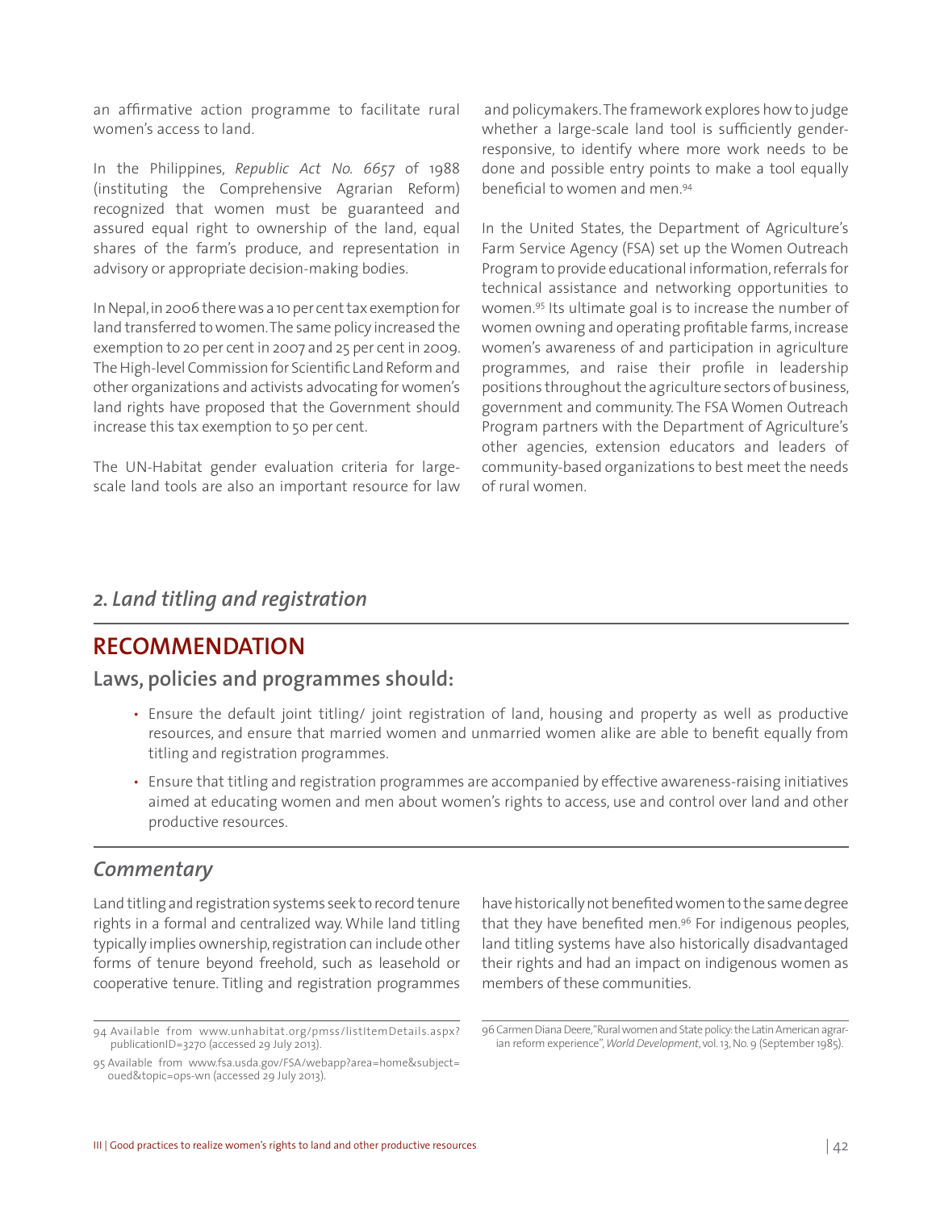an affirmative action programme to facilitate rural women's access to land.

In the Philippines, *Republic Act No. 6657* of 1988 (instituting the Comprehensive Agrarian Reform) recognized that women must be guaranteed and assured equal right to ownership of the land, equal shares of the farm's produce, and representation in advisory or appropriate decision-making bodies.

In Nepal, in 2006 there was a 10 per cent tax exemption for land transferred to women. The same policy increased the exemption to 20 per cent in 2007 and 25 per cent in 2009. The High-level Commission for Scientific Land Reform and other organizations and activists advocating for women's land rights have proposed that the Government should increase this tax exemption to 50 per cent.

The UN-Habitat gender evaluation criteria for large-scale land tools are also an important resource for law and policymakers. The framework explores how to judge whether a large-scale land tool is sufficiently gender-responsive, to identify where more work needs to be done and possible entry points to make a tool equally beneficial to women and men.[94]

In the United States, the Department of Agriculture's Farm Service Agency (FSA) set up the Women Outreach Program to provide educational information, referrals for technical assistance and networking opportunities to women.[95] Its ultimate goal is to increase the number of women owning and operating profitable farms, increase women's awareness of and participation in agriculture programmes, and raise their profile in leadership positions throughout the agriculture sectors of business, government and community. The FSA Women Outreach Program partners with the Department of Agriculture's other agencies, extension educators and leaders of community-based organizations to best meet the needs of rural women.

## *2. Land titling and registration*

## RECOMMENDATION

### Laws, policies and programmes should:

- Ensure the default joint titling/ joint registration of land, housing and property as well as productive resources, and ensure that married women and unmarried women alike are able to benefit equally from titling and registration programmes.
- Ensure that titling and registration programmes are accompanied by effective awareness-raising initiatives aimed at educating women and men about women's rights to access, use and control over land and other productive resources.

## *Commentary*

Land titling and registration systems seek to record tenure rights in a formal and centralized way. While land titling typically implies ownership, registration can include other forms of tenure beyond freehold, such as leasehold or cooperative tenure. Titling and registration programmes have historically not benefited women to the same degree that they have benefited men.[96] For indigenous peoples, land titling systems have also historically disadvantaged their rights and had an impact on indigenous women as members of these communities.

94 Available from www.unhabitat.org/pmss/listItemDetails.aspx?publicationID=3270 (accessed 29 July 2013).

95 Available from www.fsa.usda.gov/FSA/webapp?area=home&subject=oued&topic=ops-wn (accessed 29 July 2013).

96 Carmen Diana Deere, "Rural women and State policy: the Latin American agrarian reform experience", *World Development*, vol. 13, No. 9 (September 1985).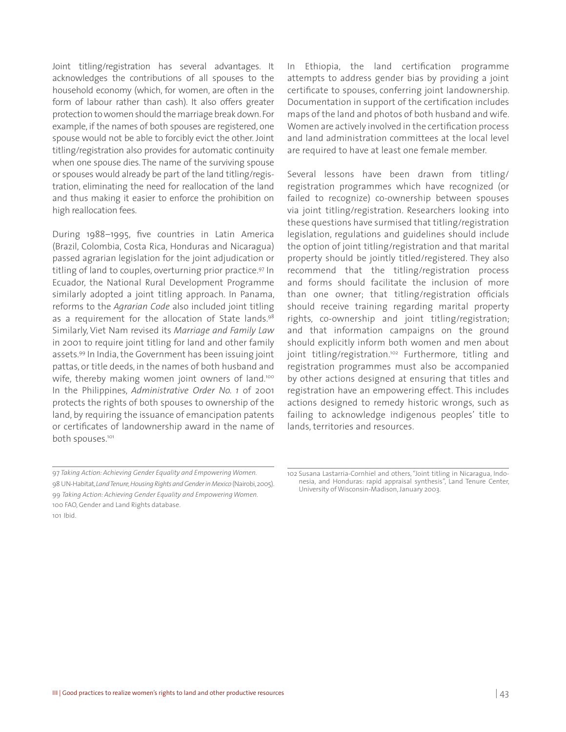Joint titling/registration has several advantages. It acknowledges the contributions of all spouses to the household economy (which, for women, are often in the form of labour rather than cash). It also offers greater protection to women should the marriage break down. For example, if the names of both spouses are registered, one spouse would not be able to forcibly evict the other. Joint titling/registration also provides for automatic continuity when one spouse dies. The name of the surviving spouse or spouses would already be part of the land titling/registration, eliminating the need for reallocation of the land and thus making it easier to enforce the prohibition on high reallocation fees.

During 1988–1995, five countries in Latin America (Brazil, Colombia, Costa Rica, Honduras and Nicaragua) passed agrarian legislation for the joint adjudication or titling of land to couples, overturning prior practice.[97] In Ecuador, the National Rural Development Programme similarly adopted a joint titling approach. In Panama, reforms to the *Agrarian Code* also included joint titling as a requirement for the allocation of State lands.[98] Similarly, Viet Nam revised its *Marriage and Family Law* in 2001 to require joint titling for land and other family assets.[99] In India, the Government has been issuing joint pattas, or title deeds, in the names of both husband and wife, thereby making women joint owners of land.[100] In the Philippines, *Administrative Order No. 1* of 2001 protects the rights of both spouses to ownership of the land, by requiring the issuance of emancipation patents or certificates of landownership award in the name of both spouses.[101]

In Ethiopia, the land certification programme attempts to address gender bias by providing a joint certificate to spouses, conferring joint landownership. Documentation in support of the certification includes maps of the land and photos of both husband and wife. Women are actively involved in the certification process and land administration committees at the local level are required to have at least one female member.

Several lessons have been drawn from titling/registration programmes which have recognized (or failed to recognize) co-ownership between spouses via joint titling/registration. Researchers looking into these questions have surmised that titling/registration legislation, regulations and guidelines should include the option of joint titling/registration and that marital property should be jointly titled/registered. They also recommend that the titling/registration process and forms should facilitate the inclusion of more than one owner; that titling/registration officials should receive training regarding marital property rights, co-ownership and joint titling/registration; and that information campaigns on the ground should explicitly inform both women and men about joint titling/registration.[102] Furthermore, titling and registration programmes must also be accompanied by other actions designed at ensuring that titles and registration have an empowering effect. This includes actions designed to remedy historic wrongs, such as failing to acknowledge indigenous peoples' title to lands, territories and resources.

---

97 *Taking Action: Achieving Gender Equality and Empowering Women.*

98 UN-Habitat, *Land Tenure, Housing Rights and Gender in Mexico* (Nairobi, 2005).

99 *Taking Action: Achieving Gender Equality and Empowering Women.*

100 FAO, Gender and Land Rights database.

101 Ibid.

102 Susana Lastarria-Cornhiel and others, "Joint titling in Nicaragua, Indonesia, and Honduras: rapid appraisal synthesis", Land Tenure Center, University of Wisconsin-Madison, January 2003.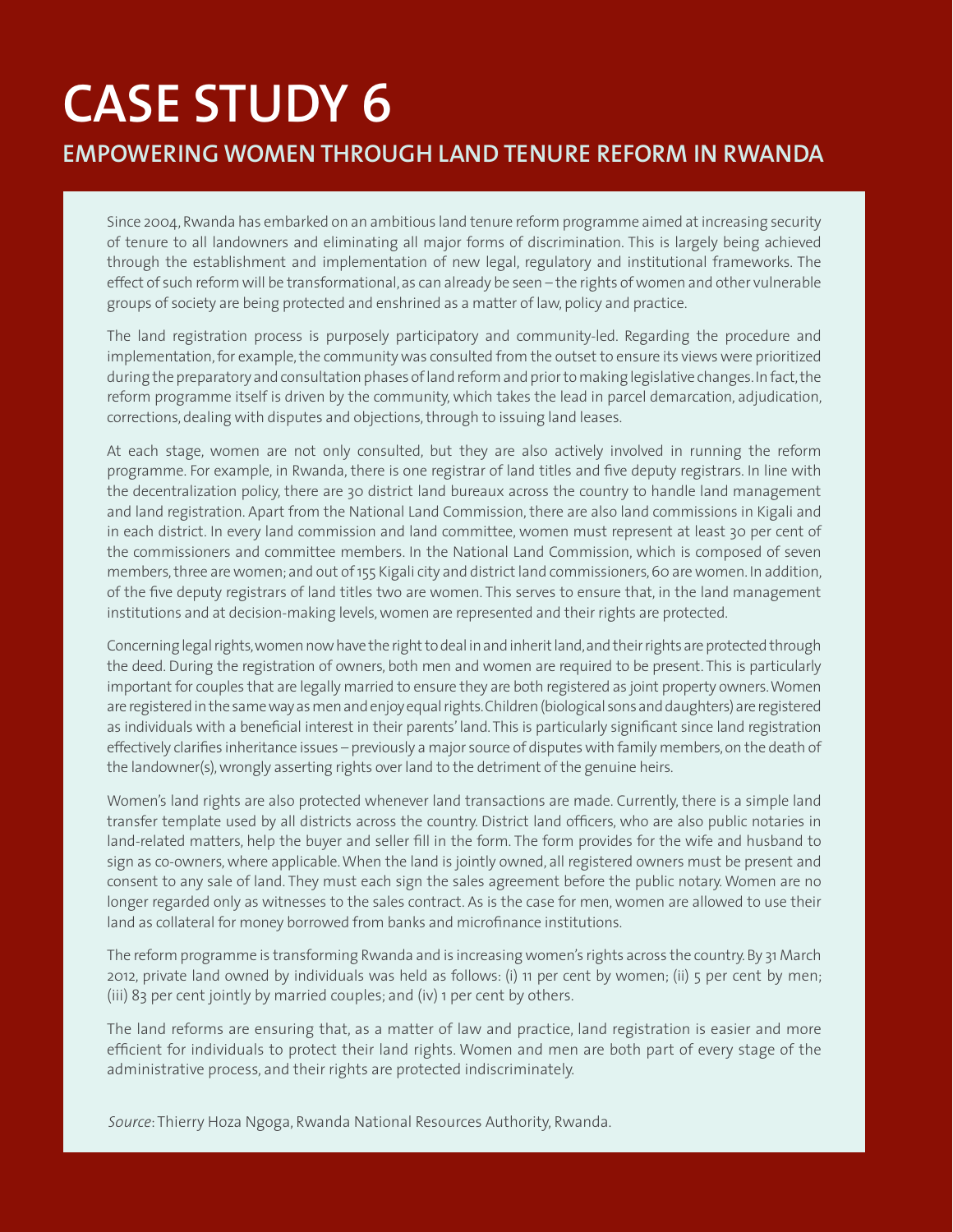# CASE STUDY 6

## EMPOWERING WOMEN THROUGH LAND TENURE REFORM IN RWANDA

Since 2004, Rwanda has embarked on an ambitious land tenure reform programme aimed at increasing security of tenure to all landowners and eliminating all major forms of discrimination. This is largely being achieved through the establishment and implementation of new legal, regulatory and institutional frameworks. The effect of such reform will be transformational, as can already be seen – the rights of women and other vulnerable groups of society are being protected and enshrined as a matter of law, policy and practice.

The land registration process is purposely participatory and community-led. Regarding the procedure and implementation, for example, the community was consulted from the outset to ensure its views were prioritized during the preparatory and consultation phases of land reform and prior to making legislative changes. In fact, the reform programme itself is driven by the community, which takes the lead in parcel demarcation, adjudication, corrections, dealing with disputes and objections, through to issuing land leases.

At each stage, women are not only consulted, but they are also actively involved in running the reform programme. For example, in Rwanda, there is one registrar of land titles and five deputy registrars. In line with the decentralization policy, there are 30 district land bureaux across the country to handle land management and land registration. Apart from the National Land Commission, there are also land commissions in Kigali and in each district. In every land commission and land committee, women must represent at least 30 per cent of the commissioners and committee members. In the National Land Commission, which is composed of seven members, three are women; and out of 155 Kigali city and district land commissioners, 60 are women. In addition, of the five deputy registrars of land titles two are women. This serves to ensure that, in the land management institutions and at decision-making levels, women are represented and their rights are protected.

Concerning legal rights, women now have the right to deal in and inherit land, and their rights are protected through the deed. During the registration of owners, both men and women are required to be present. This is particularly important for couples that are legally married to ensure they are both registered as joint property owners. Women are registered in the same way as men and enjoy equal rights. Children (biological sons and daughters) are registered as individuals with a beneficial interest in their parents' land. This is particularly significant since land registration effectively clarifies inheritance issues – previously a major source of disputes with family members, on the death of the landowner(s), wrongly asserting rights over land to the detriment of the genuine heirs.

Women's land rights are also protected whenever land transactions are made. Currently, there is a simple land transfer template used by all districts across the country. District land officers, who are also public notaries in land-related matters, help the buyer and seller fill in the form. The form provides for the wife and husband to sign as co-owners, where applicable. When the land is jointly owned, all registered owners must be present and consent to any sale of land. They must each sign the sales agreement before the public notary. Women are no longer regarded only as witnesses to the sales contract. As is the case for men, women are allowed to use their land as collateral for money borrowed from banks and microfinance institutions.

The reform programme is transforming Rwanda and is increasing women's rights across the country. By 31 March 2012, private land owned by individuals was held as follows: (i) 11 per cent by women; (ii) 5 per cent by men; (iii) 83 per cent jointly by married couples; and (iv) 1 per cent by others.

The land reforms are ensuring that, as a matter of law and practice, land registration is easier and more efficient for individuals to protect their land rights. Women and men are both part of every stage of the administrative process, and their rights are protected indiscriminately.

*Source*: Thierry Hoza Ngoga, Rwanda National Resources Authority, Rwanda.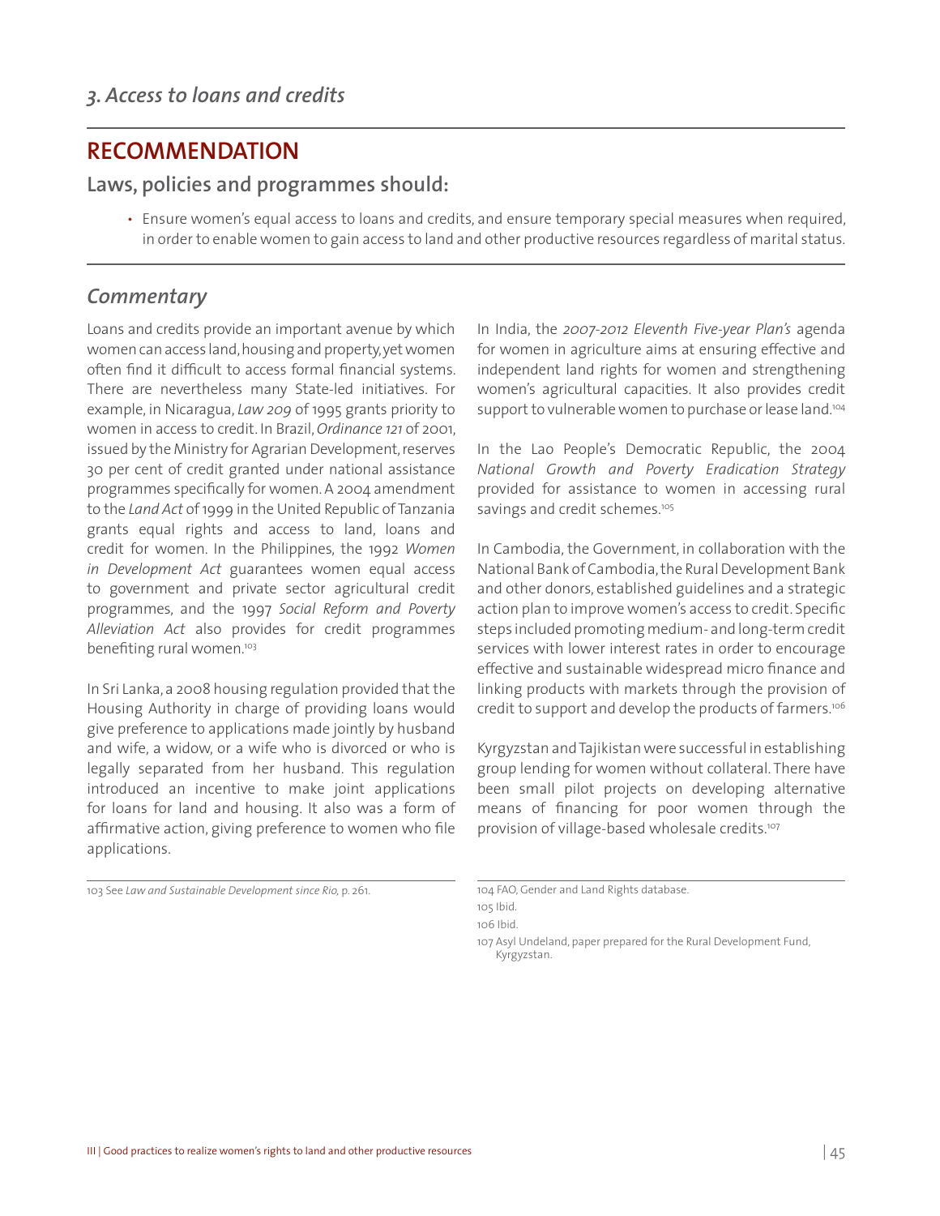## *3. Access to loans and credits*

## RECOMMENDATION

### Laws, policies and programmes should:

- Ensure women's equal access to loans and credits, and ensure temporary special measures when required, in order to enable women to gain access to land and other productive resources regardless of marital status.

## *Commentary*

Loans and credits provide an important avenue by which women can access land, housing and property, yet women often find it difficult to access formal financial systems. There are nevertheless many State-led initiatives. For example, in Nicaragua, *Law 209* of 1995 grants priority to women in access to credit. In Brazil, *Ordinance 121* of 2001, issued by the Ministry for Agrarian Development, reserves 30 per cent of credit granted under national assistance programmes specifically for women. A 2004 amendment to the *Land Act* of 1999 in the United Republic of Tanzania grants equal rights and access to land, loans and credit for women. In the Philippines, the 1992 *Women in Development Act* guarantees women equal access to government and private sector agricultural credit programmes, and the 1997 *Social Reform and Poverty Alleviation Act* also provides for credit programmes benefiting rural women.[103]

In Sri Lanka, a 2008 housing regulation provided that the Housing Authority in charge of providing loans would give preference to applications made jointly by husband and wife, a widow, or a wife who is divorced or who is legally separated from her husband. This regulation introduced an incentive to make joint applications for loans for land and housing. It also was a form of affirmative action, giving preference to women who file applications.

In India, the *2007-2012 Eleventh Five-year Plan's* agenda for women in agriculture aims at ensuring effective and independent land rights for women and strengthening women's agricultural capacities. It also provides credit support to vulnerable women to purchase or lease land.[104]

In the Lao People's Democratic Republic, the 2004 *National Growth and Poverty Eradication Strategy* provided for assistance to women in accessing rural savings and credit schemes.[105]

In Cambodia, the Government, in collaboration with the National Bank of Cambodia, the Rural Development Bank and other donors, established guidelines and a strategic action plan to improve women's access to credit. Specific steps included promoting medium- and long-term credit services with lower interest rates in order to encourage effective and sustainable widespread micro finance and linking products with markets through the provision of credit to support and develop the products of farmers.[106]

Kyrgyzstan and Tajikistan were successful in establishing group lending for women without collateral. There have been small pilot projects on developing alternative means of financing for poor women through the provision of village-based wholesale credits.[107]

---

103 See *Law and Sustainable Development since Rio*, p. 261.

104 FAO, Gender and Land Rights database.

105 Ibid.

106 Ibid.

107 Asyl Undeland, paper prepared for the Rural Development Fund, Kyrgyzstan.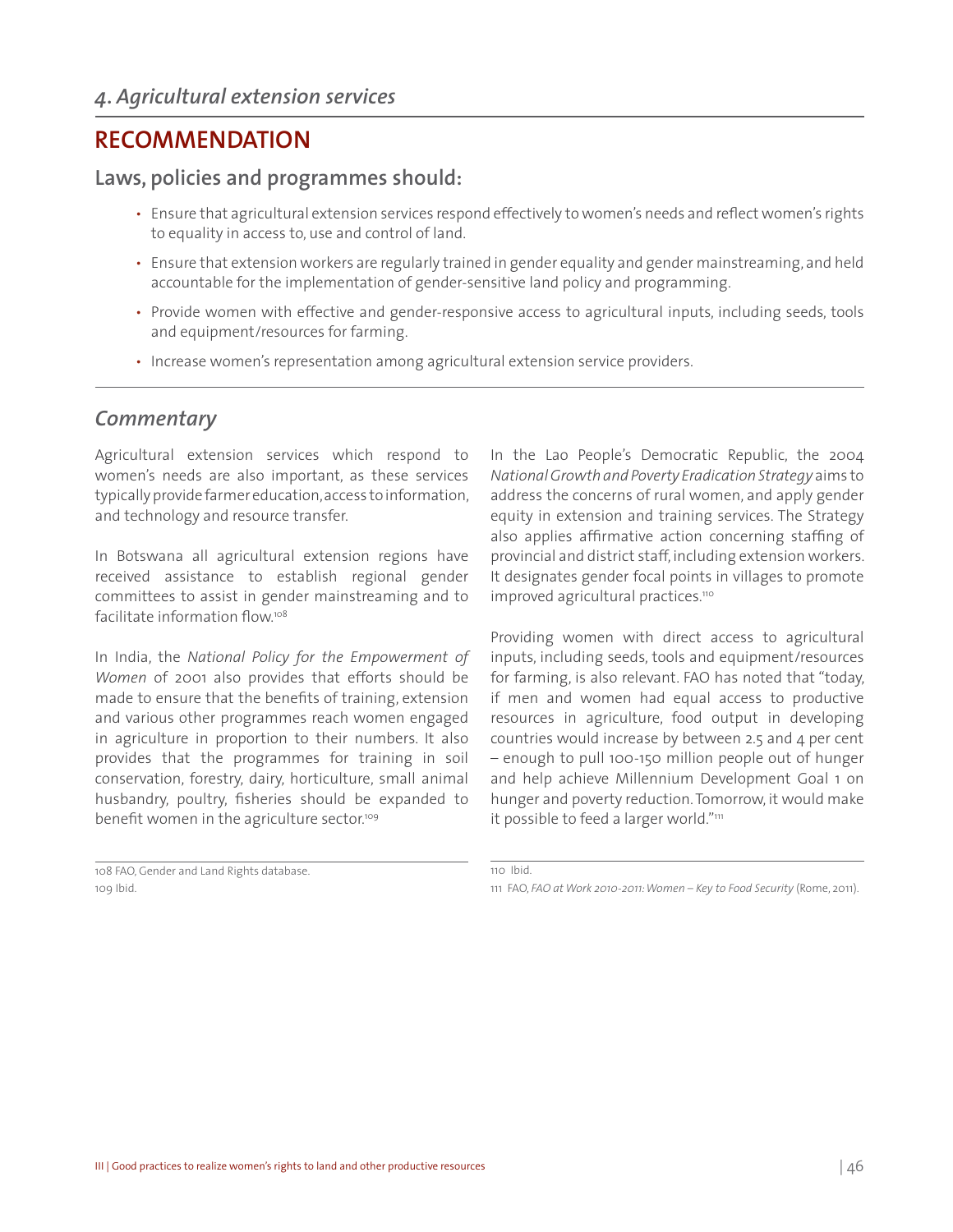## *4. Agricultural extension services*

## RECOMMENDATION

### Laws, policies and programmes should:

- Ensure that agricultural extension services respond effectively to women's needs and reflect women's rights to equality in access to, use and control of land.
- Ensure that extension workers are regularly trained in gender equality and gender mainstreaming, and held accountable for the implementation of gender-sensitive land policy and programming.
- Provide women with effective and gender-responsive access to agricultural inputs, including seeds, tools and equipment/resources for farming.
- Increase women's representation among agricultural extension service providers.

## *Commentary*

Agricultural extension services which respond to women's needs are also important, as these services typically provide farmer education, access to information, and technology and resource transfer.

In Botswana all agricultural extension regions have received assistance to establish regional gender committees to assist in gender mainstreaming and to facilitate information flow.[108]

In India, the *National Policy for the Empowerment of Women* of 2001 also provides that efforts should be made to ensure that the benefits of training, extension and various other programmes reach women engaged in agriculture in proportion to their numbers. It also provides that the programmes for training in soil conservation, forestry, dairy, horticulture, small animal husbandry, poultry, fisheries should be expanded to benefit women in the agriculture sector.[109]

In the Lao People's Democratic Republic, the 2004 *National Growth and Poverty Eradication Strategy* aims to address the concerns of rural women, and apply gender equity in extension and training services. The Strategy also applies affirmative action concerning staffing of provincial and district staff, including extension workers. It designates gender focal points in villages to promote improved agricultural practices.[110]

Providing women with direct access to agricultural inputs, including seeds, tools and equipment/resources for farming, is also relevant. FAO has noted that "today, if men and women had equal access to productive resources in agriculture, food output in developing countries would increase by between 2.5 and 4 per cent – enough to pull 100-150 million people out of hunger and help achieve Millennium Development Goal 1 on hunger and poverty reduction. Tomorrow, it would make it possible to feed a larger world."[111]

---

108 FAO, Gender and Land Rights database.
109 Ibid.
110 Ibid.
111 FAO, *FAO at Work 2010-2011: Women – Key to Food Security* (Rome, 2011).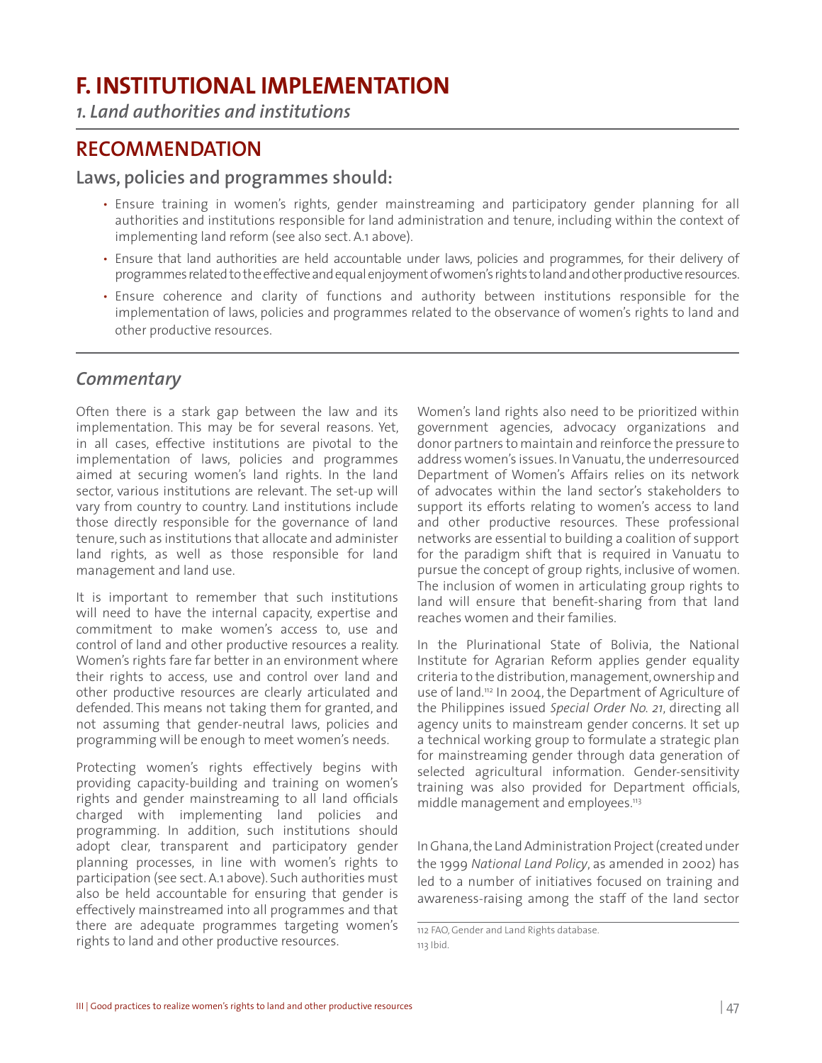# F. INSTITUTIONAL IMPLEMENTATION

*1. Land authorities and institutions*

## RECOMMENDATION

### Laws, policies and programmes should:

- Ensure training in women's rights, gender mainstreaming and participatory gender planning for all authorities and institutions responsible for land administration and tenure, including within the context of implementing land reform (see also sect. A.1 above).
- Ensure that land authorities are held accountable under laws, policies and programmes, for their delivery of programmes related to the effective and equal enjoyment of women's rights to land and other productive resources.
- Ensure coherence and clarity of functions and authority between institutions responsible for the implementation of laws, policies and programmes related to the observance of women's rights to land and other productive resources.

## *Commentary*

Often there is a stark gap between the law and its implementation. This may be for several reasons. Yet, in all cases, effective institutions are pivotal to the implementation of laws, policies and programmes aimed at securing women's land rights. In the land sector, various institutions are relevant. The set-up will vary from country to country. Land institutions include those directly responsible for the governance of land tenure, such as institutions that allocate and administer land rights, as well as those responsible for land management and land use.

It is important to remember that such institutions will need to have the internal capacity, expertise and commitment to make women's access to, use and control of land and other productive resources a reality. Women's rights fare far better in an environment where their rights to access, use and control over land and other productive resources are clearly articulated and defended. This means not taking them for granted, and not assuming that gender-neutral laws, policies and programming will be enough to meet women's needs.

Protecting women's rights effectively begins with providing capacity-building and training on women's rights and gender mainstreaming to all land officials charged with implementing land policies and programming. In addition, such institutions should adopt clear, transparent and participatory gender planning processes, in line with women's rights to participation (see sect. A.1 above). Such authorities must also be held accountable for ensuring that gender is effectively mainstreamed into all programmes and that there are adequate programmes targeting women's rights to land and other productive resources.

Women's land rights also need to be prioritized within government agencies, advocacy organizations and donor partners to maintain and reinforce the pressure to address women's issues. In Vanuatu, the underresourced Department of Women's Affairs relies on its network of advocates within the land sector's stakeholders to support its efforts relating to women's access to land and other productive resources. These professional networks are essential to building a coalition of support for the paradigm shift that is required in Vanuatu to pursue the concept of group rights, inclusive of women. The inclusion of women in articulating group rights to land will ensure that benefit-sharing from that land reaches women and their families.

In the Plurinational State of Bolivia, the National Institute for Agrarian Reform applies gender equality criteria to the distribution, management, ownership and use of land.[112] In 2004, the Department of Agriculture of the Philippines issued *Special Order No. 21*, directing all agency units to mainstream gender concerns. It set up a technical working group to formulate a strategic plan for mainstreaming gender through data generation of selected agricultural information. Gender-sensitivity training was also provided for Department officials, middle management and employees.[113]

In Ghana, the Land Administration Project (created under the 1999 *National Land Policy*, as amended in 2002) has led to a number of initiatives focused on training and awareness-raising among the staff of the land sector

112 FAO, Gender and Land Rights database.

113 Ibid.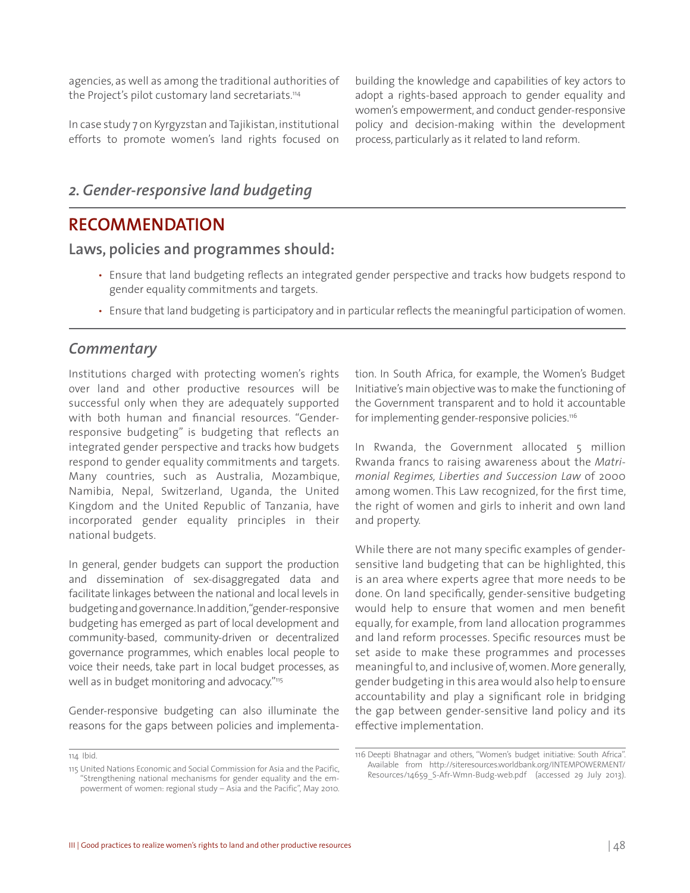agencies, as well as among the traditional authorities of the Project's pilot customary land secretariats.[114]

In case study 7 on Kyrgyzstan and Tajikistan, institutional efforts to promote women's land rights focused on building the knowledge and capabilities of key actors to adopt a rights-based approach to gender equality and women's empowerment, and conduct gender-responsive policy and decision-making within the development process, particularly as it related to land reform.

## *2. Gender-responsive land budgeting*

## RECOMMENDATION

### Laws, policies and programmes should:

- Ensure that land budgeting reflects an integrated gender perspective and tracks how budgets respond to gender equality commitments and targets.
- Ensure that land budgeting is participatory and in particular reflects the meaningful participation of women.

### *Commentary*

Institutions charged with protecting women's rights over land and other productive resources will be successful only when they are adequately supported with both human and financial resources. "Gender-responsive budgeting" is budgeting that reflects an integrated gender perspective and tracks how budgets respond to gender equality commitments and targets. Many countries, such as Australia, Mozambique, Namibia, Nepal, Switzerland, Uganda, the United Kingdom and the United Republic of Tanzania, have incorporated gender equality principles in their national budgets.

In general, gender budgets can support the production and dissemination of sex-disaggregated data and facilitate linkages between the national and local levels in budgeting and governance. In addition, "gender-responsive budgeting has emerged as part of local development and community-based, community-driven or decentralized governance programmes, which enables local people to voice their needs, take part in local budget processes, as well as in budget monitoring and advocacy."[115]

Gender-responsive budgeting can also illuminate the reasons for the gaps between policies and implementation. In South Africa, for example, the Women's Budget Initiative's main objective was to make the functioning of the Government transparent and to hold it accountable for implementing gender-responsive policies.[116]

In Rwanda, the Government allocated 5 million Rwanda francs to raising awareness about the *Matrimonial Regimes, Liberties and Succession Law* of 2000 among women. This Law recognized, for the first time, the right of women and girls to inherit and own land and property.

While there are not many specific examples of gender-sensitive land budgeting that can be highlighted, this is an area where experts agree that more needs to be done. On land specifically, gender-sensitive budgeting would help to ensure that women and men benefit equally, for example, from land allocation programmes and land reform processes. Specific resources must be set aside to make these programmes and processes meaningful to, and inclusive of, women. More generally, gender budgeting in this area would also help to ensure accountability and play a significant role in bridging the gap between gender-sensitive land policy and its effective implementation.

---

114 Ibid.

115 United Nations Economic and Social Commission for Asia and the Pacific, "Strengthening national mechanisms for gender equality and the empowerment of women: regional study – Asia and the Pacific", May 2010.

116 Deepti Bhatnagar and others, "Women's budget initiative: South Africa". Available from http://siteresources.worldbank.org/INTEMPOWERMENT/Resources/14659_S-Afr-Wmn-Budg-web.pdf (accessed 29 July 2013).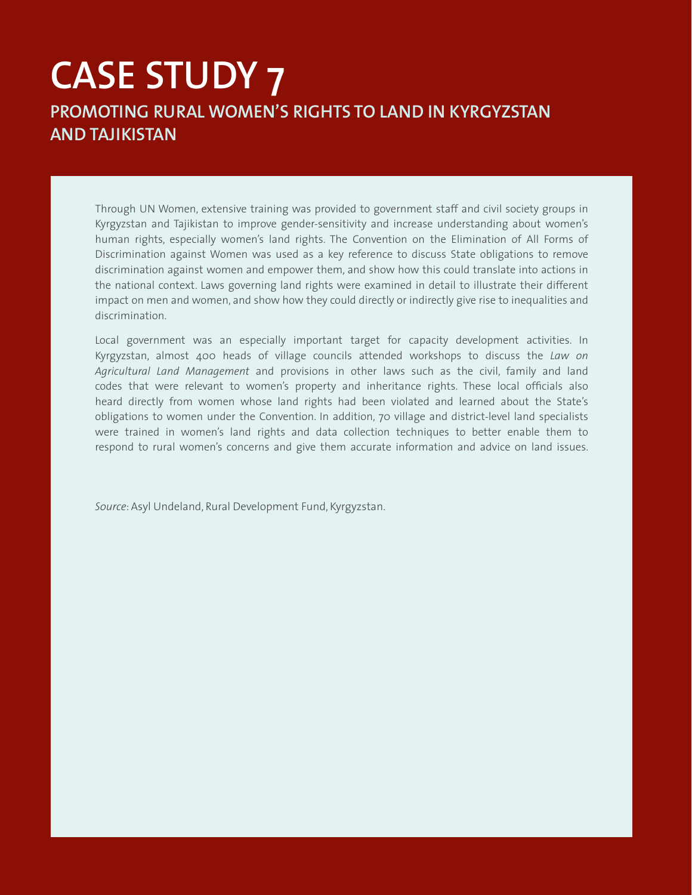# CASE STUDY 7

## PROMOTING RURAL WOMEN'S RIGHTS TO LAND IN KYRGYZSTAN AND TAJIKISTAN

Through UN Women, extensive training was provided to government staff and civil society groups in Kyrgyzstan and Tajikistan to improve gender-sensitivity and increase understanding about women's human rights, especially women's land rights. The Convention on the Elimination of All Forms of Discrimination against Women was used as a key reference to discuss State obligations to remove discrimination against women and empower them, and show how this could translate into actions in the national context. Laws governing land rights were examined in detail to illustrate their different impact on men and women, and show how they could directly or indirectly give rise to inequalities and discrimination.

Local government was an especially important target for capacity development activities. In Kyrgyzstan, almost 400 heads of village councils attended workshops to discuss the *Law on Agricultural Land Management* and provisions in other laws such as the civil, family and land codes that were relevant to women's property and inheritance rights. These local officials also heard directly from women whose land rights had been violated and learned about the State's obligations to women under the Convention. In addition, 70 village and district-level land specialists were trained in women's land rights and data collection techniques to better enable them to respond to rural women's concerns and give them accurate information and advice on land issues.

*Source*: Asyl Undeland, Rural Development Fund, Kyrgyzstan.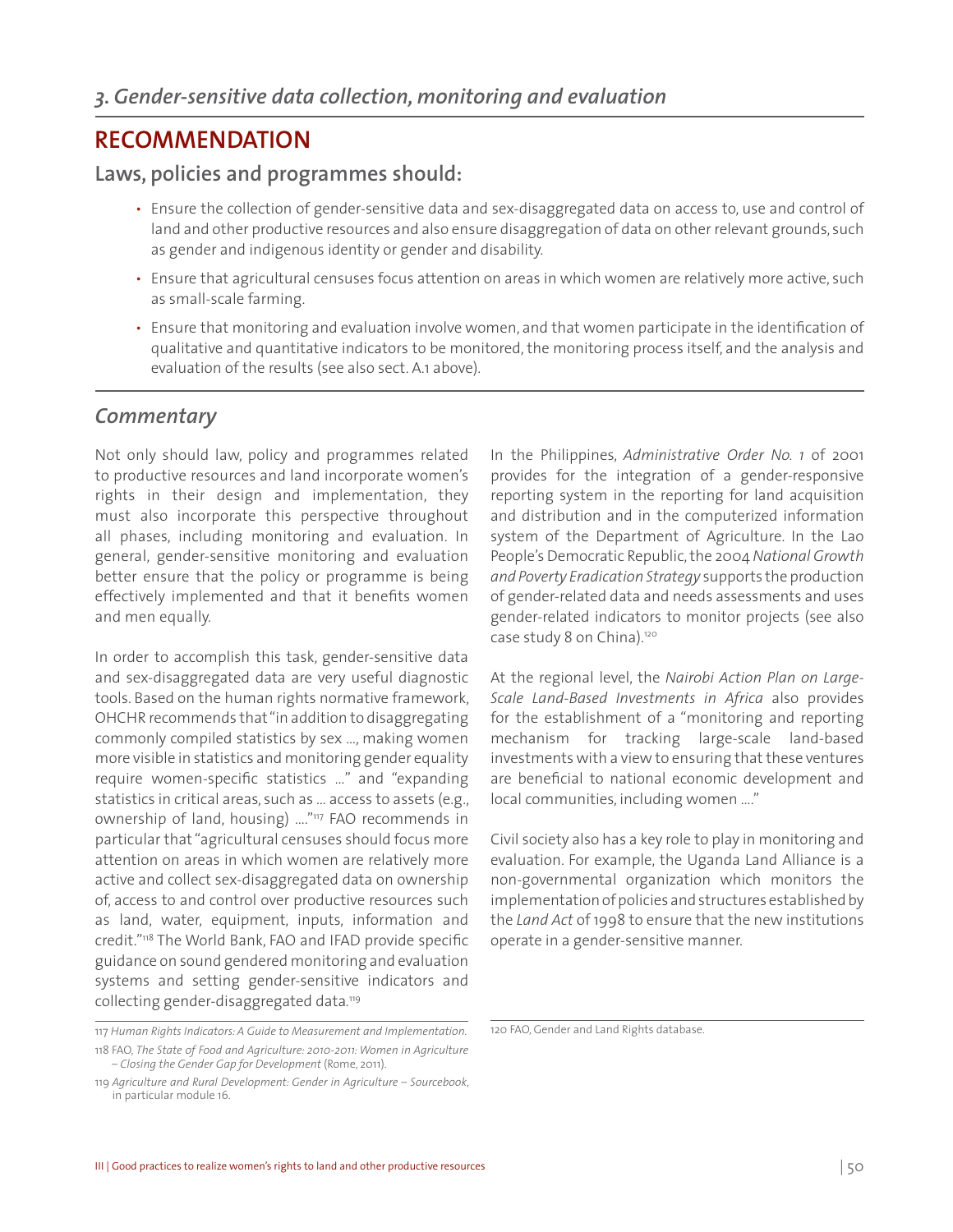## *3. Gender-sensitive data collection, monitoring and evaluation*

# RECOMMENDATION

### Laws, policies and programmes should:

- Ensure the collection of gender-sensitive data and sex-disaggregated data on access to, use and control of land and other productive resources and also ensure disaggregation of data on other relevant grounds, such as gender and indigenous identity or gender and disability.
- Ensure that agricultural censuses focus attention on areas in which women are relatively more active, such as small-scale farming.
- Ensure that monitoring and evaluation involve women, and that women participate in the identification of qualitative and quantitative indicators to be monitored, the monitoring process itself, and the analysis and evaluation of the results (see also sect. A.1 above).

## *Commentary*

Not only should law, policy and programmes related to productive resources and land incorporate women's rights in their design and implementation, they must also incorporate this perspective throughout all phases, including monitoring and evaluation. In general, gender-sensitive monitoring and evaluation better ensure that the policy or programme is being effectively implemented and that it benefits women and men equally.

In order to accomplish this task, gender-sensitive data and sex-disaggregated data are very useful diagnostic tools. Based on the human rights normative framework, OHCHR recommends that "in addition to disaggregating commonly compiled statistics by sex ..., making women more visible in statistics and monitoring gender equality require women-specific statistics ..." and "expanding statistics in critical areas, such as ... access to assets (e.g., ownership of land, housing) ...."[117] FAO recommends in particular that "agricultural censuses should focus more attention on areas in which women are relatively more active and collect sex-disaggregated data on ownership of, access to and control over productive resources such as land, water, equipment, inputs, information and credit."[118] The World Bank, FAO and IFAD provide specific guidance on sound gendered monitoring and evaluation systems and setting gender-sensitive indicators and collecting gender-disaggregated data.[119]

In the Philippines, *Administrative Order No. 1* of 2001 provides for the integration of a gender-responsive reporting system in the reporting for land acquisition and distribution and in the computerized information system of the Department of Agriculture. In the Lao People's Democratic Republic, the 2004 *National Growth and Poverty Eradication Strategy* supports the production of gender-related data and needs assessments and uses gender-related indicators to monitor projects (see also case study 8 on China).[120]

At the regional level, the *Nairobi Action Plan on Large-Scale Land-Based Investments in Africa* also provides for the establishment of a "monitoring and reporting mechanism for tracking large-scale land-based investments with a view to ensuring that these ventures are beneficial to national economic development and local communities, including women ...."

Civil society also has a key role to play in monitoring and evaluation. For example, the Uganda Land Alliance is a non-governmental organization which monitors the implementation of policies and structures established by the *Land Act* of 1998 to ensure that the new institutions operate in a gender-sensitive manner.

---

117 *Human Rights Indicators: A Guide to Measurement and Implementation.*

118 FAO, *The State of Food and Agriculture: 2010-2011: Women in Agriculture – Closing the Gender Gap for Development* (Rome, 2011).

119 *Agriculture and Rural Development: Gender in Agriculture – Sourcebook*, in particular module 16.

120 FAO, Gender and Land Rights database.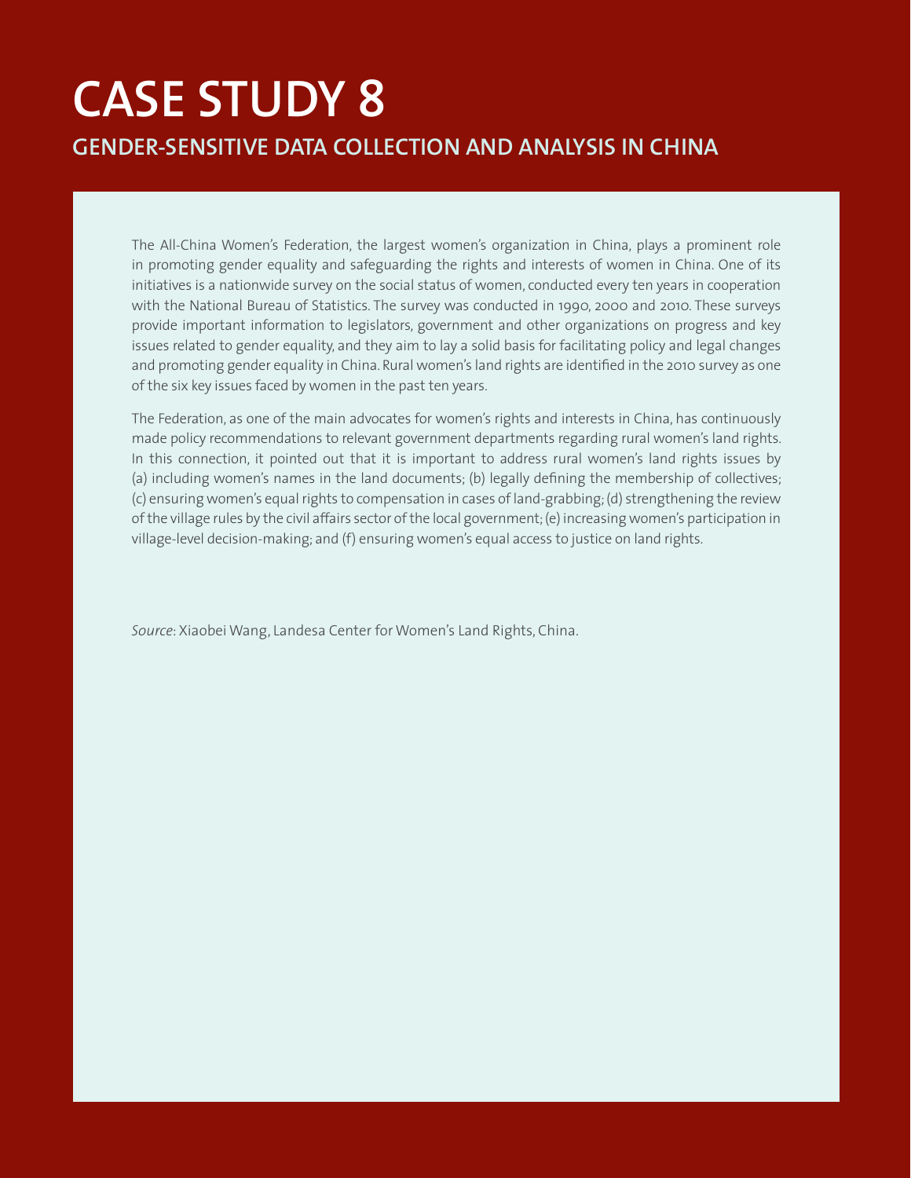# CASE STUDY 8

## GENDER-SENSITIVE DATA COLLECTION AND ANALYSIS IN CHINA

The All-China Women's Federation, the largest women's organization in China, plays a prominent role in promoting gender equality and safeguarding the rights and interests of women in China. One of its initiatives is a nationwide survey on the social status of women, conducted every ten years in cooperation with the National Bureau of Statistics. The survey was conducted in 1990, 2000 and 2010. These surveys provide important information to legislators, government and other organizations on progress and key issues related to gender equality, and they aim to lay a solid basis for facilitating policy and legal changes and promoting gender equality in China. Rural women's land rights are identified in the 2010 survey as one of the six key issues faced by women in the past ten years.

The Federation, as one of the main advocates for women's rights and interests in China, has continuously made policy recommendations to relevant government departments regarding rural women's land rights. In this connection, it pointed out that it is important to address rural women's land rights issues by (a) including women's names in the land documents; (b) legally defining the membership of collectives; (c) ensuring women's equal rights to compensation in cases of land-grabbing; (d) strengthening the review of the village rules by the civil affairs sector of the local government; (e) increasing women's participation in village-level decision-making; and (f) ensuring women's equal access to justice on land rights.

*Source*: Xiaobei Wang, Landesa Center for Women's Land Rights, China.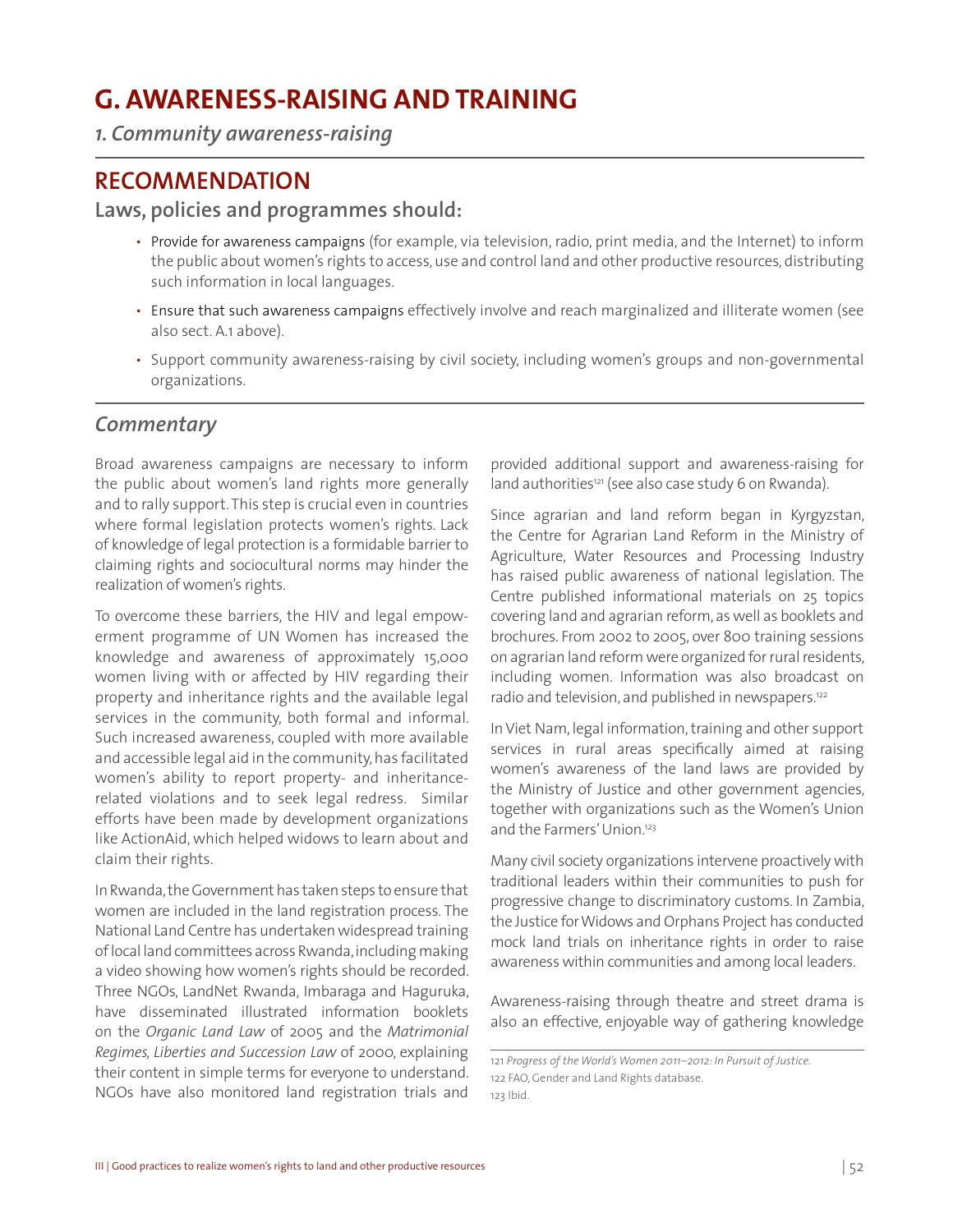# G. AWARENESS-RAISING AND TRAINING

## *1. Community awareness-raising*

## RECOMMENDATION

### Laws, policies and programmes should:

- Provide for awareness campaigns (for example, via television, radio, print media, and the Internet) to inform the public about women's rights to access, use and control land and other productive resources, distributing such information in local languages.
- Ensure that such awareness campaigns effectively involve and reach marginalized and illiterate women (see also sect. A.1 above).
- Support community awareness-raising by civil society, including women's groups and non-governmental organizations.

## *Commentary*

Broad awareness campaigns are necessary to inform the public about women's land rights more generally and to rally support. This step is crucial even in countries where formal legislation protects women's rights. Lack of knowledge of legal protection is a formidable barrier to claiming rights and sociocultural norms may hinder the realization of women's rights.

To overcome these barriers, the HIV and legal empowerment programme of UN Women has increased the knowledge and awareness of approximately 15,000 women living with or affected by HIV regarding their property and inheritance rights and the available legal services in the community, both formal and informal. Such increased awareness, coupled with more available and accessible legal aid in the community, has facilitated women's ability to report property- and inheritance-related violations and to seek legal redress. Similar efforts have been made by development organizations like ActionAid, which helped widows to learn about and claim their rights.

In Rwanda, the Government has taken steps to ensure that women are included in the land registration process. The National Land Centre has undertaken widespread training of local land committees across Rwanda, including making a video showing how women's rights should be recorded. Three NGOs, LandNet Rwanda, Imbaraga and Haguruka, have disseminated illustrated information booklets on the *Organic Land Law* of 2005 and the *Matrimonial Regimes, Liberties and Succession Law* of 2000, explaining their content in simple terms for everyone to understand. NGOs have also monitored land registration trials and provided additional support and awareness-raising for land authorities[121] (see also case study 6 on Rwanda).

Since agrarian and land reform began in Kyrgyzstan, the Centre for Agrarian Land Reform in the Ministry of Agriculture, Water Resources and Processing Industry has raised public awareness of national legislation. The Centre published informational materials on 25 topics covering land and agrarian reform, as well as booklets and brochures. From 2002 to 2005, over 800 training sessions on agrarian land reform were organized for rural residents, including women. Information was also broadcast on radio and television, and published in newspapers.[122]

In Viet Nam, legal information, training and other support services in rural areas specifically aimed at raising women's awareness of the land laws are provided by the Ministry of Justice and other government agencies, together with organizations such as the Women's Union and the Farmers' Union.[123]

Many civil society organizations intervene proactively with traditional leaders within their communities to push for progressive change to discriminatory customs. In Zambia, the Justice for Widows and Orphans Project has conducted mock land trials on inheritance rights in order to raise awareness within communities and among local leaders.

Awareness-raising through theatre and street drama is also an effective, enjoyable way of gathering knowledge

121 *Progress of the World's Women 2011–2012: In Pursuit of Justice.*
122 FAO, Gender and Land Rights database.
123 Ibid.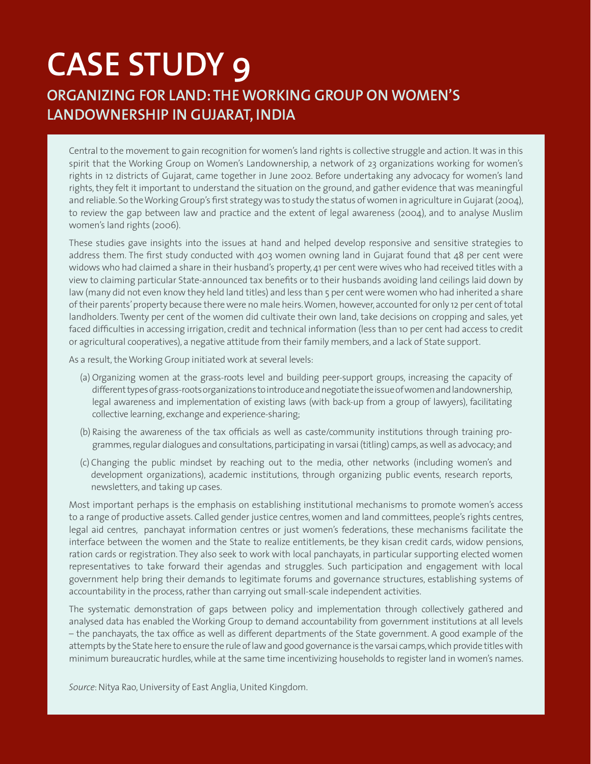# CASE STUDY 9

## ORGANIZING FOR LAND: THE WORKING GROUP ON WOMEN'S LANDOWNERSHIP IN GUJARAT, INDIA

Central to the movement to gain recognition for women's land rights is collective struggle and action. It was in this spirit that the Working Group on Women's Landownership, a network of 23 organizations working for women's rights in 12 districts of Gujarat, came together in June 2002. Before undertaking any advocacy for women's land rights, they felt it important to understand the situation on the ground, and gather evidence that was meaningful and reliable. So the Working Group's first strategy was to study the status of women in agriculture in Gujarat (2004), to review the gap between law and practice and the extent of legal awareness (2004), and to analyse Muslim women's land rights (2006).

These studies gave insights into the issues at hand and helped develop responsive and sensitive strategies to address them. The first study conducted with 403 women owning land in Gujarat found that 48 per cent were widows who had claimed a share in their husband's property, 41 per cent were wives who had received titles with a view to claiming particular State-announced tax benefits or to their husbands avoiding land ceilings laid down by law (many did not even know they held land titles) and less than 5 per cent were women who had inherited a share of their parents' property because there were no male heirs. Women, however, accounted for only 12 per cent of total landholders. Twenty per cent of the women did cultivate their own land, take decisions on cropping and sales, yet faced difficulties in accessing irrigation, credit and technical information (less than 10 per cent had access to credit or agricultural cooperatives), a negative attitude from their family members, and a lack of State support.

As a result, the Working Group initiated work at several levels:

(a) Organizing women at the grass-roots level and building peer-support groups, increasing the capacity of different types of grass-roots organizations to introduce and negotiate the issue of women and landownership, legal awareness and implementation of existing laws (with back-up from a group of lawyers), facilitating collective learning, exchange and experience-sharing;

(b) Raising the awareness of the tax officials as well as caste/community institutions through training programmes, regular dialogues and consultations, participating in varsai (titling) camps, as well as advocacy; and

(c) Changing the public mindset by reaching out to the media, other networks (including women's and development organizations), academic institutions, through organizing public events, research reports, newsletters, and taking up cases.

Most important perhaps is the emphasis on establishing institutional mechanisms to promote women's access to a range of productive assets. Called gender justice centres, women and land committees, people's rights centres, legal aid centres, panchayat information centres or just women's federations, these mechanisms facilitate the interface between the women and the State to realize entitlements, be they kisan credit cards, widow pensions, ration cards or registration. They also seek to work with local panchayats, in particular supporting elected women representatives to take forward their agendas and struggles. Such participation and engagement with local government help bring their demands to legitimate forums and governance structures, establishing systems of accountability in the process, rather than carrying out small-scale independent activities.

The systematic demonstration of gaps between policy and implementation through collectively gathered and analysed data has enabled the Working Group to demand accountability from government institutions at all levels – the panchayats, the tax office as well as different departments of the State government. A good example of the attempts by the State here to ensure the rule of law and good governance is the varsai camps, which provide titles with minimum bureaucratic hurdles, while at the same time incentivizing households to register land in women's names.

*Source*: Nitya Rao, University of East Anglia, United Kingdom.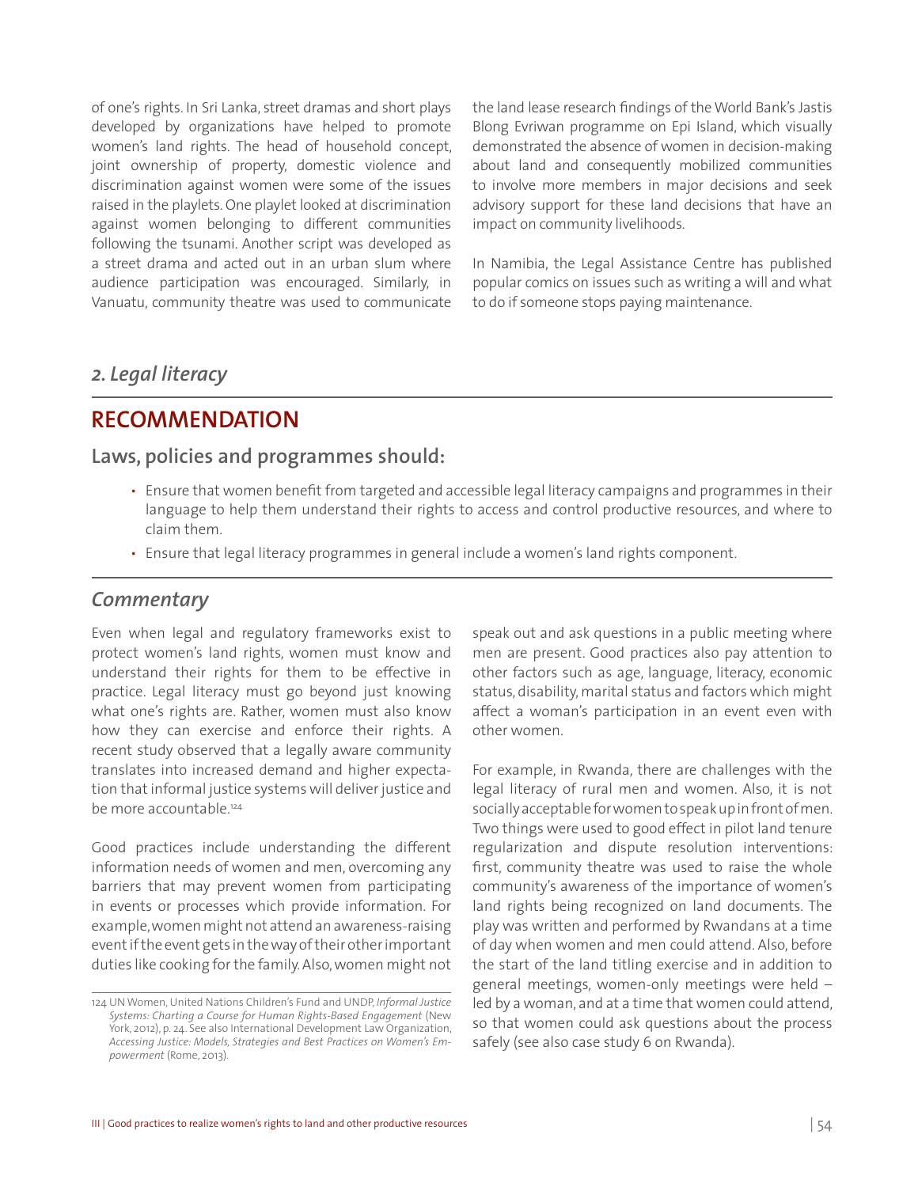of one's rights. In Sri Lanka, street dramas and short plays developed by organizations have helped to promote women's land rights. The head of household concept, joint ownership of property, domestic violence and discrimination against women were some of the issues raised in the playlets. One playlet looked at discrimination against women belonging to different communities following the tsunami. Another script was developed as a street drama and acted out in an urban slum where audience participation was encouraged. Similarly, in Vanuatu, community theatre was used to communicate the land lease research findings of the World Bank's Jastis Blong Evriwan programme on Epi Island, which visually demonstrated the absence of women in decision-making about land and consequently mobilized communities to involve more members in major decisions and seek advisory support for these land decisions that have an impact on community livelihoods.

In Namibia, the Legal Assistance Centre has published popular comics on issues such as writing a will and what to do if someone stops paying maintenance.

## *2. Legal literacy*

## RECOMMENDATION

### Laws, policies and programmes should:

- Ensure that women benefit from targeted and accessible legal literacy campaigns and programmes in their language to help them understand their rights to access and control productive resources, and where to claim them.
- Ensure that legal literacy programmes in general include a women's land rights component.

## *Commentary*

Even when legal and regulatory frameworks exist to protect women's land rights, women must know and understand their rights for them to be effective in practice. Legal literacy must go beyond just knowing what one's rights are. Rather, women must also know how they can exercise and enforce their rights. A recent study observed that a legally aware community translates into increased demand and higher expectation that informal justice systems will deliver justice and be more accountable.[124]

Good practices include understanding the different information needs of women and men, overcoming any barriers that may prevent women from participating in events or processes which provide information. For example, women might not attend an awareness-raising event if the event gets in the way of their other important duties like cooking for the family. Also, women might not speak out and ask questions in a public meeting where men are present. Good practices also pay attention to other factors such as age, language, literacy, economic status, disability, marital status and factors which might affect a woman's participation in an event even with other women.

For example, in Rwanda, there are challenges with the legal literacy of rural men and women. Also, it is not socially acceptable for women to speak up in front of men. Two things were used to good effect in pilot land tenure regularization and dispute resolution interventions: first, community theatre was used to raise the whole community's awareness of the importance of women's land rights being recognized on land documents. The play was written and performed by Rwandans at a time of day when women and men could attend. Also, before the start of the land titling exercise and in addition to general meetings, women-only meetings were held – led by a woman, and at a time that women could attend, so that women could ask questions about the process safely (see also case study 6 on Rwanda).

124 UN Women, United Nations Children's Fund and UNDP, *Informal Justice Systems: Charting a Course for Human Rights-Based Engagement* (New York, 2012), p. 24. See also International Development Law Organization, *Accessing Justice: Models, Strategies and Best Practices on Women's Empowerment* (Rome, 2013).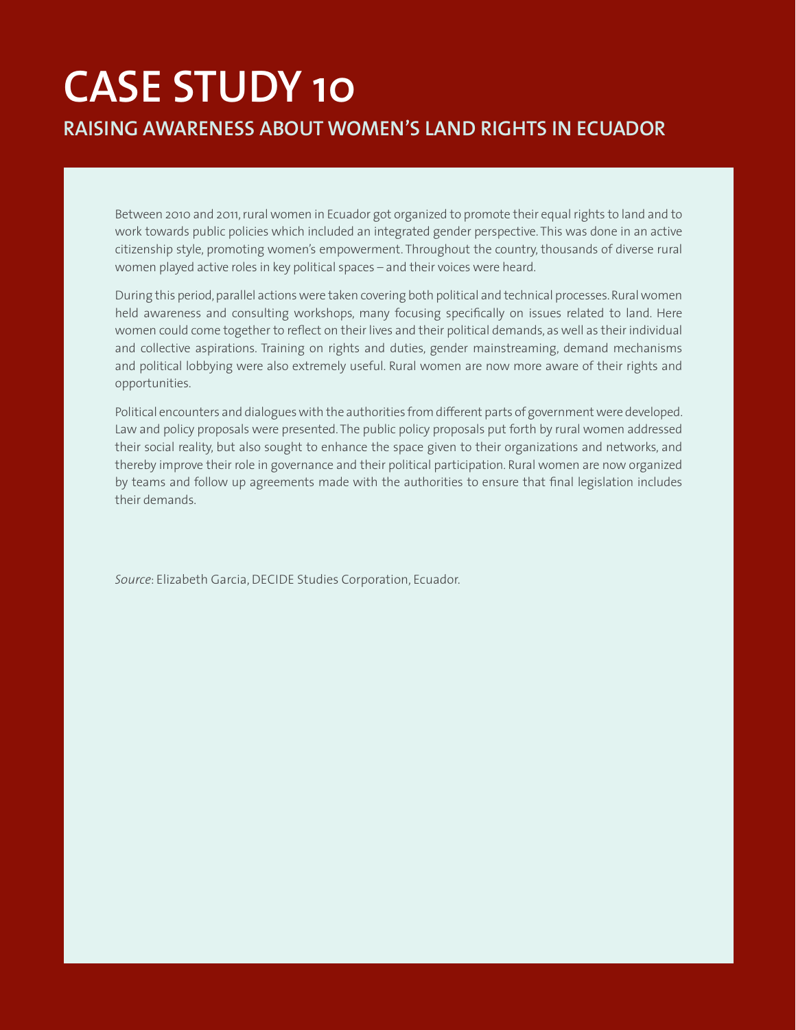# CASE STUDY 10

## RAISING AWARENESS ABOUT WOMEN'S LAND RIGHTS IN ECUADOR

Between 2010 and 2011, rural women in Ecuador got organized to promote their equal rights to land and to work towards public policies which included an integrated gender perspective. This was done in an active citizenship style, promoting women's empowerment. Throughout the country, thousands of diverse rural women played active roles in key political spaces – and their voices were heard.

During this period, parallel actions were taken covering both political and technical processes. Rural women held awareness and consulting workshops, many focusing specifically on issues related to land. Here women could come together to reflect on their lives and their political demands, as well as their individual and collective aspirations. Training on rights and duties, gender mainstreaming, demand mechanisms and political lobbying were also extremely useful. Rural women are now more aware of their rights and opportunities.

Political encounters and dialogues with the authorities from different parts of government were developed. Law and policy proposals were presented. The public policy proposals put forth by rural women addressed their social reality, but also sought to enhance the space given to their organizations and networks, and thereby improve their role in governance and their political participation. Rural women are now organized by teams and follow up agreements made with the authorities to ensure that final legislation includes their demands.

*Source*: Elizabeth Garcia, DECIDE Studies Corporation, Ecuador.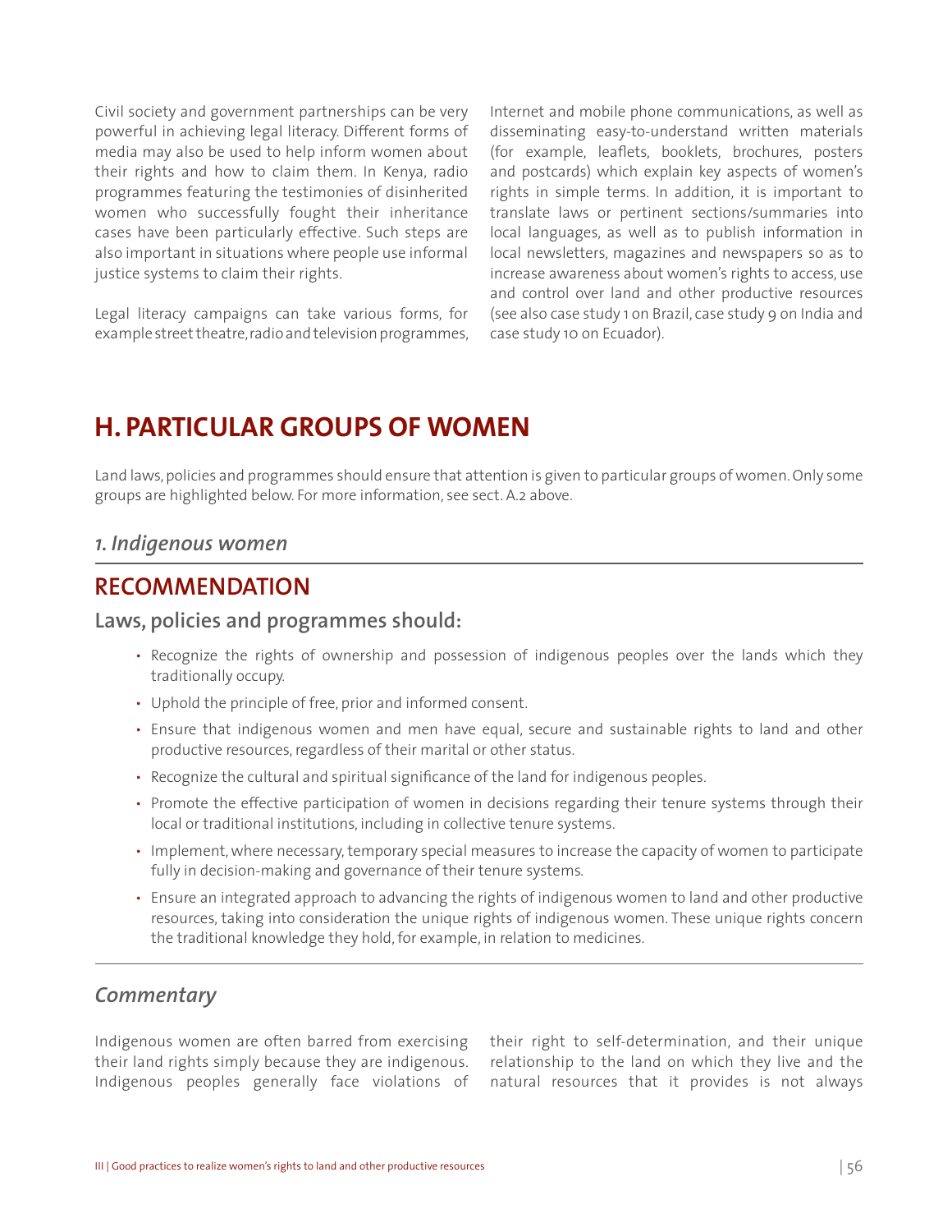Civil society and government partnerships can be very powerful in achieving legal literacy. Different forms of media may also be used to help inform women about their rights and how to claim them. In Kenya, radio programmes featuring the testimonies of disinherited women who successfully fought their inheritance cases have been particularly effective. Such steps are also important in situations where people use informal justice systems to claim their rights.

Legal literacy campaigns can take various forms, for example street theatre, radio and television programmes, Internet and mobile phone communications, as well as disseminating easy-to-understand written materials (for example, leaflets, booklets, brochures, posters and postcards) which explain key aspects of women's rights in simple terms. In addition, it is important to translate laws or pertinent sections/summaries into local languages, as well as to publish information in local newsletters, magazines and newspapers so as to increase awareness about women's rights to access, use and control over land and other productive resources (see also case study 1 on Brazil, case study 9 on India and case study 10 on Ecuador).

# H. PARTICULAR GROUPS OF WOMEN

Land laws, policies and programmes should ensure that attention is given to particular groups of women. Only some groups are highlighted below. For more information, see sect. A.2 above.

### *1. Indigenous women*

## RECOMMENDATION

### Laws, policies and programmes should:

- Recognize the rights of ownership and possession of indigenous peoples over the lands which they traditionally occupy.
- Uphold the principle of free, prior and informed consent.
- Ensure that indigenous women and men have equal, secure and sustainable rights to land and other productive resources, regardless of their marital or other status.
- Recognize the cultural and spiritual significance of the land for indigenous peoples.
- Promote the effective participation of women in decisions regarding their tenure systems through their local or traditional institutions, including in collective tenure systems.
- Implement, where necessary, temporary special measures to increase the capacity of women to participate fully in decision-making and governance of their tenure systems.
- Ensure an integrated approach to advancing the rights of indigenous women to land and other productive resources, taking into consideration the unique rights of indigenous women. These unique rights concern the traditional knowledge they hold, for example, in relation to medicines.

### *Commentary*

Indigenous women are often barred from exercising their land rights simply because they are indigenous. Indigenous peoples generally face violations of their right to self-determination, and their unique relationship to the land on which they live and the natural resources that it provides is not always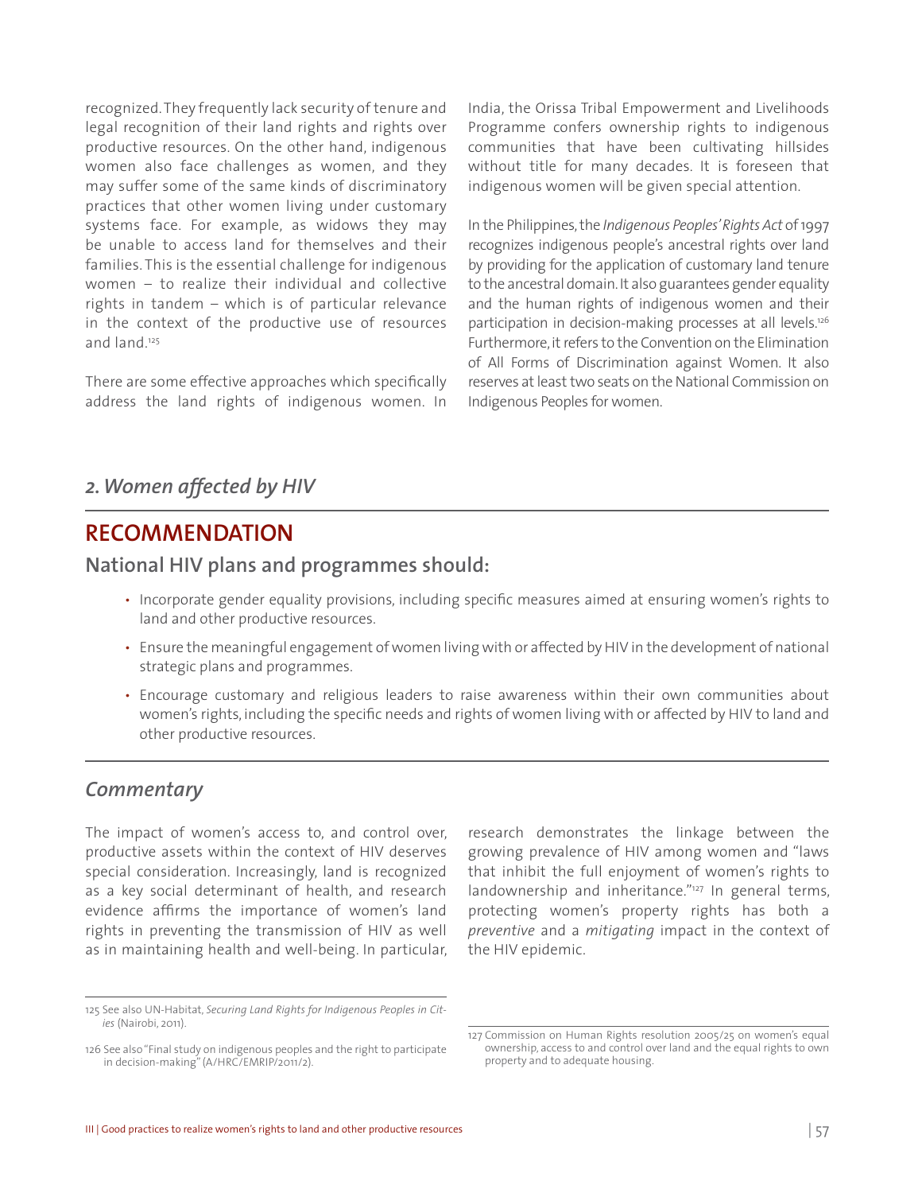recognized. They frequently lack security of tenure and legal recognition of their land rights and rights over productive resources. On the other hand, indigenous women also face challenges as women, and they may suffer some of the same kinds of discriminatory practices that other women living under customary systems face. For example, as widows they may be unable to access land for themselves and their families. This is the essential challenge for indigenous women – to realize their individual and collective rights in tandem – which is of particular relevance in the context of the productive use of resources and land.[125]

There are some effective approaches which specifically address the land rights of indigenous women. In India, the Orissa Tribal Empowerment and Livelihoods Programme confers ownership rights to indigenous communities that have been cultivating hillsides without title for many decades. It is foreseen that indigenous women will be given special attention.

In the Philippines, the *Indigenous Peoples' Rights Act* of 1997 recognizes indigenous people's ancestral rights over land by providing for the application of customary land tenure to the ancestral domain. It also guarantees gender equality and the human rights of indigenous women and their participation in decision-making processes at all levels.[126] Furthermore, it refers to the Convention on the Elimination of All Forms of Discrimination against Women. It also reserves at least two seats on the National Commission on Indigenous Peoples for women.

## *2. Women affected by HIV*

## RECOMMENDATION

### National HIV plans and programmes should:

- Incorporate gender equality provisions, including specific measures aimed at ensuring women's rights to land and other productive resources.
- Ensure the meaningful engagement of women living with or affected by HIV in the development of national strategic plans and programmes.
- Encourage customary and religious leaders to raise awareness within their own communities about women's rights, including the specific needs and rights of women living with or affected by HIV to land and other productive resources.

### *Commentary*

The impact of women's access to, and control over, productive assets within the context of HIV deserves special consideration. Increasingly, land is recognized as a key social determinant of health, and research evidence affirms the importance of women's land rights in preventing the transmission of HIV as well as in maintaining health and well-being. In particular, research demonstrates the linkage between the growing prevalence of HIV among women and "laws that inhibit the full enjoyment of women's rights to landownership and inheritance."[127] In general terms, protecting women's property rights has both a *preventive* and a *mitigating* impact in the context of the HIV epidemic.

125 See also UN-Habitat, *Securing Land Rights for Indigenous Peoples in Cities* (Nairobi, 2011).

126 See also "Final study on indigenous peoples and the right to participate in decision-making" (A/HRC/EMRIP/2011/2).

127 Commission on Human Rights resolution 2005/25 on women's equal ownership, access to and control over land and the equal rights to own property and to adequate housing.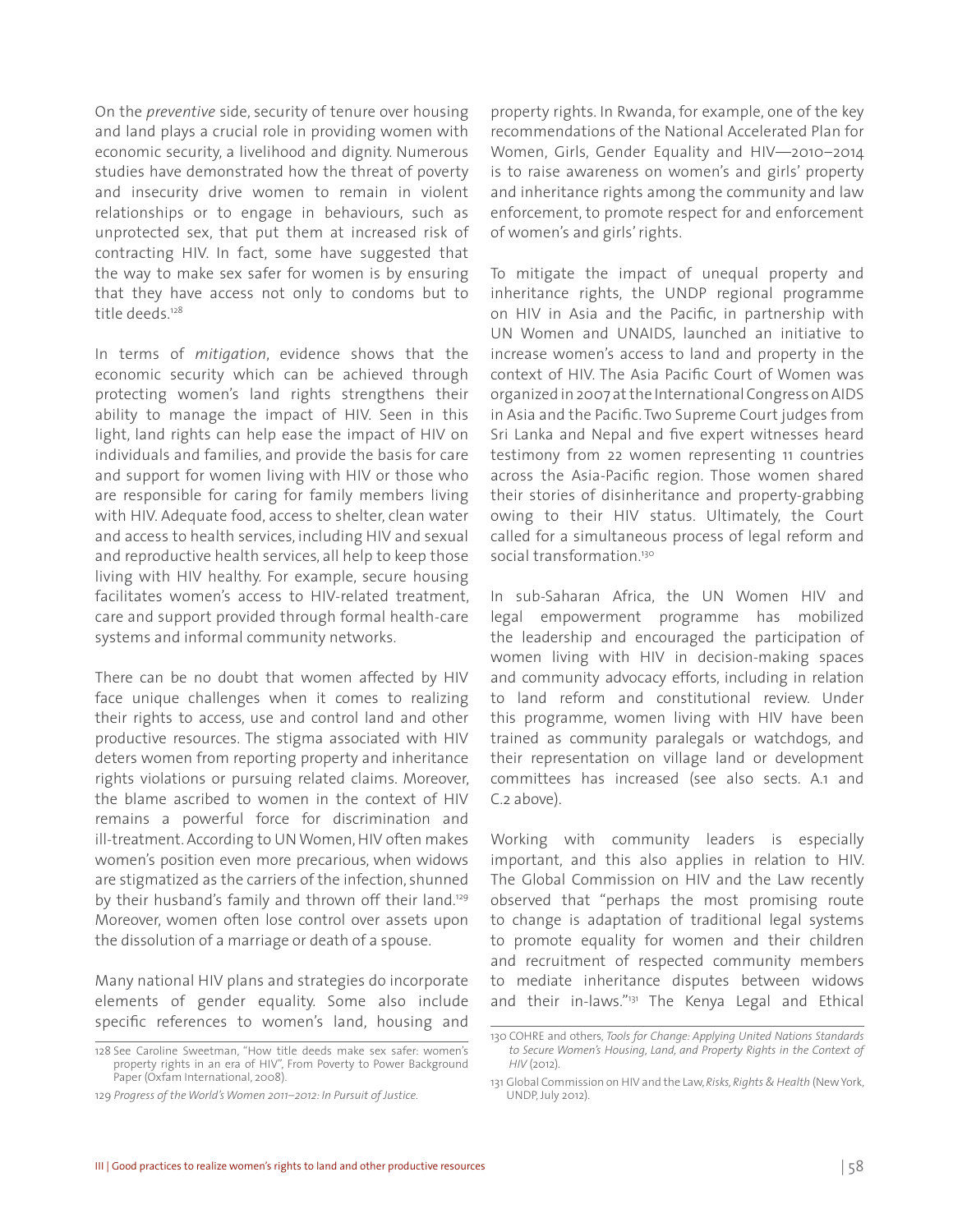On the *preventive* side, security of tenure over housing and land plays a crucial role in providing women with economic security, a livelihood and dignity. Numerous studies have demonstrated how the threat of poverty and insecurity drive women to remain in violent relationships or to engage in behaviours, such as unprotected sex, that put them at increased risk of contracting HIV. In fact, some have suggested that the way to make sex safer for women is by ensuring that they have access not only to condoms but to title deeds.[128]

In terms of *mitigation*, evidence shows that the economic security which can be achieved through protecting women's land rights strengthens their ability to manage the impact of HIV. Seen in this light, land rights can help ease the impact of HIV on individuals and families, and provide the basis for care and support for women living with HIV or those who are responsible for caring for family members living with HIV. Adequate food, access to shelter, clean water and access to health services, including HIV and sexual and reproductive health services, all help to keep those living with HIV healthy. For example, secure housing facilitates women's access to HIV-related treatment, care and support provided through formal health-care systems and informal community networks.

There can be no doubt that women affected by HIV face unique challenges when it comes to realizing their rights to access, use and control land and other productive resources. The stigma associated with HIV deters women from reporting property and inheritance rights violations or pursuing related claims. Moreover, the blame ascribed to women in the context of HIV remains a powerful force for discrimination and ill-treatment. According to UN Women, HIV often makes women's position even more precarious, when widows are stigmatized as the carriers of the infection, shunned by their husband's family and thrown off their land.[129] Moreover, women often lose control over assets upon the dissolution of a marriage or death of a spouse.

Many national HIV plans and strategies do incorporate elements of gender equality. Some also include specific references to women's land, housing and property rights. In Rwanda, for example, one of the key recommendations of the National Accelerated Plan for Women, Girls, Gender Equality and HIV—2010–2014 is to raise awareness on women's and girls' property and inheritance rights among the community and law enforcement, to promote respect for and enforcement of women's and girls' rights.

To mitigate the impact of unequal property and inheritance rights, the UNDP regional programme on HIV in Asia and the Pacific, in partnership with UN Women and UNAIDS, launched an initiative to increase women's access to land and property in the context of HIV. The Asia Pacific Court of Women was organized in 2007 at the International Congress on AIDS in Asia and the Pacific. Two Supreme Court judges from Sri Lanka and Nepal and five expert witnesses heard testimony from 22 women representing 11 countries across the Asia-Pacific region. Those women shared their stories of disinheritance and property-grabbing owing to their HIV status. Ultimately, the Court called for a simultaneous process of legal reform and social transformation.[130]

In sub-Saharan Africa, the UN Women HIV and legal empowerment programme has mobilized the leadership and encouraged the participation of women living with HIV in decision-making spaces and community advocacy efforts, including in relation to land reform and constitutional review. Under this programme, women living with HIV have been trained as community paralegals or watchdogs, and their representation on village land or development committees has increased (see also sects. A.1 and C.2 above).

Working with community leaders is especially important, and this also applies in relation to HIV. The Global Commission on HIV and the Law recently observed that "perhaps the most promising route to change is adaptation of traditional legal systems to promote equality for women and their children and recruitment of respected community members to mediate inheritance disputes between widows and their in-laws."[131] The Kenya Legal and Ethical

128 See Caroline Sweetman, "How title deeds make sex safer: women's property rights in an era of HIV", From Poverty to Power Background Paper (Oxfam International, 2008).

129 *Progress of the World's Women 2011–2012: In Pursuit of Justice.*

130 COHRE and others, *Tools for Change: Applying United Nations Standards to Secure Women's Housing, Land, and Property Rights in the Context of HIV* (2012).

131 Global Commission on HIV and the Law, *Risks, Rights & Health* (New York, UNDP, July 2012).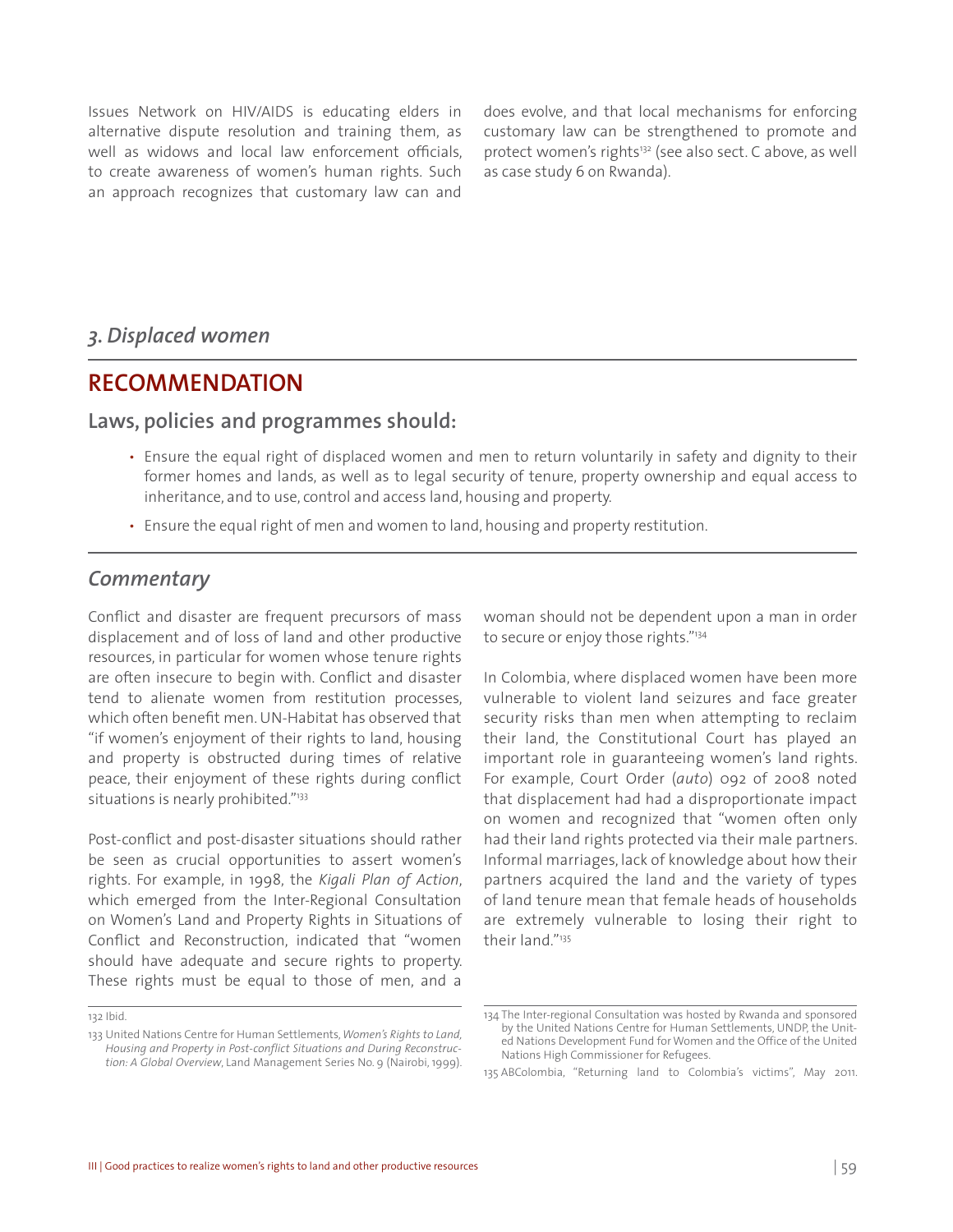Issues Network on HIV/AIDS is educating elders in alternative dispute resolution and training them, as well as widows and local law enforcement officials, to create awareness of women's human rights. Such an approach recognizes that customary law can and does evolve, and that local mechanisms for enforcing customary law can be strengthened to promote and protect women's rights[132] (see also sect. C above, as well as case study 6 on Rwanda).

### *3. Displaced women*

## RECOMMENDATION

### Laws, policies and programmes should:

- Ensure the equal right of displaced women and men to return voluntarily in safety and dignity to their former homes and lands, as well as to legal security of tenure, property ownership and equal access to inheritance, and to use, control and access land, housing and property.
- Ensure the equal right of men and women to land, housing and property restitution.

### *Commentary*

Conflict and disaster are frequent precursors of mass displacement and of loss of land and other productive resources, in particular for women whose tenure rights are often insecure to begin with. Conflict and disaster tend to alienate women from restitution processes, which often benefit men. UN-Habitat has observed that "if women's enjoyment of their rights to land, housing and property is obstructed during times of relative peace, their enjoyment of these rights during conflict situations is nearly prohibited."[133]

Post-conflict and post-disaster situations should rather be seen as crucial opportunities to assert women's rights. For example, in 1998, the *Kigali Plan of Action*, which emerged from the Inter-Regional Consultation on Women's Land and Property Rights in Situations of Conflict and Reconstruction, indicated that "women should have adequate and secure rights to property. These rights must be equal to those of men, and a woman should not be dependent upon a man in order to secure or enjoy those rights."[134]

In Colombia, where displaced women have been more vulnerable to violent land seizures and face greater security risks than men when attempting to reclaim their land, the Constitutional Court has played an important role in guaranteeing women's land rights. For example, Court Order (*auto*) 092 of 2008 noted that displacement had had a disproportionate impact on women and recognized that "women often only had their land rights protected via their male partners. Informal marriages, lack of knowledge about how their partners acquired the land and the variety of types of land tenure mean that female heads of households are extremely vulnerable to losing their right to their land."[135]

---

132 Ibid.

133 United Nations Centre for Human Settlements, *Women's Rights to Land, Housing and Property in Post-conflict Situations and During Reconstruction: A Global Overview*, Land Management Series No. 9 (Nairobi, 1999).

134 The Inter-regional Consultation was hosted by Rwanda and sponsored by the United Nations Centre for Human Settlements, UNDP, the United Nations Development Fund for Women and the Office of the United Nations High Commissioner for Refugees.

135 ABColombia, "Returning land to Colombia's victims", May 2011.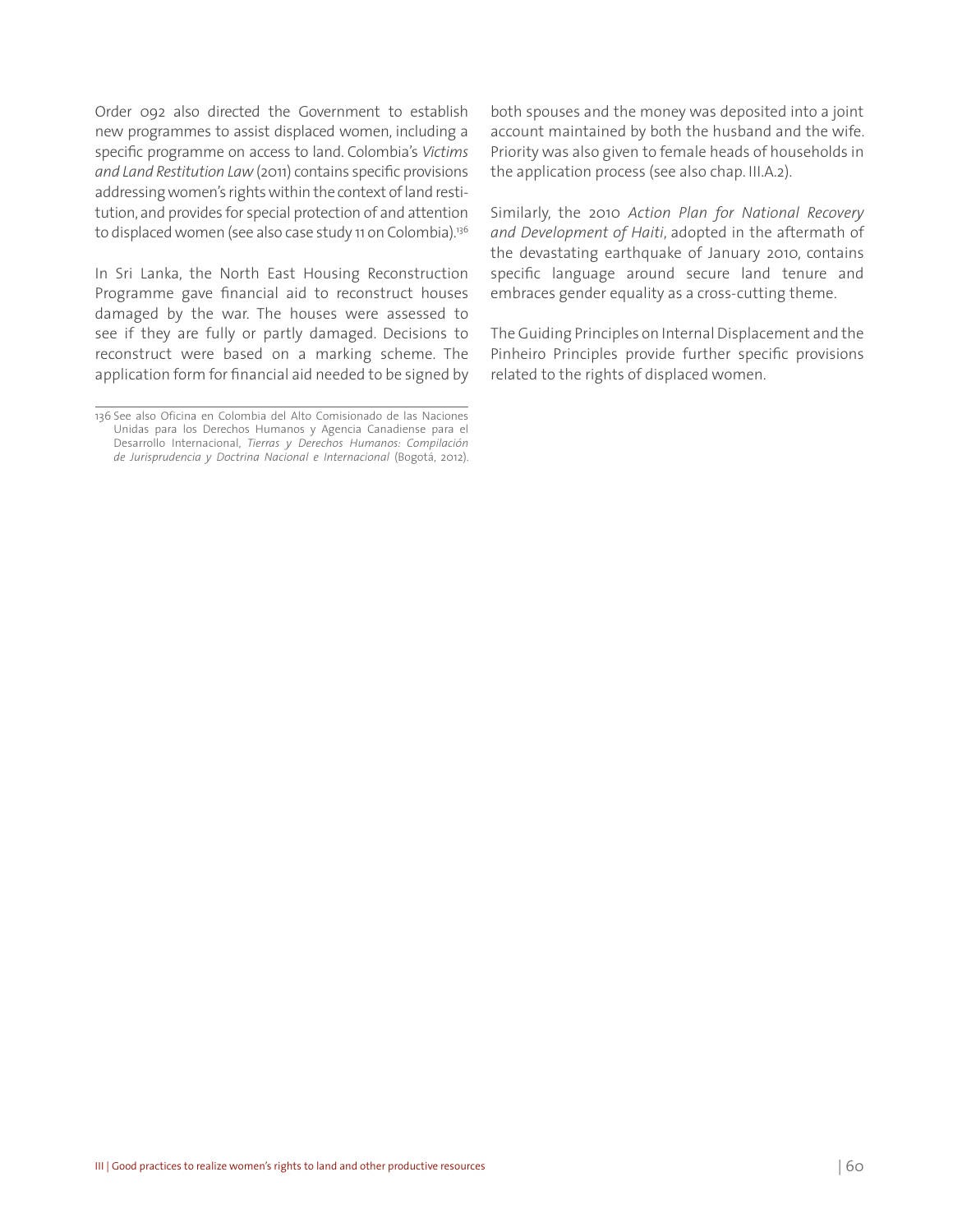Order 092 also directed the Government to establish new programmes to assist displaced women, including a specific programme on access to land. Colombia's *Victims and Land Restitution Law* (2011) contains specific provisions addressing women's rights within the context of land restitution, and provides for special protection of and attention to displaced women (see also case study 11 on Colombia).[136]

In Sri Lanka, the North East Housing Reconstruction Programme gave financial aid to reconstruct houses damaged by the war. The houses were assessed to see if they are fully or partly damaged. Decisions to reconstruct were based on a marking scheme. The application form for financial aid needed to be signed by both spouses and the money was deposited into a joint account maintained by both the husband and the wife. Priority was also given to female heads of households in the application process (see also chap. III.A.2).

Similarly, the 2010 *Action Plan for National Recovery and Development of Haiti*, adopted in the aftermath of the devastating earthquake of January 2010, contains specific language around secure land tenure and embraces gender equality as a cross-cutting theme.

The Guiding Principles on Internal Displacement and the Pinheiro Principles provide further specific provisions related to the rights of displaced women.

136 See also Oficina en Colombia del Alto Comisionado de las Naciones Unidas para los Derechos Humanos y Agencia Canadiense para el Desarrollo Internacional, *Tierras y Derechos Humanos: Compilación de Jurisprudencia y Doctrina Nacional e Internacional* (Bogotá, 2012).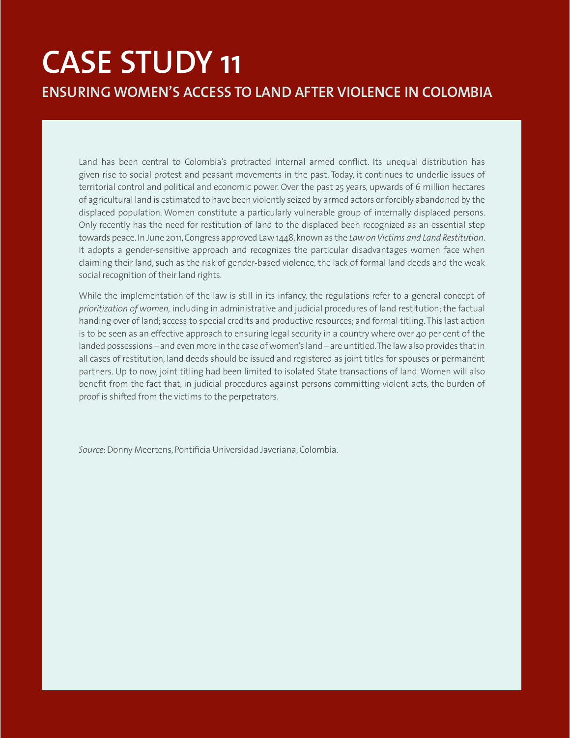# CASE STUDY 11

## ENSURING WOMEN'S ACCESS TO LAND AFTER VIOLENCE IN COLOMBIA

Land has been central to Colombia's protracted internal armed conflict. Its unequal distribution has given rise to social protest and peasant movements in the past. Today, it continues to underlie issues of territorial control and political and economic power. Over the past 25 years, upwards of 6 million hectares of agricultural land is estimated to have been violently seized by armed actors or forcibly abandoned by the displaced population. Women constitute a particularly vulnerable group of internally displaced persons. Only recently has the need for restitution of land to the displaced been recognized as an essential step towards peace. In June 2011, Congress approved Law 1448, known as the *Law on Victims and Land Restitution*. It adopts a gender-sensitive approach and recognizes the particular disadvantages women face when claiming their land, such as the risk of gender-based violence, the lack of formal land deeds and the weak social recognition of their land rights.

While the implementation of the law is still in its infancy, the regulations refer to a general concept of *prioritization of women,* including in administrative and judicial procedures of land restitution; the factual handing over of land; access to special credits and productive resources; and formal titling. This last action is to be seen as an effective approach to ensuring legal security in a country where over 40 per cent of the landed possessions – and even more in the case of women's land – are untitled. The law also provides that in all cases of restitution, land deeds should be issued and registered as joint titles for spouses or permanent partners. Up to now, joint titling had been limited to isolated State transactions of land. Women will also benefit from the fact that, in judicial procedures against persons committing violent acts, the burden of proof is shifted from the victims to the perpetrators.

*Source*: Donny Meertens, Pontificia Universidad Javeriana, Colombia.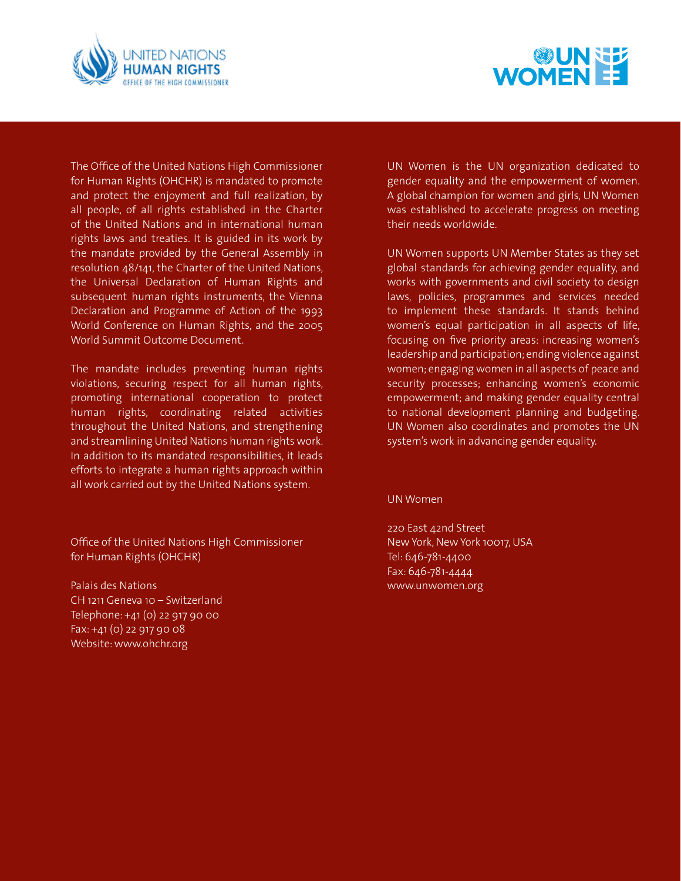The Office of the United Nations High Commissioner for Human Rights (OHCHR) is mandated to promote and protect the enjoyment and full realization, by all people, of all rights established in the Charter of the United Nations and in international human rights laws and treaties. It is guided in its work by the mandate provided by the General Assembly in resolution 48/141, the Charter of the United Nations, the Universal Declaration of Human Rights and subsequent human rights instruments, the Vienna Declaration and Programme of Action of the 1993 World Conference on Human Rights, and the 2005 World Summit Outcome Document.

The mandate includes preventing human rights violations, securing respect for all human rights, promoting international cooperation to protect human rights, coordinating related activities throughout the United Nations, and strengthening and streamlining United Nations human rights work. In addition to its mandated responsibilities, it leads efforts to integrate a human rights approach within all work carried out by the United Nations system.

Office of the United Nations High Commissioner for Human Rights (OHCHR)

Palais des Nations
CH 1211 Geneva 10 – Switzerland
Telephone: +41 (0) 22 917 90 00
Fax: +41 (0) 22 917 90 08
Website: www.ohchr.org

UN Women is the UN organization dedicated to gender equality and the empowerment of women. A global champion for women and girls, UN Women was established to accelerate progress on meeting their needs worldwide.

UN Women supports UN Member States as they set global standards for achieving gender equality, and works with governments and civil society to design laws, policies, programmes and services needed to implement these standards. It stands behind women's equal participation in all aspects of life, focusing on five priority areas: increasing women's leadership and participation; ending violence against women; engaging women in all aspects of peace and security processes; enhancing women's economic empowerment; and making gender equality central to national development planning and budgeting. UN Women also coordinates and promotes the UN system's work in advancing gender equality.

UN Women

220 East 42nd Street
New York, New York 10017, USA
Tel: 646-781-4400
Fax: 646-781-4444
www.unwomen.org